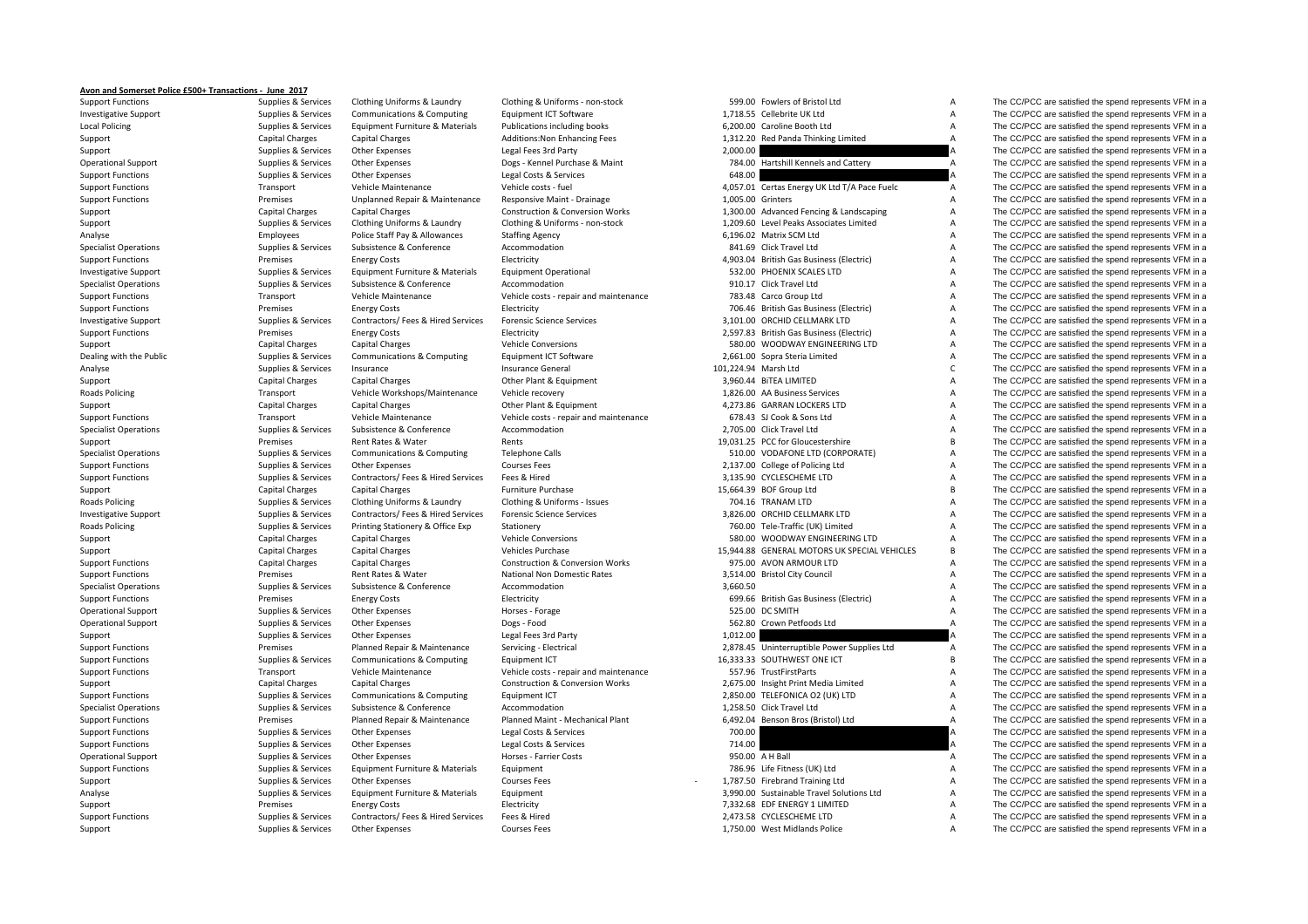**Avon and Somerset Police £500+ Transactions - June 2017**

| | | | | | | | |
|---|---|---|---|---|---|---|---|
| Support Functions | Supplies & Services | Clothing Uniforms & Laundry | Clothing & Uniforms - non-stock | 599.00 | Fowlers of Bristol Ltd | A | The CC/PCC are satisfied the spend represents VFM in a |
| Investigative Support | Supplies & Services | Communications & Computing | Equipment ICT Software | 1,718.55 | Cellebrite UK Ltd | A | The CC/PCC are satisfied the spend represents VFM in a |
| Local Policing | Supplies & Services | Equipment Furniture & Materials | Publications including books | 6,200.00 | Caroline Booth Ltd | A | The CC/PCC are satisfied the spend represents VFM in a |
| Support | Capital Charges | Capital Charges | Additions:Non Enhancing Fees | 1,312.20 | Red Panda Thinking Limited | A | The CC/PCC are satisfied the spend represents VFM in a |
| Support | Supplies & Services | Other Expenses | Legal Fees 3rd Party | 2,000.00 | | A | The CC/PCC are satisfied the spend represents VFM in a |
| Operational Support | Supplies & Services | Other Expenses | Dogs - Kennel Purchase & Maint | 784.00 | Hartshill Kennels and Cattery | A | The CC/PCC are satisfied the spend represents VFM in a |
| Support Functions | Supplies & Services | Other Expenses | Legal Costs & Services | 648.00 | | A | The CC/PCC are satisfied the spend represents VFM in a |
| Support Functions | Transport | Vehicle Maintenance | Vehicle costs - fuel | 4,057.01 | Certas Energy UK Ltd T/A Pace Fuelc | A | The CC/PCC are satisfied the spend represents VFM in a |
| Support Functions | Premises | Unplanned Repair & Maintenance | Responsive Maint - Drainage | 1,005.00 | Grinters | A | The CC/PCC are satisfied the spend represents VFM in a |
| Support | Capital Charges | Capital Charges | Construction & Conversion Works | 1,300.00 | Advanced Fencing & Landscaping | A | The CC/PCC are satisfied the spend represents VFM in a |
| Support | Supplies & Services | Clothing Uniforms & Laundry | Clothing & Uniforms - non-stock | 1,209.60 | Level Peaks Associates Limited | A | The CC/PCC are satisfied the spend represents VFM in a |
| Analyse | Employees | Police Staff Pay & Allowances | Staffing Agency | 6,196.02 | Matrix SCM Ltd | A | The CC/PCC are satisfied the spend represents VFM in a |
| Specialist Operations | Supplies & Services | Subsistence & Conference | Accommodation | 841.69 | Click Travel Ltd | A | The CC/PCC are satisfied the spend represents VFM in a |
| Support Functions | Premises | Energy Costs | Electricity | 4,903.04 | British Gas Business (Electric) | A | The CC/PCC are satisfied the spend represents VFM in a |
| Investigative Support | Supplies & Services | Equipment Furniture & Materials | Equipment Operational | 532.00 | PHOENIX SCALES LTD | A | The CC/PCC are satisfied the spend represents VFM in a |
| Specialist Operations | Supplies & Services | Subsistence & Conference | Accommodation | 910.17 | Click Travel Ltd | A | The CC/PCC are satisfied the spend represents VFM in a |
| Support Functions | Transport | Vehicle Maintenance | Vehicle costs - repair and maintenance | 783.48 | Carco Group Ltd | A | The CC/PCC are satisfied the spend represents VFM in a |
| Support Functions | Premises | Energy Costs | Electricity | 706.46 | British Gas Business (Electric) | A | The CC/PCC are satisfied the spend represents VFM in a |
| Investigative Support | Supplies & Services | Contractors/ Fees & Hired Services | Forensic Science Services | 3,101.00 | ORCHID CELLMARK LTD | A | The CC/PCC are satisfied the spend represents VFM in a |
| Support Functions | Premises | Energy Costs | Electricity | 2,597.83 | British Gas Business (Electric) | A | The CC/PCC are satisfied the spend represents VFM in a |
| Support | Capital Charges | Capital Charges | Vehicle Conversions | 580.00 | WOODWAY ENGINEERING LTD | A | The CC/PCC are satisfied the spend represents VFM in a |
| Dealing with the Public | Supplies & Services | Communications & Computing | Equipment ICT Software | 2,661.00 | Sopra Steria Limited | A | The CC/PCC are satisfied the spend represents VFM in a |
| Analyse | Supplies & Services | Insurance | Insurance General | 101,224.94 | Marsh Ltd | C | The CC/PCC are satisfied the spend represents VFM in a |
| Support | Capital Charges | Capital Charges | Other Plant & Equipment | 3,960.44 | BiTEA LIMITED | A | The CC/PCC are satisfied the spend represents VFM in a |
| Roads Policing | Transport | Vehicle Workshops/Maintenance | Vehicle recovery | 1,826.00 | AA Business Services | A | The CC/PCC are satisfied the spend represents VFM in a |
| Support | Capital Charges | Capital Charges | Other Plant & Equipment | 4,273.86 | GARRAN LOCKERS LTD | A | The CC/PCC are satisfied the spend represents VFM in a |
| Support Functions | Transport | Vehicle Maintenance | Vehicle costs - repair and maintenance | 678.43 | SJ Cook & Sons Ltd | A | The CC/PCC are satisfied the spend represents VFM in a |
| Specialist Operations | Supplies & Services | Subsistence & Conference | Accommodation | 2,705.00 | Click Travel Ltd | A | The CC/PCC are satisfied the spend represents VFM in a |
| Support | Premises | Rent Rates & Water | Rents | 19,031.25 | PCC for Gloucestershire | B | The CC/PCC are satisfied the spend represents VFM in a |
| Specialist Operations | Supplies & Services | Communications & Computing | Telephone Calls | 510.00 | VODAFONE LTD (CORPORATE) | A | The CC/PCC are satisfied the spend represents VFM in a |
| Support Functions | Supplies & Services | Other Expenses | Courses Fees | 2,137.00 | College of Policing Ltd | A | The CC/PCC are satisfied the spend represents VFM in a |
| Support Functions | Supplies & Services | Contractors/ Fees & Hired Services | Fees & Hired | 3,135.90 | CYCLESCHEME LTD | A | The CC/PCC are satisfied the spend represents VFM in a |
| Support | Capital Charges | Capital Charges | Furniture Purchase | 15,664.39 | BOF Group Ltd | B | The CC/PCC are satisfied the spend represents VFM in a |
| Roads Policing | Supplies & Services | Clothing Uniforms & Laundry | Clothing & Uniforms - Issues | 704.16 | TRANAM LTD | A | The CC/PCC are satisfied the spend represents VFM in a |
| Investigative Support | Supplies & Services | Contractors/ Fees & Hired Services | Forensic Science Services | 3,826.00 | ORCHID CELLMARK LTD | A | The CC/PCC are satisfied the spend represents VFM in a |
| Roads Policing | Supplies & Services | Printing Stationery & Office Exp | Stationery | 760.00 | Tele-Traffic (UK) Limited | A | The CC/PCC are satisfied the spend represents VFM in a |
| Support | Capital Charges | Capital Charges | Vehicle Conversions | 580.00 | WOODWAY ENGINEERING LTD | A | The CC/PCC are satisfied the spend represents VFM in a |
| Support | Capital Charges | Capital Charges | Vehicles Purchase | 15,944.88 | GENERAL MOTORS UK SPECIAL VEHICLES | B | The CC/PCC are satisfied the spend represents VFM in a |
| Support Functions | Capital Charges | Capital Charges | Construction & Conversion Works | 975.00 | AVON ARMOUR LTD | A | The CC/PCC are satisfied the spend represents VFM in a |
| Support Functions | Premises | Rent Rates & Water | National Non Domestic Rates | 3,514.00 | Bristol City Council | A | The CC/PCC are satisfied the spend represents VFM in a |
| Specialist Operations | Supplies & Services | Subsistence & Conference | Accommodation | 3,660.50 | | A | The CC/PCC are satisfied the spend represents VFM in a |
| Support Functions | Premises | Energy Costs | Electricity | 699.66 | British Gas Business (Electric) | A | The CC/PCC are satisfied the spend represents VFM in a |
| Operational Support | Supplies & Services | Other Expenses | Horses - Forage | 525.00 | DC SMITH | A | The CC/PCC are satisfied the spend represents VFM in a |
| Operational Support | Supplies & Services | Other Expenses | Dogs - Food | 562.80 | Crown Petfoods Ltd | A | The CC/PCC are satisfied the spend represents VFM in a |
| Support | Supplies & Services | Other Expenses | Legal Fees 3rd Party | 1,012.00 | | A | The CC/PCC are satisfied the spend represents VFM in a |
| Support Functions | Premises | Planned Repair & Maintenance | Servicing - Electrical | 2,878.45 | Uninterruptible Power Supplies Ltd | A | The CC/PCC are satisfied the spend represents VFM in a |
| Support Functions | Supplies & Services | Communications & Computing | Equipment ICT | 16,333.33 | SOUTHWEST ONE ICT | B | The CC/PCC are satisfied the spend represents VFM in a |
| Support Functions | Transport | Vehicle Maintenance | Vehicle costs - repair and maintenance | 557.96 | TrustFirstParts | A | The CC/PCC are satisfied the spend represents VFM in a |
| Support | Capital Charges | Capital Charges | Construction & Conversion Works | 2,675.00 | Insight Print Media Limited | A | The CC/PCC are satisfied the spend represents VFM in a |
| Support Functions | Supplies & Services | Communications & Computing | Equipment ICT | 2,850.00 | TELEFONICA O2 (UK) LTD | A | The CC/PCC are satisfied the spend represents VFM in a |
| Specialist Operations | Supplies & Services | Subsistence & Conference | Accommodation | 1,258.50 | Click Travel Ltd | A | The CC/PCC are satisfied the spend represents VFM in a |
| Support Functions | Premises | Planned Repair & Maintenance | Planned Maint - Mechanical Plant | 6,492.04 | Benson Bros (Bristol) Ltd | A | The CC/PCC are satisfied the spend represents VFM in a |
| Support Functions | Supplies & Services | Other Expenses | Legal Costs & Services | 700.00 | | A | The CC/PCC are satisfied the spend represents VFM in a |
| Support Functions | Supplies & Services | Other Expenses | Legal Costs & Services | 714.00 | | A | The CC/PCC are satisfied the spend represents VFM in a |
| Operational Support | Supplies & Services | Other Expenses | Horses - Farrier Costs | 950.00 | A H Ball | A | The CC/PCC are satisfied the spend represents VFM in a |
| Support Functions | Supplies & Services | Equipment Furniture & Materials | Equipment | 786.96 | Life Fitness (UK) Ltd | A | The CC/PCC are satisfied the spend represents VFM in a |
| Support | Supplies & Services | Other Expenses | Courses Fees | - 1,787.50 | Firebrand Training Ltd | A | The CC/PCC are satisfied the spend represents VFM in a |
| Analyse | Supplies & Services | Equipment Furniture & Materials | Equipment | 3,990.00 | Sustainable Travel Solutions Ltd | A | The CC/PCC are satisfied the spend represents VFM in a |
| Support | Premises | Energy Costs | Electricity | 7,332.68 | EDF ENERGY 1 LIMITED | A | The CC/PCC are satisfied the spend represents VFM in a |
| Support Functions | Supplies & Services | Contractors/ Fees & Hired Services | Fees & Hired | 2,473.58 | CYCLESCHEME LTD | A | The CC/PCC are satisfied the spend represents VFM in a |
| Support | Supplies & Services | Other Expenses | Courses Fees | 1,750.00 | West Midlands Police | A | The CC/PCC are satisfied the spend represents VFM in a |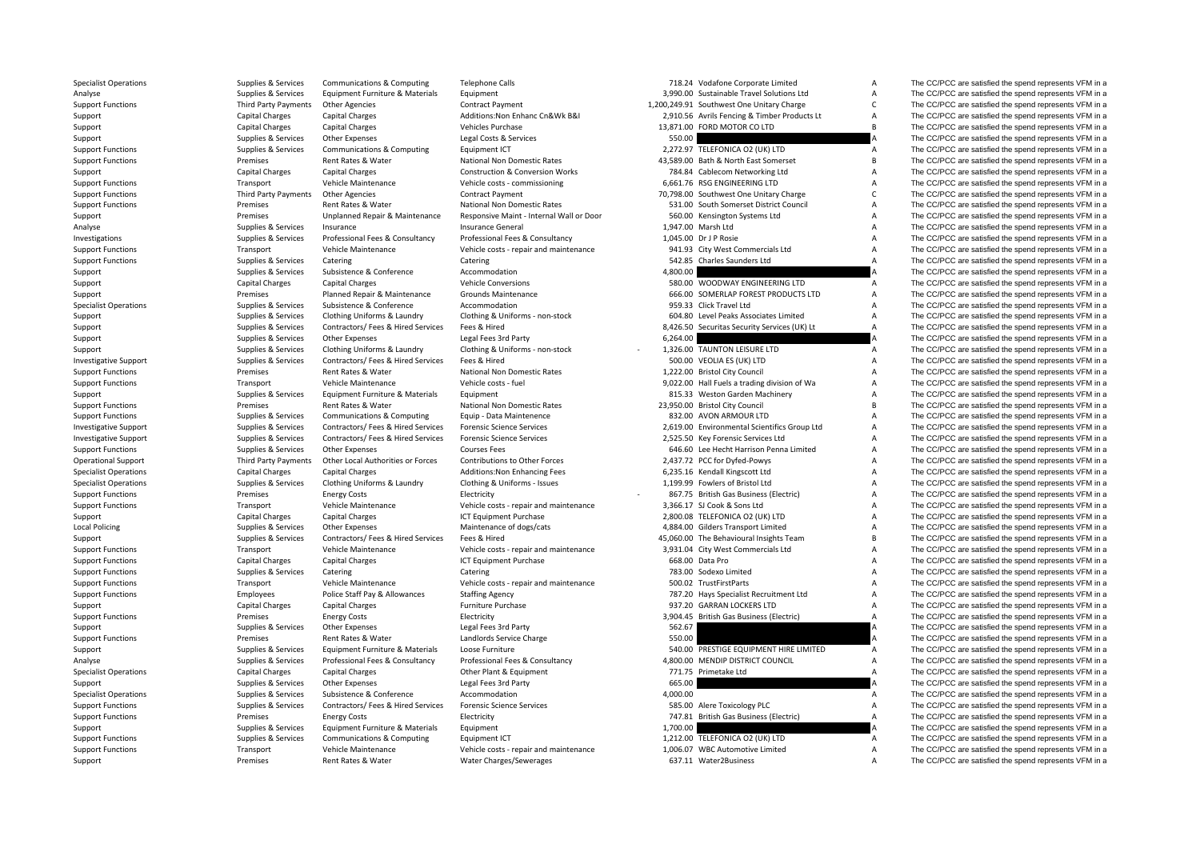| | | | | | | | |
|---|---|---|---|---|---|---|---|
| Specialist Operations | Supplies & Services | Communications & Computing | Telephone Calls | 718.24 | Vodafone Corporate Limited | A | The CC/PCC are satisfied the spend represents VFM in a |
| Analyse | Supplies & Services | Equipment Furniture & Materials | Equipment | 3,990.00 | Sustainable Travel Solutions Ltd | A | The CC/PCC are satisfied the spend represents VFM in a |
| Support Functions | Third Party Payments | Other Agencies | Contract Payment | 1,200,249.91 | Southwest One Unitary Charge | C | The CC/PCC are satisfied the spend represents VFM in a |
| Support | Capital Charges | Capital Charges | Additions:Non Enhanc Cn&Wk B&I | 2,910.56 | Avrils Fencing & Timber Products Lt | A | The CC/PCC are satisfied the spend represents VFM in a |
| Support | Capital Charges | Capital Charges | Vehicles Purchase | 13,871.00 | FORD MOTOR CO LTD | B | The CC/PCC are satisfied the spend represents VFM in a |
| Support | Supplies & Services | Other Expenses | Legal Costs & Services | 550.00 | | A | The CC/PCC are satisfied the spend represents VFM in a |
| Support Functions | Supplies & Services | Communications & Computing | Equipment ICT | 2,272.97 | TELEFONICA O2 (UK) LTD | A | The CC/PCC are satisfied the spend represents VFM in a |
| Support Functions | Premises | Rent Rates & Water | National Non Domestic Rates | 43,589.00 | Bath & North East Somerset | B | The CC/PCC are satisfied the spend represents VFM in a |
| Support | Capital Charges | Capital Charges | Construction & Conversion Works | 784.84 | Cablecom Networking Ltd | A | The CC/PCC are satisfied the spend represents VFM in a |
| Support Functions | Transport | Vehicle Maintenance | Vehicle costs - commissioning | 6,661.76 | RSG ENGINEERING LTD | A | The CC/PCC are satisfied the spend represents VFM in a |
| Support Functions | Third Party Payments | Other Agencies | Contract Payment | 70,798.00 | Southwest One Unitary Charge | C | The CC/PCC are satisfied the spend represents VFM in a |
| Support Functions | Premises | Rent Rates & Water | National Non Domestic Rates | 531.00 | South Somerset District Council | A | The CC/PCC are satisfied the spend represents VFM in a |
| Support | Premises | Unplanned Repair & Maintenance | Responsive Maint - Internal Wall or Door | 560.00 | Kensington Systems Ltd | A | The CC/PCC are satisfied the spend represents VFM in a |
| Analyse | Supplies & Services | Insurance | Insurance General | 1,947.00 | Marsh Ltd | A | The CC/PCC are satisfied the spend represents VFM in a |
| Investigations | Supplies & Services | Professional Fees & Consultancy | Professional Fees & Consultancy | 1,045.00 | Dr J P Rosie | A | The CC/PCC are satisfied the spend represents VFM in a |
| Support Functions | Transport | Vehicle Maintenance | Vehicle costs - repair and maintenance | 941.93 | City West Commercials Ltd | A | The CC/PCC are satisfied the spend represents VFM in a |
| Support Functions | Supplies & Services | Catering | Catering | 542.85 | Charles Saunders Ltd | A | The CC/PCC are satisfied the spend represents VFM in a |
| Support | Supplies & Services | Subsistence & Conference | Accommodation | 4,800.00 | | A | The CC/PCC are satisfied the spend represents VFM in a |
| Support | Capital Charges | Capital Charges | Vehicle Conversions | 580.00 | WOODWAY ENGINEERING LTD | A | The CC/PCC are satisfied the spend represents VFM in a |
| Support | Premises | Planned Repair & Maintenance | Grounds Maintenance | 666.00 | SOMERLAP FOREST PRODUCTS LTD | A | The CC/PCC are satisfied the spend represents VFM in a |
| Specialist Operations | Supplies & Services | Subsistence & Conference | Accommodation | 959.33 | Click Travel Ltd | A | The CC/PCC are satisfied the spend represents VFM in a |
| Support | Supplies & Services | Clothing Uniforms & Laundry | Clothing & Uniforms - non-stock | 604.80 | Level Peaks Associates Limited | A | The CC/PCC are satisfied the spend represents VFM in a |
| Support | Supplies & Services | Contractors/ Fees & Hired Services | Fees & Hired | 8,426.50 | Securitas Security Services (UK) Lt | A | The CC/PCC are satisfied the spend represents VFM in a |
| Support | Supplies & Services | Other Expenses | Legal Fees 3rd Party | 6,264.00 | | A | The CC/PCC are satisfied the spend represents VFM in a |
| Support | Supplies & Services | Clothing Uniforms & Laundry | Clothing & Uniforms - non-stock | -1,326.00 | TAUNTON LEISURE LTD | A | The CC/PCC are satisfied the spend represents VFM in a |
| Investigative Support | Supplies & Services | Contractors/ Fees & Hired Services | Fees & Hired | 500.00 | VEOLIA ES (UK) LTD | A | The CC/PCC are satisfied the spend represents VFM in a |
| Support Functions | Premises | Rent Rates & Water | National Non Domestic Rates | 1,222.00 | Bristol City Council | A | The CC/PCC are satisfied the spend represents VFM in a |
| Support Functions | Transport | Vehicle Maintenance | Vehicle costs - fuel | 9,022.00 | Hall Fuels a trading division of Wa | A | The CC/PCC are satisfied the spend represents VFM in a |
| Support | Supplies & Services | Equipment Furniture & Materials | Equipment | 815.33 | Weston Garden Machinery | A | The CC/PCC are satisfied the spend represents VFM in a |
| Support Functions | Premises | Rent Rates & Water | National Non Domestic Rates | 23,950.00 | Bristol City Council | B | The CC/PCC are satisfied the spend represents VFM in a |
| Support Functions | Supplies & Services | Communications & Computing | Equip - Data Maintenence | 832.00 | AVON ARMOUR LTD | A | The CC/PCC are satisfied the spend represents VFM in a |
| Investigative Support | Supplies & Services | Contractors/ Fees & Hired Services | Forensic Science Services | 2,619.00 | Environmental Scientifics Group Ltd | A | The CC/PCC are satisfied the spend represents VFM in a |
| Investigative Support | Supplies & Services | Contractors/ Fees & Hired Services | Forensic Science Services | 2,525.50 | Key Forensic Services Ltd | A | The CC/PCC are satisfied the spend represents VFM in a |
| Support Functions | Supplies & Services | Other Expenses | Courses Fees | 646.60 | Lee Hecht Harrison Penna Limited | A | The CC/PCC are satisfied the spend represents VFM in a |
| Operational Support | Third Party Payments | Other Local Authorities or Forces | Contributions to Other Forces | 2,437.72 | PCC for Dyfed-Powys | A | The CC/PCC are satisfied the spend represents VFM in a |
| Specialist Operations | Capital Charges | Capital Charges | Additions:Non Enhancing Fees | 6,235.16 | Kendall Kingscott Ltd | A | The CC/PCC are satisfied the spend represents VFM in a |
| Specialist Operations | Supplies & Services | Clothing Uniforms & Laundry | Clothing & Uniforms - Issues | 1,199.99 | Fowlers of Bristol Ltd | A | The CC/PCC are satisfied the spend represents VFM in a |
| Support Functions | Premises | Energy Costs | Electricity | -867.75 | British Gas Business (Electric) | A | The CC/PCC are satisfied the spend represents VFM in a |
| Support Functions | Transport | Vehicle Maintenance | Vehicle costs - repair and maintenance | 3,366.17 | SJ Cook & Sons Ltd | A | The CC/PCC are satisfied the spend represents VFM in a |
| Support | Capital Charges | Capital Charges | ICT Equipment Purchase | 2,800.08 | TELEFONICA O2 (UK) LTD | A | The CC/PCC are satisfied the spend represents VFM in a |
| Local Policing | Supplies & Services | Other Expenses | Maintenance of dogs/cats | 4,884.00 | Gilders Transport Limited | A | The CC/PCC are satisfied the spend represents VFM in a |
| Support | Supplies & Services | Contractors/ Fees & Hired Services | Fees & Hired | 45,060.00 | The Behavioural Insights Team | B | The CC/PCC are satisfied the spend represents VFM in a |
| Support Functions | Transport | Vehicle Maintenance | Vehicle costs - repair and maintenance | 3,931.04 | City West Commercials Ltd | A | The CC/PCC are satisfied the spend represents VFM in a |
| Support Functions | Capital Charges | Capital Charges | ICT Equipment Purchase | 668.00 | Data Pro | A | The CC/PCC are satisfied the spend represents VFM in a |
| Support Functions | Supplies & Services | Catering | Catering | 783.00 | Sodexo Limited | A | The CC/PCC are satisfied the spend represents VFM in a |
| Support Functions | Transport | Vehicle Maintenance | Vehicle costs - repair and maintenance | 500.02 | TrustFirstParts | A | The CC/PCC are satisfied the spend represents VFM in a |
| Support Functions | Employees | Police Staff Pay & Allowances | Staffing Agency | 787.20 | Hays Specialist Recruitment Ltd | A | The CC/PCC are satisfied the spend represents VFM in a |
| Support | Capital Charges | Capital Charges | Furniture Purchase | 937.20 | GARRAN LOCKERS LTD | A | The CC/PCC are satisfied the spend represents VFM in a |
| Support Functions | Premises | Energy Costs | Electricity | 3,904.45 | British Gas Business (Electric) | A | The CC/PCC are satisfied the spend represents VFM in a |
| Support | Supplies & Services | Other Expenses | Legal Fees 3rd Party | 562.67 | | A | The CC/PCC are satisfied the spend represents VFM in a |
| Support Functions | Premises | Rent Rates & Water | Landlords Service Charge | 550.00 | | A | The CC/PCC are satisfied the spend represents VFM in a |
| Support | Supplies & Services | Equipment Furniture & Materials | Loose Furniture | 540.00 | PRESTIGE EQUIPMENT HIRE LIMITED | A | The CC/PCC are satisfied the spend represents VFM in a |
| Analyse | Supplies & Services | Professional Fees & Consultancy | Professional Fees & Consultancy | 4,800.00 | MENDIP DISTRICT COUNCIL | A | The CC/PCC are satisfied the spend represents VFM in a |
| Specialist Operations | Capital Charges | Capital Charges | Other Plant & Equipment | 771.75 | Primetake Ltd | A | The CC/PCC are satisfied the spend represents VFM in a |
| Support | Supplies & Services | Other Expenses | Legal Fees 3rd Party | 665.00 | | A | The CC/PCC are satisfied the spend represents VFM in a |
| Specialist Operations | Supplies & Services | Subsistence & Conference | Accommodation | 4,000.00 | | A | The CC/PCC are satisfied the spend represents VFM in a |
| Support Functions | Supplies & Services | Contractors/ Fees & Hired Services | Forensic Science Services | 585.00 | Alere Toxicology PLC | A | The CC/PCC are satisfied the spend represents VFM in a |
| Support Functions | Premises | Energy Costs | Electricity | 747.81 | British Gas Business (Electric) | A | The CC/PCC are satisfied the spend represents VFM in a |
| Support | Supplies & Services | Equipment Furniture & Materials | Equipment | 1,700.00 | | A | The CC/PCC are satisfied the spend represents VFM in a |
| Support Functions | Supplies & Services | Communications & Computing | Equipment ICT | 1,212.00 | TELEFONICA O2 (UK) LTD | A | The CC/PCC are satisfied the spend represents VFM in a |
| Support Functions | Transport | Vehicle Maintenance | Vehicle costs - repair and maintenance | 1,006.07 | WBC Automotive Limited | A | The CC/PCC are satisfied the spend represents VFM in a |
| Support | Premises | Rent Rates & Water | Water Charges/Sewerages | 637.11 | Water2Business | A | The CC/PCC are satisfied the spend represents VFM in a |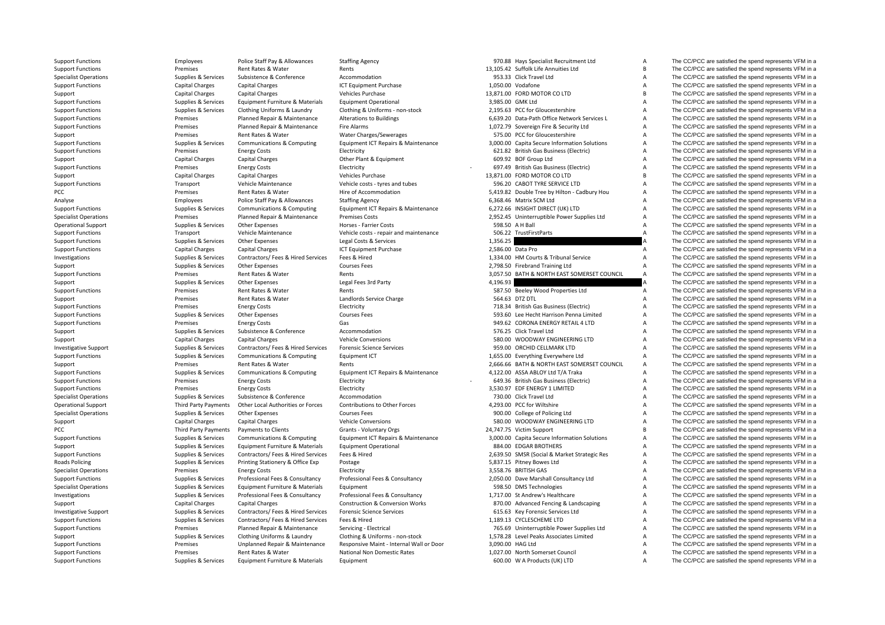| | | | | | | | |
|---|---|---|---|---|---|---|---|
| Support Functions | Employees | Police Staff Pay & Allowances | Staffing Agency | 970.88 | Hays Specialist Recruitment Ltd | A | The CC/PCC are satisfied the spend represents VFM in a |
| Support Functions | Premises | Rent Rates & Water | Rents | 13,105.42 | Suffolk Life Annuities Ltd | B | The CC/PCC are satisfied the spend represents VFM in a |
| Specialist Operations | Supplies & Services | Subsistence & Conference | Accommodation | 953.33 | Click Travel Ltd | A | The CC/PCC are satisfied the spend represents VFM in a |
| Support Functions | Capital Charges | Capital Charges | ICT Equipment Purchase | 1,050.00 | Vodafone | A | The CC/PCC are satisfied the spend represents VFM in a |
| Support | Capital Charges | Capital Charges | Vehicles Purchase | 13,871.00 | FORD MOTOR CO LTD | B | The CC/PCC are satisfied the spend represents VFM in a |
| Support Functions | Supplies & Services | Equipment Furniture & Materials | Equipment Operational | 3,985.00 | GMK Ltd | A | The CC/PCC are satisfied the spend represents VFM in a |
| Support Functions | Supplies & Services | Clothing Uniforms & Laundry | Clothing & Uniforms - non-stock | 2,195.63 | PCC for Gloucestershire | A | The CC/PCC are satisfied the spend represents VFM in a |
| Support Functions | Premises | Planned Repair & Maintenance | Alterations to Buildings | 6,639.20 | Data-Path Office Network Services L | A | The CC/PCC are satisfied the spend represents VFM in a |
| Support Functions | Premises | Planned Repair & Maintenance | Fire Alarms | 1,072.79 | Sovereign Fire & Security Ltd | A | The CC/PCC are satisfied the spend represents VFM in a |
| Support | Premises | Rent Rates & Water | Water Charges/Sewerages | 575.00 | PCC for Gloucestershire | A | The CC/PCC are satisfied the spend represents VFM in a |
| Support Functions | Supplies & Services | Communications & Computing | Equipment ICT Repairs & Maintenance | 3,000.00 | Capita Secure Information Solutions | A | The CC/PCC are satisfied the spend represents VFM in a |
| Support Functions | Premises | Energy Costs | Electricity | 621.82 | British Gas Business (Electric) | A | The CC/PCC are satisfied the spend represents VFM in a |
| Support | Capital Charges | Capital Charges | Other Plant & Equipment | 609.92 | BOF Group Ltd | A | The CC/PCC are satisfied the spend represents VFM in a |
| Support Functions | Premises | Energy Costs | Electricity | - 697.49 | British Gas Business (Electric) | A | The CC/PCC are satisfied the spend represents VFM in a |
| Support | Capital Charges | Capital Charges | Vehicles Purchase | 13,871.00 | FORD MOTOR CO LTD | B | The CC/PCC are satisfied the spend represents VFM in a |
| Support Functions | Transport | Vehicle Maintenance | Vehicle costs - tyres and tubes | 596.20 | CABOT TYRE SERVICE LTD | A | The CC/PCC are satisfied the spend represents VFM in a |
| PCC | Premises | Rent Rates & Water | Hire of Accommodation | 5,419.82 | Double Tree by Hilton - Cadbury Hou | A | The CC/PCC are satisfied the spend represents VFM in a |
| Analyse | Employees | Police Staff Pay & Allowances | Staffing Agency | 6,368.46 | Matrix SCM Ltd | A | The CC/PCC are satisfied the spend represents VFM in a |
| Support Functions | Supplies & Services | Communications & Computing | Equipment ICT Repairs & Maintenance | 6,272.66 | INSIGHT DIRECT (UK) LTD | A | The CC/PCC are satisfied the spend represents VFM in a |
| Specialist Operations | Premises | Planned Repair & Maintenance | Premises Costs | 2,952.45 | Uninterruptible Power Supplies Ltd | A | The CC/PCC are satisfied the spend represents VFM in a |
| Operational Support | Supplies & Services | Other Expenses | Horses - Farrier Costs | 598.50 | A H Ball | A | The CC/PCC are satisfied the spend represents VFM in a |
| Support Functions | Transport | Vehicle Maintenance | Vehicle costs - repair and maintenance | 506.22 | TrustFirstParts | A | The CC/PCC are satisfied the spend represents VFM in a |
| Support Functions | Supplies & Services | Other Expenses | Legal Costs & Services | 1,356.25 | | A | The CC/PCC are satisfied the spend represents VFM in a |
| Support Functions | Capital Charges | Capital Charges | ICT Equipment Purchase | 2,586.00 | Data Pro | A | The CC/PCC are satisfied the spend represents VFM in a |
| Investigations | Supplies & Services | Contractors/ Fees & Hired Services | Fees & Hired | 1,334.00 | HM Courts & Tribunal Service | A | The CC/PCC are satisfied the spend represents VFM in a |
| Support | Supplies & Services | Other Expenses | Courses Fees | 2,798.50 | Firebrand Training Ltd | A | The CC/PCC are satisfied the spend represents VFM in a |
| Support Functions | Premises | Rent Rates & Water | Rents | 3,057.50 | BATH & NORTH EAST SOMERSET COUNCIL | A | The CC/PCC are satisfied the spend represents VFM in a |
| Support | Supplies & Services | Other Expenses | Legal Fees 3rd Party | 4,196.93 | | A | The CC/PCC are satisfied the spend represents VFM in a |
| Support Functions | Premises | Rent Rates & Water | Rents | 587.50 | Beeley Wood Properties Ltd | A | The CC/PCC are satisfied the spend represents VFM in a |
| Support | Premises | Rent Rates & Water | Landlords Service Charge | 564.63 | DTZ DTL | A | The CC/PCC are satisfied the spend represents VFM in a |
| Support Functions | Premises | Energy Costs | Electricity | 718.34 | British Gas Business (Electric) | A | The CC/PCC are satisfied the spend represents VFM in a |
| Support Functions | Supplies & Services | Other Expenses | Courses Fees | 593.60 | Lee Hecht Harrison Penna Limited | A | The CC/PCC are satisfied the spend represents VFM in a |
| Support Functions | Premises | Energy Costs | Gas | 949.62 | CORONA ENERGY RETAIL 4 LTD | A | The CC/PCC are satisfied the spend represents VFM in a |
| Support | Supplies & Services | Subsistence & Conference | Accommodation | 576.25 | Click Travel Ltd | A | The CC/PCC are satisfied the spend represents VFM in a |
| Support | Capital Charges | Capital Charges | Vehicle Conversions | 580.00 | WOODWAY ENGINEERING LTD | A | The CC/PCC are satisfied the spend represents VFM in a |
| Investigative Support | Supplies & Services | Contractors/ Fees & Hired Services | Forensic Science Services | 959.00 | ORCHID CELLMARK LTD | A | The CC/PCC are satisfied the spend represents VFM in a |
| Support Functions | Supplies & Services | Communications & Computing | Equipment ICT | 1,655.00 | Everything Everywhere Ltd | A | The CC/PCC are satisfied the spend represents VFM in a |
| Support | Premises | Rent Rates & Water | Rents | 2,666.66 | BATH & NORTH EAST SOMERSET COUNCIL | A | The CC/PCC are satisfied the spend represents VFM in a |
| Support Functions | Supplies & Services | Communications & Computing | Equipment ICT Repairs & Maintenance | 4,122.00 | ASSA ABLOY Ltd T/A Traka | A | The CC/PCC are satisfied the spend represents VFM in a |
| Support Functions | Premises | Energy Costs | Electricity | - 649.36 | British Gas Business (Electric) | A | The CC/PCC are satisfied the spend represents VFM in a |
| Support Functions | Premises | Energy Costs | Electricity | 3,530.97 | EDF ENERGY 1 LIMITED | A | The CC/PCC are satisfied the spend represents VFM in a |
| Specialist Operations | Supplies & Services | Subsistence & Conference | Accommodation | 730.00 | Click Travel Ltd | A | The CC/PCC are satisfied the spend represents VFM in a |
| Operational Support | Third Party Payments | Other Local Authorities or Forces | Contributions to Other Forces | 4,293.00 | PCC for Wiltshire | A | The CC/PCC are satisfied the spend represents VFM in a |
| Specialist Operations | Supplies & Services | Other Expenses | Courses Fees | 900.00 | College of Policing Ltd | A | The CC/PCC are satisfied the spend represents VFM in a |
| Support | Capital Charges | Capital Charges | Vehicle Conversions | 580.00 | WOODWAY ENGINEERING LTD | A | The CC/PCC are satisfied the spend represents VFM in a |
| PCC | Third Party Payments | Payments to Clients | Grants - Voluntary Orgs | 24,747.75 | Victim Support | B | The CC/PCC are satisfied the spend represents VFM in a |
| Support Functions | Supplies & Services | Communications & Computing | Equipment ICT Repairs & Maintenance | 3,000.00 | Capita Secure Information Solutions | A | The CC/PCC are satisfied the spend represents VFM in a |
| Support | Supplies & Services | Equipment Furniture & Materials | Equipment Operational | 884.00 | EDGAR BROTHERS | A | The CC/PCC are satisfied the spend represents VFM in a |
| Support Functions | Supplies & Services | Contractors/ Fees & Hired Services | Fees & Hired | 2,639.50 | SMSR (Social & Market Strategic Res | A | The CC/PCC are satisfied the spend represents VFM in a |
| Roads Policing | Supplies & Services | Printing Stationery & Office Exp | Postage | 5,837.15 | Pitney Bowes Ltd | A | The CC/PCC are satisfied the spend represents VFM in a |
| Specialist Operations | Premises | Energy Costs | Electricity | 3,558.76 | BRITISH GAS | A | The CC/PCC are satisfied the spend represents VFM in a |
| Support Functions | Supplies & Services | Professional Fees & Consultancy | Professional Fees & Consultancy | 2,050.00 | Dave Marshall Consultancy Ltd | A | The CC/PCC are satisfied the spend represents VFM in a |
| Specialist Operations | Supplies & Services | Equipment Furniture & Materials | Equipment | 598.50 | DMS Technologies | A | The CC/PCC are satisfied the spend represents VFM in a |
| Investigations | Supplies & Services | Professional Fees & Consultancy | Professional Fees & Consultancy | 1,717.00 | St Andrew's Healthcare | A | The CC/PCC are satisfied the spend represents VFM in a |
| Support | Capital Charges | Capital Charges | Construction & Conversion Works | 870.00 | Advanced Fencing & Landscaping | A | The CC/PCC are satisfied the spend represents VFM in a |
| Investigative Support | Supplies & Services | Contractors/ Fees & Hired Services | Forensic Science Services | 615.63 | Key Forensic Services Ltd | A | The CC/PCC are satisfied the spend represents VFM in a |
| Support Functions | Supplies & Services | Contractors/ Fees & Hired Services | Fees & Hired | 1,189.13 | CYCLESCHEME LTD | A | The CC/PCC are satisfied the spend represents VFM in a |
| Support Functions | Premises | Planned Repair & Maintenance | Servicing - Electrical | 765.69 | Uninterruptible Power Supplies Ltd | A | The CC/PCC are satisfied the spend represents VFM in a |
| Support | Supplies & Services | Clothing Uniforms & Laundry | Clothing & Uniforms - non-stock | 1,578.28 | Level Peaks Associates Limited | A | The CC/PCC are satisfied the spend represents VFM in a |
| Support Functions | Premises | Unplanned Repair & Maintenance | Responsive Maint - Internal Wall or Door | 3,090.00 | HAG Ltd | A | The CC/PCC are satisfied the spend represents VFM in a |
| Support Functions | Premises | Rent Rates & Water | National Non Domestic Rates | 1,027.00 | North Somerset Council | A | The CC/PCC are satisfied the spend represents VFM in a |
| Support Functions | Supplies & Services | Equipment Furniture & Materials | Equipment | 600.00 | W A Products (UK) LTD | A | The CC/PCC are satisfied the spend represents VFM in a |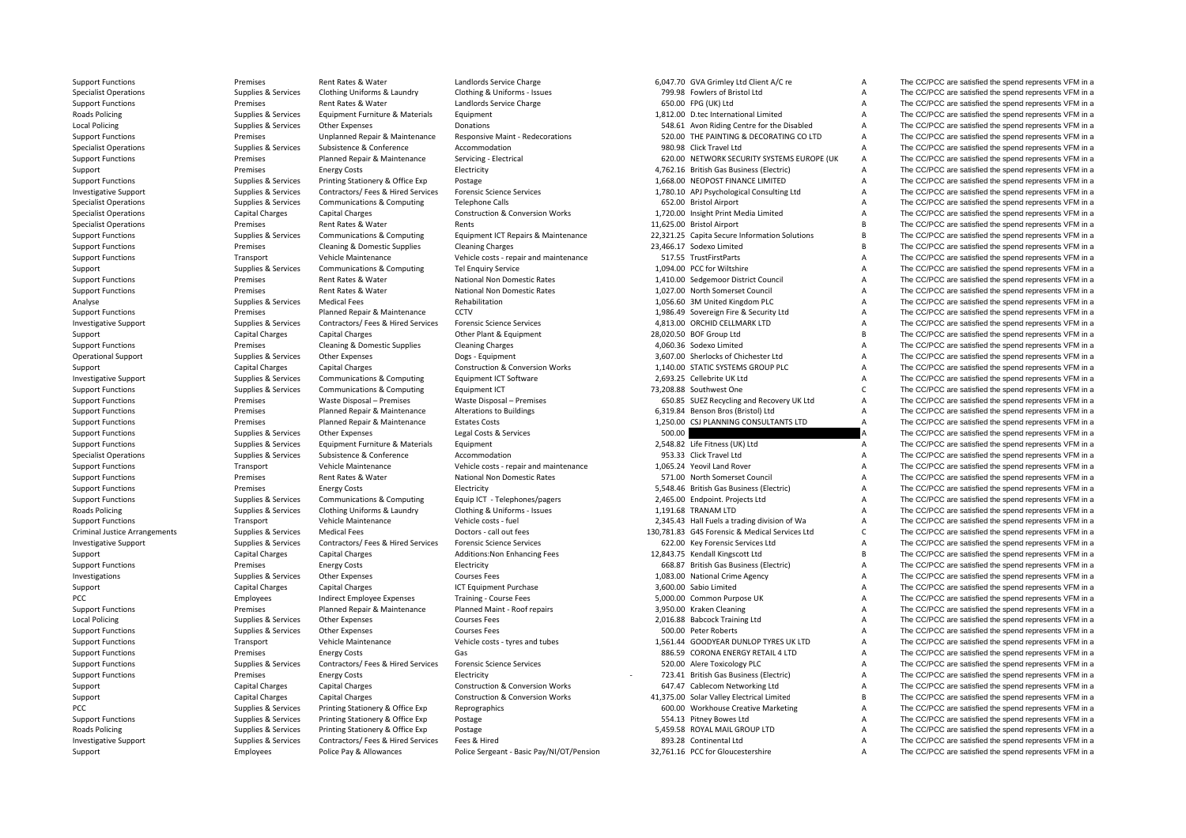| | | | | | | | |
|---|---|---|---|---|---|---|---|
| Support Functions | Premises | Rent Rates & Water | Landlords Service Charge | 6,047.70 | GVA Grimley Ltd Client A/C re | A | The CC/PCC are satisfied the spend represents VFM in a |
| Specialist Operations | Supplies & Services | Clothing Uniforms & Laundry | Clothing & Uniforms - Issues | 799.98 | Fowlers of Bristol Ltd | A | The CC/PCC are satisfied the spend represents VFM in a |
| Support Functions | Premises | Rent Rates & Water | Landlords Service Charge | 650.00 | FPG (UK) Ltd | A | The CC/PCC are satisfied the spend represents VFM in a |
| Roads Policing | Supplies & Services | Equipment Furniture & Materials | Equipment | 1,812.00 | D.tec International Limited | A | The CC/PCC are satisfied the spend represents VFM in a |
| Local Policing | Supplies & Services | Other Expenses | Donations | 548.61 | Avon Riding Centre for the Disabled | A | The CC/PCC are satisfied the spend represents VFM in a |
| Support Functions | Premises | Unplanned Repair & Maintenance | Responsive Maint - Redecorations | 520.00 | THE PAINTING & DECORATING CO LTD | A | The CC/PCC are satisfied the spend represents VFM in a |
| Specialist Operations | Supplies & Services | Subsistence & Conference | Accommodation | 980.98 | Click Travel Ltd | A | The CC/PCC are satisfied the spend represents VFM in a |
| Support Functions | Premises | Planned Repair & Maintenance | Servicing - Electrical | 620.00 | NETWORK SECURITY SYSTEMS EUROPE (UK | A | The CC/PCC are satisfied the spend represents VFM in a |
| Support | Premises | Energy Costs | Electricity | 4,762.16 | British Gas Business (Electric) | A | The CC/PCC are satisfied the spend represents VFM in a |
| Support Functions | Supplies & Services | Printing Stationery & Office Exp | Postage | 1,668.00 | NEOPOST FINANCE LIMITED | A | The CC/PCC are satisfied the spend represents VFM in a |
| Investigative Support | Supplies & Services | Contractors/ Fees & Hired Services | Forensic Science Services | 1,780.10 | APJ Psychological Consulting Ltd | A | The CC/PCC are satisfied the spend represents VFM in a |
| Specialist Operations | Supplies & Services | Communications & Computing | Telephone Calls | 652.00 | Bristol Airport | A | The CC/PCC are satisfied the spend represents VFM in a |
| Specialist Operations | Capital Charges | Capital Charges | Construction & Conversion Works | 1,720.00 | Insight Print Media Limited | A | The CC/PCC are satisfied the spend represents VFM in a |
| Specialist Operations | Premises | Rent Rates & Water | Rents | 11,625.00 | Bristol Airport | B | The CC/PCC are satisfied the spend represents VFM in a |
| Support Functions | Supplies & Services | Communications & Computing | Equipment ICT Repairs & Maintenance | 22,321.25 | Capita Secure Information Solutions | B | The CC/PCC are satisfied the spend represents VFM in a |
| Support Functions | Premises | Cleaning & Domestic Supplies | Cleaning Charges | 23,466.17 | Sodexo Limited | B | The CC/PCC are satisfied the spend represents VFM in a |
| Support Functions | Transport | Vehicle Maintenance | Vehicle costs - repair and maintenance | 517.55 | TrustFirstParts | A | The CC/PCC are satisfied the spend represents VFM in a |
| Support | Supplies & Services | Communications & Computing | Tel Enquiry Service | 1,094.00 | PCC for Wiltshire | A | The CC/PCC are satisfied the spend represents VFM in a |
| Support Functions | Premises | Rent Rates & Water | National Non Domestic Rates | 1,410.00 | Sedgemoor District Council | A | The CC/PCC are satisfied the spend represents VFM in a |
| Support Functions | Premises | Rent Rates & Water | National Non Domestic Rates | 1,027.00 | North Somerset Council | A | The CC/PCC are satisfied the spend represents VFM in a |
| Analyse | Supplies & Services | Medical Fees | Rehabilitation | 1,056.60 | 3M United Kingdom PLC | A | The CC/PCC are satisfied the spend represents VFM in a |
| Support Functions | Premises | Planned Repair & Maintenance | CCTV | 1,986.49 | Sovereign Fire & Security Ltd | A | The CC/PCC are satisfied the spend represents VFM in a |
| Investigative Support | Supplies & Services | Contractors/ Fees & Hired Services | Forensic Science Services | 4,813.00 | ORCHID CELLMARK LTD | A | The CC/PCC are satisfied the spend represents VFM in a |
| Support | Capital Charges | Capital Charges | Other Plant & Equipment | 28,020.50 | BOF Group Ltd | B | The CC/PCC are satisfied the spend represents VFM in a |
| Support Functions | Premises | Cleaning & Domestic Supplies | Cleaning Charges | 4,060.36 | Sodexo Limited | A | The CC/PCC are satisfied the spend represents VFM in a |
| Operational Support | Supplies & Services | Other Expenses | Dogs - Equipment | 3,607.00 | Sherlocks of Chichester Ltd | A | The CC/PCC are satisfied the spend represents VFM in a |
| Support | Capital Charges | Capital Charges | Construction & Conversion Works | 1,140.00 | STATIC SYSTEMS GROUP PLC | A | The CC/PCC are satisfied the spend represents VFM in a |
| Investigative Support | Supplies & Services | Communications & Computing | Equipment ICT Software | 2,693.25 | Cellebrite UK Ltd | A | The CC/PCC are satisfied the spend represents VFM in a |
| Support Functions | Supplies & Services | Communications & Computing | Equipment ICT | 73,208.88 | Southwest One | C | The CC/PCC are satisfied the spend represents VFM in a |
| Support Functions | Premises | Waste Disposal – Premises | Waste Disposal – Premises | 650.85 | SUEZ Recycling and Recovery UK Ltd | A | The CC/PCC are satisfied the spend represents VFM in a |
| Support Functions | Premises | Planned Repair & Maintenance | Alterations to Buildings | 6,319.84 | Benson Bros (Bristol) Ltd | A | The CC/PCC are satisfied the spend represents VFM in a |
| Support Functions | Premises | Planned Repair & Maintenance | Estates Costs | 1,250.00 | CSJ PLANNING CONSULTANTS LTD | A | The CC/PCC are satisfied the spend represents VFM in a |
| Support Functions | Supplies & Services | Other Expenses | Legal Costs & Services | 500.00 | | A | The CC/PCC are satisfied the spend represents VFM in a |
| Support Functions | Supplies & Services | Equipment Furniture & Materials | Equipment | 2,548.82 | Life Fitness (UK) Ltd | A | The CC/PCC are satisfied the spend represents VFM in a |
| Specialist Operations | Supplies & Services | Subsistence & Conference | Accommodation | 953.33 | Click Travel Ltd | A | The CC/PCC are satisfied the spend represents VFM in a |
| Support Functions | Transport | Vehicle Maintenance | Vehicle costs - repair and maintenance | 1,065.24 | Yeovil Land Rover | A | The CC/PCC are satisfied the spend represents VFM in a |
| Support Functions | Premises | Rent Rates & Water | National Non Domestic Rates | 571.00 | North Somerset Council | A | The CC/PCC are satisfied the spend represents VFM in a |
| Support Functions | Premises | Energy Costs | Electricity | 5,548.46 | British Gas Business (Electric) | A | The CC/PCC are satisfied the spend represents VFM in a |
| Support Functions | Supplies & Services | Communications & Computing | Equip ICT - Telephones/pagers | 2,465.00 | Endpoint. Projects Ltd | A | The CC/PCC are satisfied the spend represents VFM in a |
| Roads Policing | Supplies & Services | Clothing Uniforms & Laundry | Clothing & Uniforms - Issues | 1,191.68 | TRANAM LTD | A | The CC/PCC are satisfied the spend represents VFM in a |
| Support Functions | Transport | Vehicle Maintenance | Vehicle costs - fuel | 2,345.43 | Hall Fuels a trading division of Wa | A | The CC/PCC are satisfied the spend represents VFM in a |
| Criminal Justice Arrangements | Supplies & Services | Medical Fees | Doctors - call out fees | 130,781.83 | G4S Forensic & Medical Services Ltd | C | The CC/PCC are satisfied the spend represents VFM in a |
| Investigative Support | Supplies & Services | Contractors/ Fees & Hired Services | Forensic Science Services | 622.00 | Key Forensic Services Ltd | A | The CC/PCC are satisfied the spend represents VFM in a |
| Support | Capital Charges | Capital Charges | Additions:Non Enhancing Fees | 12,843.75 | Kendall Kingscott Ltd | B | The CC/PCC are satisfied the spend represents VFM in a |
| Support Functions | Premises | Energy Costs | Electricity | 668.87 | British Gas Business (Electric) | A | The CC/PCC are satisfied the spend represents VFM in a |
| Investigations | Supplies & Services | Other Expenses | Courses Fees | 1,083.00 | National Crime Agency | A | The CC/PCC are satisfied the spend represents VFM in a |
| Support | Capital Charges | Capital Charges | ICT Equipment Purchase | 3,600.00 | Sabio Limited | A | The CC/PCC are satisfied the spend represents VFM in a |
| PCC | Employees | Indirect Employee Expenses | Training - Course Fees | 5,000.00 | Common Purpose UK | A | The CC/PCC are satisfied the spend represents VFM in a |
| Support Functions | Premises | Planned Repair & Maintenance | Planned Maint - Roof repairs | 3,950.00 | Kraken Cleaning | A | The CC/PCC are satisfied the spend represents VFM in a |
| Local Policing | Supplies & Services | Other Expenses | Courses Fees | 2,016.88 | Babcock Training Ltd | A | The CC/PCC are satisfied the spend represents VFM in a |
| Support Functions | Supplies & Services | Other Expenses | Courses Fees | 500.00 | Peter Roberts | A | The CC/PCC are satisfied the spend represents VFM in a |
| Support Functions | Transport | Vehicle Maintenance | Vehicle costs - tyres and tubes | 1,561.44 | GOODYEAR DUNLOP TYRES UK LTD | A | The CC/PCC are satisfied the spend represents VFM in a |
| Support Functions | Premises | Energy Costs | Gas | 886.59 | CORONA ENERGY RETAIL 4 LTD | A | The CC/PCC are satisfied the spend represents VFM in a |
| Support Functions | Supplies & Services | Contractors/ Fees & Hired Services | Forensic Science Services | 520.00 | Alere Toxicology PLC | A | The CC/PCC are satisfied the spend represents VFM in a |
| Support Functions | Premises | Energy Costs | Electricity | - 723.41 | British Gas Business (Electric) | A | The CC/PCC are satisfied the spend represents VFM in a |
| Support | Capital Charges | Capital Charges | Construction & Conversion Works | 647.47 | Cablecom Networking Ltd | A | The CC/PCC are satisfied the spend represents VFM in a |
| Support | Capital Charges | Capital Charges | Construction & Conversion Works | 41,375.00 | Solar Valley Electrical Limited | B | The CC/PCC are satisfied the spend represents VFM in a |
| PCC | Supplies & Services | Printing Stationery & Office Exp | Reprographics | 600.00 | Workhouse Creative Marketing | A | The CC/PCC are satisfied the spend represents VFM in a |
| Support Functions | Supplies & Services | Printing Stationery & Office Exp | Postage | 554.13 | Pitney Bowes Ltd | A | The CC/PCC are satisfied the spend represents VFM in a |
| Roads Policing | Supplies & Services | Printing Stationery & Office Exp | Postage | 5,459.58 | ROYAL MAIL GROUP LTD | A | The CC/PCC are satisfied the spend represents VFM in a |
| Investigative Support | Supplies & Services | Contractors/ Fees & Hired Services | Fees & Hired | 893.28 | Continental Ltd | A | The CC/PCC are satisfied the spend represents VFM in a |
| Support | Employees | Police Pay & Allowances | Police Sergeant - Basic Pay/NI/OT/Pension | 32,761.16 | PCC for Gloucestershire | A | The CC/PCC are satisfied the spend represents VFM in a |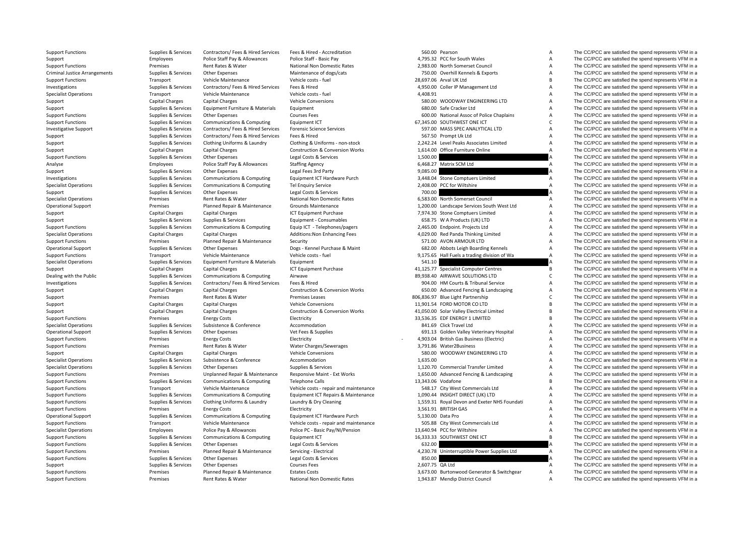| | | | | | | | |
|---|---|---|---|---|---|---|---|
| Support Functions | Supplies & Services | Contractors/ Fees & Hired Services | Fees & Hired - Accreditation | 560.00 | Pearson | A | The CC/PCC are satisfied the spend represents VFM in a |
| Support | Employees | Police Staff Pay & Allowances | Police Staff - Basic Pay | 4,795.32 | PCC for South Wales | A | The CC/PCC are satisfied the spend represents VFM in a |
| Support Functions | Premises | Rent Rates & Water | National Non Domestic Rates | 2,983.00 | North Somerset Council | A | The CC/PCC are satisfied the spend represents VFM in a |
| Criminal Justice Arrangements | Supplies & Services | Other Expenses | Maintenance of dogs/cats | 750.00 | Overhill Kennels & Exports | A | The CC/PCC are satisfied the spend represents VFM in a |
| Support Functions | Transport | Vehicle Maintenance | Vehicle costs - fuel | 28,697.06 | Arval UK Ltd | B | The CC/PCC are satisfied the spend represents VFM in a |
| Investigations | Supplies & Services | Contractors/ Fees & Hired Services | Fees & Hired | 4,950.00 | Coller IP Management Ltd | A | The CC/PCC are satisfied the spend represents VFM in a |
| Specialist Operations | Transport | Vehicle Maintenance | Vehicle costs - fuel | 4,408.91 | | A | The CC/PCC are satisfied the spend represents VFM in a |
| Support | Capital Charges | Capital Charges | Vehicle Conversions | 580.00 | WOODWAY ENGINEERING LTD | A | The CC/PCC are satisfied the spend represents VFM in a |
| Support | Supplies & Services | Equipment Furniture & Materials | Equipment | 680.00 | Safe Cracker Ltd | A | The CC/PCC are satisfied the spend represents VFM in a |
| Support Functions | Supplies & Services | Other Expenses | Courses Fees | 600.00 | National Assoc of Police Chaplains | A | The CC/PCC are satisfied the spend represents VFM in a |
| Support Functions | Supplies & Services | Communications & Computing | Equipment ICT | 67,345.00 | SOUTHWEST ONE ICT | C | The CC/PCC are satisfied the spend represents VFM in a |
| Investigative Support | Supplies & Services | Contractors/ Fees & Hired Services | Forensic Science Services | 597.00 | MASS SPEC ANALYTICAL LTD | A | The CC/PCC are satisfied the spend represents VFM in a |
| Support | Supplies & Services | Contractors/ Fees & Hired Services | Fees & Hired | 567.50 | Prompt Uk Ltd | A | The CC/PCC are satisfied the spend represents VFM in a |
| Support | Supplies & Services | Clothing Uniforms & Laundry | Clothing & Uniforms - non-stock | 2,242.24 | Level Peaks Associates Limited | A | The CC/PCC are satisfied the spend represents VFM in a |
| Support | Capital Charges | Capital Charges | Construction & Conversion Works | 1,614.00 | Office Furniture Online | A | The CC/PCC are satisfied the spend represents VFM in a |
| Support Functions | Supplies & Services | Other Expenses | Legal Costs & Services | 1,500.00 | | A | The CC/PCC are satisfied the spend represents VFM in a |
| Analyse | Employees | Police Staff Pay & Allowances | Staffing Agency | 6,468.27 | Matrix SCM Ltd | A | The CC/PCC are satisfied the spend represents VFM in a |
| Support | Supplies & Services | Other Expenses | Legal Fees 3rd Party | 9,085.00 | | A | The CC/PCC are satisfied the spend represents VFM in a |
| Investigations | Supplies & Services | Communications & Computing | Equipment ICT Hardware Purch | 3,448.04 | Stone Comptuers Limited | A | The CC/PCC are satisfied the spend represents VFM in a |
| Specialist Operations | Supplies & Services | Communications & Computing | Tel Enquiry Service | 2,408.00 | PCC for Wiltshire | A | The CC/PCC are satisfied the spend represents VFM in a |
| Support | Supplies & Services | Other Expenses | Legal Costs & Services | 700.00 | | A | The CC/PCC are satisfied the spend represents VFM in a |
| Specialist Operations | Premises | Rent Rates & Water | National Non Domestic Rates | 6,583.00 | North Somerset Council | A | The CC/PCC are satisfied the spend represents VFM in a |
| Operational Support | Premises | Planned Repair & Maintenance | Grounds Maintenance | 1,200.00 | Landscape Services South West Ltd | A | The CC/PCC are satisfied the spend represents VFM in a |
| Support | Capital Charges | Capital Charges | ICT Equipment Purchase | 7,974.30 | Stone Comptuers Limited | A | The CC/PCC are satisfied the spend represents VFM in a |
| Support | Supplies & Services | Supplies & Services | Equipment - Consumables | 658.75 | W A Products (UK) LTD | A | The CC/PCC are satisfied the spend represents VFM in a |
| Support Functions | Supplies & Services | Communications & Computing | Equip ICT - Telephones/pagers | 2,465.00 | Endpoint. Projects Ltd | A | The CC/PCC are satisfied the spend represents VFM in a |
| Specialist Operations | Capital Charges | Capital Charges | Additions:Non Enhancing Fees | 4,029.00 | Red Panda Thinking Limited | A | The CC/PCC are satisfied the spend represents VFM in a |
| Support Functions | Premises | Planned Repair & Maintenance | Security | 571.00 | AVON ARMOUR LTD | A | The CC/PCC are satisfied the spend represents VFM in a |
| Operational Support | Supplies & Services | Other Expenses | Dogs - Kennel Purchase & Maint | 682.00 | Abbots Leigh Boarding Kennels | A | The CC/PCC are satisfied the spend represents VFM in a |
| Support Functions | Transport | Vehicle Maintenance | Vehicle costs - fuel | 9,175.65 | Hall Fuels a trading division of Wa | A | The CC/PCC are satisfied the spend represents VFM in a |
| Specialist Operations | Supplies & Services | Equipment Furniture & Materials | Equipment | 541.10 | | A | The CC/PCC are satisfied the spend represents VFM in a |
| Support | Capital Charges | Capital Charges | ICT Equipment Purchase | 41,125.77 | Specialist Computer Centres | B | The CC/PCC are satisfied the spend represents VFM in a |
| Dealing with the Public | Supplies & Services | Communications & Computing | Airwave | 89,938.40 | AIRWAVE SOLUTIONS LTD | C | The CC/PCC are satisfied the spend represents VFM in a |
| Investigations | Supplies & Services | Contractors/ Fees & Hired Services | Fees & Hired | 904.00 | HM Courts & Tribunal Service | A | The CC/PCC are satisfied the spend represents VFM in a |
| Support | Capital Charges | Capital Charges | Construction & Conversion Works | 650.00 | Advanced Fencing & Landscaping | A | The CC/PCC are satisfied the spend represents VFM in a |
| Support | Premises | Rent Rates & Water | Premises Leases | 806,836.97 | Blue Light Partnership | C | The CC/PCC are satisfied the spend represents VFM in a |
| Support | Capital Charges | Capital Charges | Vehicle Conversions | 11,901.54 | FORD MOTOR CO LTD | B | The CC/PCC are satisfied the spend represents VFM in a |
| Support | Capital Charges | Capital Charges | Construction & Conversion Works | 41,050.00 | Solar Valley Electrical Limited | B | The CC/PCC are satisfied the spend represents VFM in a |
| Support Functions | Premises | Energy Costs | Electricity | 33,536.35 | EDF ENERGY 1 LIMITED | B | The CC/PCC are satisfied the spend represents VFM in a |
| Specialist Operations | Supplies & Services | Subsistence & Conference | Accommodation | 841.69 | Click Travel Ltd | A | The CC/PCC are satisfied the spend represents VFM in a |
| Operational Support | Supplies & Services | Other Expenses | Vet Fees & Supplies | 691.13 | Golden Valley Veterinary Hospital | A | The CC/PCC are satisfied the spend represents VFM in a |
| Support Functions | Premises | Energy Costs | Electricity | - 4,903.04 | British Gas Business (Electric) | A | The CC/PCC are satisfied the spend represents VFM in a |
| Support Functions | Premises | Rent Rates & Water | Water Charges/Sewerages | 3,791.86 | Water2Business | A | The CC/PCC are satisfied the spend represents VFM in a |
| Support | Capital Charges | Capital Charges | Vehicle Conversions | 580.00 | WOODWAY ENGINEERING LTD | A | The CC/PCC are satisfied the spend represents VFM in a |
| Specialist Operations | Supplies & Services | Subsistence & Conference | Accommodation | 1,635.00 | | A | The CC/PCC are satisfied the spend represents VFM in a |
| Specialist Operations | Supplies & Services | Other Expenses | Supplies & Services | 1,120.70 | Commercial Transfer Limited | A | The CC/PCC are satisfied the spend represents VFM in a |
| Support Functions | Premises | Unplanned Repair & Maintenance | Responsive Maint - Ext Works | 1,650.00 | Advanced Fencing & Landscaping | A | The CC/PCC are satisfied the spend represents VFM in a |
| Support Functions | Supplies & Services | Communications & Computing | Telephone Calls | 13,343.06 | Vodafone | B | The CC/PCC are satisfied the spend represents VFM in a |
| Support Functions | Transport | Vehicle Maintenance | Vehicle costs - repair and maintenance | 548.17 | City West Commercials Ltd | A | The CC/PCC are satisfied the spend represents VFM in a |
| Support Functions | Supplies & Services | Communications & Computing | Equipment ICT Repairs & Maintenance | 1,090.44 | INSIGHT DIRECT (UK) LTD | A | The CC/PCC are satisfied the spend represents VFM in a |
| Support Functions | Supplies & Services | Clothing Uniforms & Laundry | Laundry & Dry Cleaning | 1,559.31 | Royal Devon and Exeter NHS Foundati | A | The CC/PCC are satisfied the spend represents VFM in a |
| Support Functions | Premises | Energy Costs | Electricity | 3,561.91 | BRITISH GAS | A | The CC/PCC are satisfied the spend represents VFM in a |
| Operational Support | Supplies & Services | Communications & Computing | Equipment ICT Hardware Purch | 5,130.00 | Data Pro | A | The CC/PCC are satisfied the spend represents VFM in a |
| Support Functions | Transport | Vehicle Maintenance | Vehicle costs - repair and maintenance | 505.88 | City West Commercials Ltd | A | The CC/PCC are satisfied the spend represents VFM in a |
| Specialist Operations | Employees | Police Pay & Allowances | Police PC - Basic Pay/NI/Pension | 13,640.94 | PCC for Wiltshire | A | The CC/PCC are satisfied the spend represents VFM in a |
| Support Functions | Supplies & Services | Communications & Computing | Equipment ICT | 16,333.33 | SOUTHWEST ONE ICT | B | The CC/PCC are satisfied the spend represents VFM in a |
| Support Functions | Supplies & Services | Other Expenses | Legal Costs & Services | 632.00 | | A | The CC/PCC are satisfied the spend represents VFM in a |
| Support Functions | Premises | Planned Repair & Maintenance | Servicing - Electrical | 4,230.78 | Uninterruptible Power Supplies Ltd | A | The CC/PCC are satisfied the spend represents VFM in a |
| Support Functions | Supplies & Services | Other Expenses | Legal Costs & Services | 850.00 | | A | The CC/PCC are satisfied the spend represents VFM in a |
| Support | Supplies & Services | Other Expenses | Courses Fees | 2,607.75 | QA Ltd | A | The CC/PCC are satisfied the spend represents VFM in a |
| Support Functions | Premises | Planned Repair & Maintenance | Estates Costs | 3,673.00 | Burtonwood Generator & Switchgear | A | The CC/PCC are satisfied the spend represents VFM in a |
| Support Functions | Premises | Rent Rates & Water | National Non Domestic Rates | 1,943.87 | Mendip District Council | A | The CC/PCC are satisfied the spend represents VFM in a |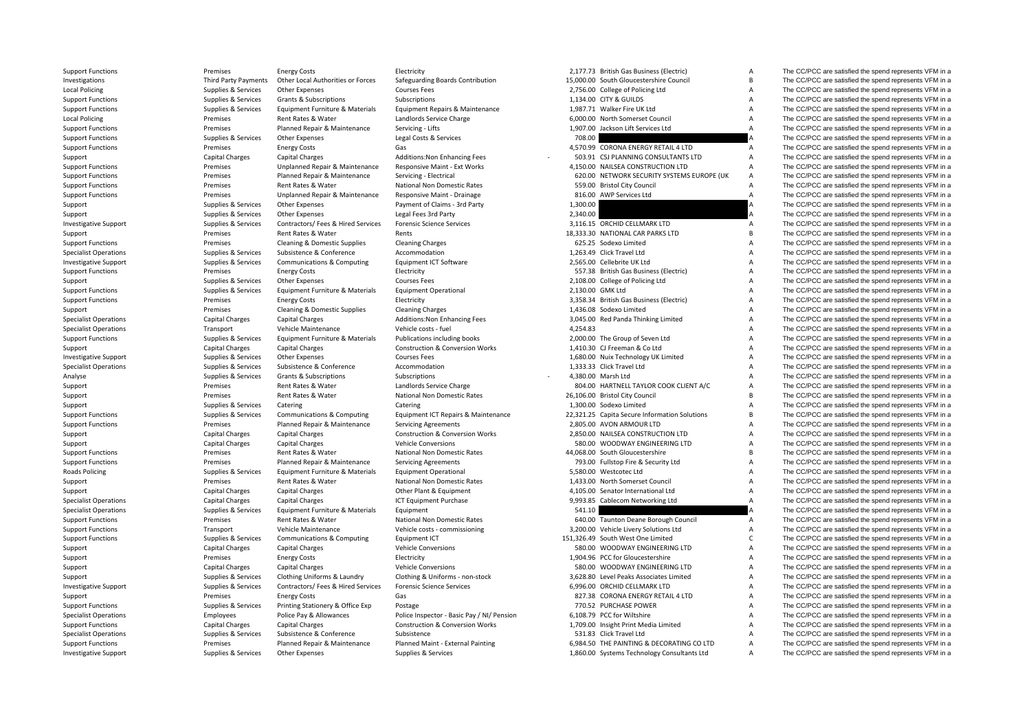| | | | | | | | |
|---|---|---|---|---|---|---|---|
| Support Functions | Premises | Energy Costs | Electricity | 2,177.73 | British Gas Business (Electric) | A | The CC/PCC are satisfied the spend represents VFM in a |
| Investigations | Third Party Payments | Other Local Authorities or Forces | Safeguarding Boards Contribution | 15,000.00 | South Gloucestershire Council | B | The CC/PCC are satisfied the spend represents VFM in a |
| Local Policing | Supplies & Services | Other Expenses | Courses Fees | 2,756.00 | College of Policing Ltd | A | The CC/PCC are satisfied the spend represents VFM in a |
| Support Functions | Supplies & Services | Grants & Subscriptions | Subscriptions | 1,134.00 | CITY & GUILDS | A | The CC/PCC are satisfied the spend represents VFM in a |
| Support Functions | Supplies & Services | Equipment Furniture & Materials | Equipment Repairs & Maintenance | 1,987.71 | Walker Fire UK Ltd | A | The CC/PCC are satisfied the spend represents VFM in a |
| Local Policing | Premises | Rent Rates & Water | Landlords Service Charge | 6,000.00 | North Somerset Council | A | The CC/PCC are satisfied the spend represents VFM in a |
| Support Functions | Premises | Planned Repair & Maintenance | Servicing - Lifts | 1,907.00 | Jackson Lift Services Ltd | A | The CC/PCC are satisfied the spend represents VFM in a |
| Support Functions | Supplies & Services | Other Expenses | Legal Costs & Services | 708.00 | | A | The CC/PCC are satisfied the spend represents VFM in a |
| Support Functions | Premises | Energy Costs | Gas | 4,570.99 | CORONA ENERGY RETAIL 4 LTD | A | The CC/PCC are satisfied the spend represents VFM in a |
| Support | Capital Charges | Capital Charges | Additions:Non Enhancing Fees | - 503.91 | CSJ PLANNING CONSULTANTS LTD | A | The CC/PCC are satisfied the spend represents VFM in a |
| Support Functions | Premises | Unplanned Repair & Maintenance | Responsive Maint - Ext Works | 4,150.00 | NAILSEA CONSTRUCTION LTD | A | The CC/PCC are satisfied the spend represents VFM in a |
| Support Functions | Premises | Planned Repair & Maintenance | Servicing - Electrical | 620.00 | NETWORK SECURITY SYSTEMS EUROPE (UK | A | The CC/PCC are satisfied the spend represents VFM in a |
| Support Functions | Premises | Rent Rates & Water | National Non Domestic Rates | 559.00 | Bristol City Council | A | The CC/PCC are satisfied the spend represents VFM in a |
| Support Functions | Premises | Unplanned Repair & Maintenance | Responsive Maint - Drainage | 816.00 | AWP Services Ltd | A | The CC/PCC are satisfied the spend represents VFM in a |
| Support | Supplies & Services | Other Expenses | Payment of Claims - 3rd Party | 1,300.00 | | A | The CC/PCC are satisfied the spend represents VFM in a |
| Support | Supplies & Services | Other Expenses | Legal Fees 3rd Party | 2,340.00 | | A | The CC/PCC are satisfied the spend represents VFM in a |
| Investigative Support | Supplies & Services | Contractors/ Fees & Hired Services | Forensic Science Services | 3,116.15 | ORCHID CELLMARK LTD | A | The CC/PCC are satisfied the spend represents VFM in a |
| Support | Premises | Rent Rates & Water | Rents | 18,333.30 | NATIONAL CAR PARKS LTD | B | The CC/PCC are satisfied the spend represents VFM in a |
| Support Functions | Premises | Cleaning & Domestic Supplies | Cleaning Charges | 625.25 | Sodexo Limited | A | The CC/PCC are satisfied the spend represents VFM in a |
| Specialist Operations | Supplies & Services | Subsistence & Conference | Accommodation | 1,263.49 | Click Travel Ltd | A | The CC/PCC are satisfied the spend represents VFM in a |
| Investigative Support | Supplies & Services | Communications & Computing | Equipment ICT Software | 2,565.00 | Cellebrite UK Ltd | A | The CC/PCC are satisfied the spend represents VFM in a |
| Support Functions | Premises | Energy Costs | Electricity | 557.38 | British Gas Business (Electric) | A | The CC/PCC are satisfied the spend represents VFM in a |
| Support | Supplies & Services | Other Expenses | Courses Fees | 2,108.00 | College of Policing Ltd | A | The CC/PCC are satisfied the spend represents VFM in a |
| Support Functions | Supplies & Services | Equipment Furniture & Materials | Equipment Operational | 2,130.00 | GMK Ltd | A | The CC/PCC are satisfied the spend represents VFM in a |
| Support Functions | Premises | Energy Costs | Electricity | 3,358.34 | British Gas Business (Electric) | A | The CC/PCC are satisfied the spend represents VFM in a |
| Support | Premises | Cleaning & Domestic Supplies | Cleaning Charges | 1,436.08 | Sodexo Limited | A | The CC/PCC are satisfied the spend represents VFM in a |
| Specialist Operations | Capital Charges | Capital Charges | Additions:Non Enhancing Fees | 3,045.00 | Red Panda Thinking Limited | A | The CC/PCC are satisfied the spend represents VFM in a |
| Specialist Operations | Transport | Vehicle Maintenance | Vehicle costs - fuel | 4,254.83 | | A | The CC/PCC are satisfied the spend represents VFM in a |
| Support Functions | Supplies & Services | Equipment Furniture & Materials | Publications including books | 2,000.00 | The Group of Seven Ltd | A | The CC/PCC are satisfied the spend represents VFM in a |
| Support | Capital Charges | Capital Charges | Construction & Conversion Works | 1,410.30 | CJ Freeman & Co Ltd | A | The CC/PCC are satisfied the spend represents VFM in a |
| Investigative Support | Supplies & Services | Other Expenses | Courses Fees | 1,680.00 | Nuix Technology UK Limited | A | The CC/PCC are satisfied the spend represents VFM in a |
| Specialist Operations | Supplies & Services | Subsistence & Conference | Accommodation | 1,333.33 | Click Travel Ltd | A | The CC/PCC are satisfied the spend represents VFM in a |
| Analyse | Supplies & Services | Grants & Subscriptions | Subscriptions | - 4,380.00 | Marsh Ltd | A | The CC/PCC are satisfied the spend represents VFM in a |
| Support | Premises | Rent Rates & Water | Landlords Service Charge | 804.00 | HARTNELL TAYLOR COOK CLIENT A/C | A | The CC/PCC are satisfied the spend represents VFM in a |
| Support | Premises | Rent Rates & Water | National Non Domestic Rates | 26,106.00 | Bristol City Council | B | The CC/PCC are satisfied the spend represents VFM in a |
| Support | Supplies & Services | Catering | Catering | 1,300.00 | Sodexo Limited | A | The CC/PCC are satisfied the spend represents VFM in a |
| Support Functions | Supplies & Services | Communications & Computing | Equipment ICT Repairs & Maintenance | 22,321.25 | Capita Secure Information Solutions | B | The CC/PCC are satisfied the spend represents VFM in a |
| Support Functions | Premises | Planned Repair & Maintenance | Servicing Agreements | 2,805.00 | AVON ARMOUR LTD | A | The CC/PCC are satisfied the spend represents VFM in a |
| Support | Capital Charges | Capital Charges | Construction & Conversion Works | 2,850.00 | NAILSEA CONSTRUCTION LTD | A | The CC/PCC are satisfied the spend represents VFM in a |
| Support | Capital Charges | Capital Charges | Vehicle Conversions | 580.00 | WOODWAY ENGINEERING LTD | A | The CC/PCC are satisfied the spend represents VFM in a |
| Support Functions | Premises | Rent Rates & Water | National Non Domestic Rates | 44,068.00 | South Gloucestershire | B | The CC/PCC are satisfied the spend represents VFM in a |
| Support Functions | Premises | Planned Repair & Maintenance | Servicing Agreements | 793.00 | Fullstop Fire & Security Ltd | A | The CC/PCC are satisfied the spend represents VFM in a |
| Roads Policing | Supplies & Services | Equipment Furniture & Materials | Equipment Operational | 5,580.00 | Westcotec Ltd | A | The CC/PCC are satisfied the spend represents VFM in a |
| Support | Premises | Rent Rates & Water | National Non Domestic Rates | 1,433.00 | North Somerset Council | A | The CC/PCC are satisfied the spend represents VFM in a |
| Support | Capital Charges | Capital Charges | Other Plant & Equipment | 4,105.00 | Senator International Ltd | A | The CC/PCC are satisfied the spend represents VFM in a |
| Specialist Operations | Capital Charges | Capital Charges | ICT Equipment Purchase | 9,993.85 | Cablecom Networking Ltd | A | The CC/PCC are satisfied the spend represents VFM in a |
| Specialist Operations | Supplies & Services | Equipment Furniture & Materials | Equipment | 541.10 | | A | The CC/PCC are satisfied the spend represents VFM in a |
| Support Functions | Premises | Rent Rates & Water | National Non Domestic Rates | 640.00 | Taunton Deane Borough Council | A | The CC/PCC are satisfied the spend represents VFM in a |
| Support Functions | Transport | Vehicle Maintenance | Vehicle costs - commissioning | 3,200.00 | Vehicle Livery Solutions Ltd | A | The CC/PCC are satisfied the spend represents VFM in a |
| Support Functions | Supplies & Services | Communications & Computing | Equipment ICT | 151,326.49 | South West One Limited | C | The CC/PCC are satisfied the spend represents VFM in a |
| Support | Capital Charges | Capital Charges | Vehicle Conversions | 580.00 | WOODWAY ENGINEERING LTD | A | The CC/PCC are satisfied the spend represents VFM in a |
| Support | Premises | Energy Costs | Electricity | 1,904.96 | PCC for Gloucestershire | A | The CC/PCC are satisfied the spend represents VFM in a |
| Support | Capital Charges | Capital Charges | Vehicle Conversions | 580.00 | WOODWAY ENGINEERING LTD | A | The CC/PCC are satisfied the spend represents VFM in a |
| Support | Supplies & Services | Clothing Uniforms & Laundry | Clothing & Uniforms - non-stock | 3,628.80 | Level Peaks Associates Limited | A | The CC/PCC are satisfied the spend represents VFM in a |
| Investigative Support | Supplies & Services | Contractors/ Fees & Hired Services | Forensic Science Services | 6,996.00 | ORCHID CELLMARK LTD | A | The CC/PCC are satisfied the spend represents VFM in a |
| Support | Premises | Energy Costs | Gas | 827.38 | CORONA ENERGY RETAIL 4 LTD | A | The CC/PCC are satisfied the spend represents VFM in a |
| Support Functions | Supplies & Services | Printing Stationery & Office Exp | Postage | 770.52 | PURCHASE POWER | A | The CC/PCC are satisfied the spend represents VFM in a |
| Specialist Operations | Employees | Police Pay & Allowances | Police Inspector - Basic Pay / NI/ Pension | 6,108.79 | PCC for Wiltshire | A | The CC/PCC are satisfied the spend represents VFM in a |
| Support Functions | Capital Charges | Capital Charges | Construction & Conversion Works | 1,709.00 | Insight Print Media Limited | A | The CC/PCC are satisfied the spend represents VFM in a |
| Specialist Operations | Supplies & Services | Subsistence & Conference | Subsistence | 531.83 | Click Travel Ltd | A | The CC/PCC are satisfied the spend represents VFM in a |
| Support Functions | Premises | Planned Repair & Maintenance | Planned Maint - External Painting | 6,984.50 | THE PAINTING & DECORATING CO LTD | A | The CC/PCC are satisfied the spend represents VFM in a |
| Investigative Support | Supplies & Services | Other Expenses | Supplies & Services | 1,860.00 | Systems Technology Consultants Ltd | A | The CC/PCC are satisfied the spend represents VFM in a |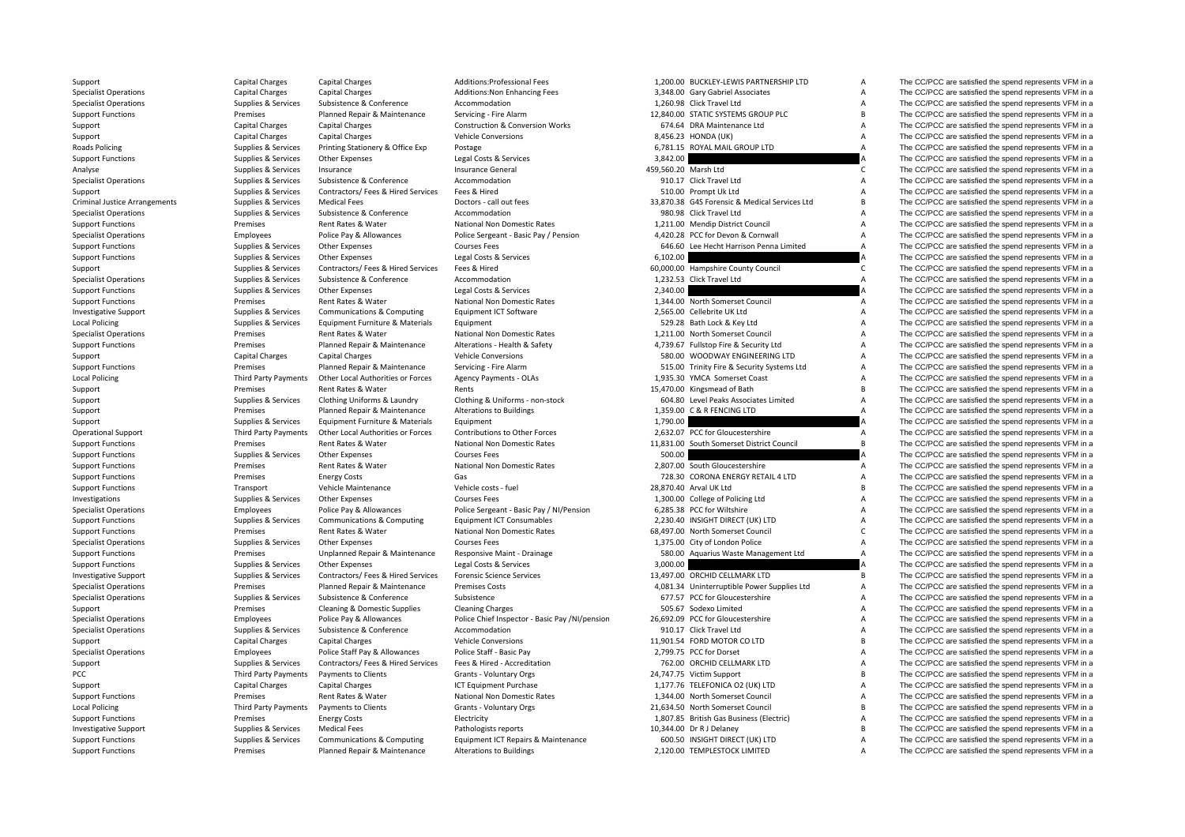| | | | | | | | |
|---|---|---|---|---|---|---|---|
| Support | Capital Charges | Capital Charges | Additions:Professional Fees | 1,200.00 | BUCKLEY-LEWIS PARTNERSHIP LTD | A | The CC/PCC are satisfied the spend represents VFM in a |
| Specialist Operations | Capital Charges | Capital Charges | Additions:Non Enhancing Fees | 3,348.00 | Gary Gabriel Associates | A | The CC/PCC are satisfied the spend represents VFM in a |
| Specialist Operations | Supplies & Services | Subsistence & Conference | Accommodation | 1,260.98 | Click Travel Ltd | A | The CC/PCC are satisfied the spend represents VFM in a |
| Support Functions | Premises | Planned Repair & Maintenance | Servicing - Fire Alarm | 12,840.00 | STATIC SYSTEMS GROUP PLC | B | The CC/PCC are satisfied the spend represents VFM in a |
| Support | Capital Charges | Capital Charges | Construction & Conversion Works | 674.64 | DRA Maintenance Ltd | A | The CC/PCC are satisfied the spend represents VFM in a |
| Support | Capital Charges | Capital Charges | Vehicle Conversions | 8,456.23 | HONDA (UK) | A | The CC/PCC are satisfied the spend represents VFM in a |
| Roads Policing | Supplies & Services | Printing Stationery & Office Exp | Postage | 6,781.15 | ROYAL MAIL GROUP LTD | A | The CC/PCC are satisfied the spend represents VFM in a |
| Support Functions | Supplies & Services | Other Expenses | Legal Costs & Services | 3,842.00 | | A | The CC/PCC are satisfied the spend represents VFM in a |
| Analyse | Supplies & Services | Insurance | Insurance General | 459,560.20 | Marsh Ltd | C | The CC/PCC are satisfied the spend represents VFM in a |
| Specialist Operations | Supplies & Services | Subsistence & Conference | Accommodation | 910.17 | Click Travel Ltd | A | The CC/PCC are satisfied the spend represents VFM in a |
| Support | Supplies & Services | Contractors/ Fees & Hired Services | Fees & Hired | 510.00 | Prompt Uk Ltd | A | The CC/PCC are satisfied the spend represents VFM in a |
| Criminal Justice Arrangements | Supplies & Services | Medical Fees | Doctors - call out fees | 33,870.38 | G4S Forensic & Medical Services Ltd | B | The CC/PCC are satisfied the spend represents VFM in a |
| Specialist Operations | Supplies & Services | Subsistence & Conference | Accommodation | 980.98 | Click Travel Ltd | A | The CC/PCC are satisfied the spend represents VFM in a |
| Support Functions | Premises | Rent Rates & Water | National Non Domestic Rates | 1,211.00 | Mendip District Council | A | The CC/PCC are satisfied the spend represents VFM in a |
| Specialist Operations | Employees | Police Pay & Allowances | Police Sergeant - Basic Pay / Pension | 4,420.28 | PCC for Devon & Cornwall | A | The CC/PCC are satisfied the spend represents VFM in a |
| Support Functions | Supplies & Services | Other Expenses | Courses Fees | 646.60 | Lee Hecht Harrison Penna Limited | A | The CC/PCC are satisfied the spend represents VFM in a |
| Support Functions | Supplies & Services | Other Expenses | Legal Costs & Services | 6,102.00 | | A | The CC/PCC are satisfied the spend represents VFM in a |
| Support | Supplies & Services | Contractors/ Fees & Hired Services | Fees & Hired | 60,000.00 | Hampshire County Council | C | The CC/PCC are satisfied the spend represents VFM in a |
| Specialist Operations | Supplies & Services | Subsistence & Conference | Accommodation | 1,232.53 | Click Travel Ltd | A | The CC/PCC are satisfied the spend represents VFM in a |
| Support Functions | Supplies & Services | Other Expenses | Legal Costs & Services | 2,340.00 | | A | The CC/PCC are satisfied the spend represents VFM in a |
| Support Functions | Premises | Rent Rates & Water | National Non Domestic Rates | 1,344.00 | North Somerset Council | A | The CC/PCC are satisfied the spend represents VFM in a |
| Investigative Support | Supplies & Services | Communications & Computing | Equipment ICT Software | 2,565.00 | Cellebrite UK Ltd | A | The CC/PCC are satisfied the spend represents VFM in a |
| Local Policing | Supplies & Services | Equipment Furniture & Materials | Equipment | 529.28 | Bath Lock & Key Ltd | A | The CC/PCC are satisfied the spend represents VFM in a |
| Specialist Operations | Premises | Rent Rates & Water | National Non Domestic Rates | 1,211.00 | North Somerset Council | A | The CC/PCC are satisfied the spend represents VFM in a |
| Support Functions | Premises | Planned Repair & Maintenance | Alterations - Health & Safety | 4,739.67 | Fullstop Fire & Security Ltd | A | The CC/PCC are satisfied the spend represents VFM in a |
| Support | Capital Charges | Capital Charges | Vehicle Conversions | 580.00 | WOODWAY ENGINEERING LTD | A | The CC/PCC are satisfied the spend represents VFM in a |
| Support Functions | Premises | Planned Repair & Maintenance | Servicing - Fire Alarm | 515.00 | Trinity Fire & Security Systems Ltd | A | The CC/PCC are satisfied the spend represents VFM in a |
| Local Policing | Third Party Payments | Other Local Authorities or Forces | Agency Payments - OLAs | 1,935.30 | YMCA Somerset Coast | A | The CC/PCC are satisfied the spend represents VFM in a |
| Support | Premises | Rent Rates & Water | Rents | 15,470.00 | Kingsmead of Bath | B | The CC/PCC are satisfied the spend represents VFM in a |
| Support | Supplies & Services | Clothing Uniforms & Laundry | Clothing & Uniforms - non-stock | 604.80 | Level Peaks Associates Limited | A | The CC/PCC are satisfied the spend represents VFM in a |
| Support | Premises | Planned Repair & Maintenance | Alterations to Buildings | 1,359.00 | C & R FENCING LTD | A | The CC/PCC are satisfied the spend represents VFM in a |
| Support | Supplies & Services | Equipment Furniture & Materials | Equipment | 1,790.00 | | A | The CC/PCC are satisfied the spend represents VFM in a |
| Operational Support | Third Party Payments | Other Local Authorities or Forces | Contributions to Other Forces | 2,632.07 | PCC for Gloucestershire | A | The CC/PCC are satisfied the spend represents VFM in a |
| Support Functions | Premises | Rent Rates & Water | National Non Domestic Rates | 11,831.00 | South Somerset District Council | B | The CC/PCC are satisfied the spend represents VFM in a |
| Support Functions | Supplies & Services | Other Expenses | Courses Fees | 500.00 | | A | The CC/PCC are satisfied the spend represents VFM in a |
| Support Functions | Premises | Rent Rates & Water | National Non Domestic Rates | 2,807.00 | South Gloucestershire | A | The CC/PCC are satisfied the spend represents VFM in a |
| Support Functions | Premises | Energy Costs | Gas | 728.30 | CORONA ENERGY RETAIL 4 LTD | A | The CC/PCC are satisfied the spend represents VFM in a |
| Support Functions | Transport | Vehicle Maintenance | Vehicle costs - fuel | 28,870.40 | Arval UK Ltd | B | The CC/PCC are satisfied the spend represents VFM in a |
| Investigations | Supplies & Services | Other Expenses | Courses Fees | 1,300.00 | College of Policing Ltd | A | The CC/PCC are satisfied the spend represents VFM in a |
| Specialist Operations | Employees | Police Pay & Allowances | Police Sergeant - Basic Pay / NI/Pension | 6,285.38 | PCC for Wiltshire | A | The CC/PCC are satisfied the spend represents VFM in a |
| Support Functions | Supplies & Services | Communications & Computing | Equipment ICT Consumables | 2,230.40 | INSIGHT DIRECT (UK) LTD | A | The CC/PCC are satisfied the spend represents VFM in a |
| Support Functions | Premises | Rent Rates & Water | National Non Domestic Rates | 68,497.00 | North Somerset Council | C | The CC/PCC are satisfied the spend represents VFM in a |
| Specialist Operations | Supplies & Services | Other Expenses | Courses Fees | 1,375.00 | City of London Police | A | The CC/PCC are satisfied the spend represents VFM in a |
| Support Functions | Premises | Unplanned Repair & Maintenance | Responsive Maint - Drainage | 580.00 | Aquarius Waste Management Ltd | A | The CC/PCC are satisfied the spend represents VFM in a |
| Support Functions | Supplies & Services | Other Expenses | Legal Costs & Services | 3,000.00 | | A | The CC/PCC are satisfied the spend represents VFM in a |
| Investigative Support | Supplies & Services | Contractors/ Fees & Hired Services | Forensic Science Services | 13,497.00 | ORCHID CELLMARK LTD | B | The CC/PCC are satisfied the spend represents VFM in a |
| Specialist Operations | Premises | Planned Repair & Maintenance | Premises Costs | 4,081.34 | Uninterruptible Power Supplies Ltd | A | The CC/PCC are satisfied the spend represents VFM in a |
| Specialist Operations | Supplies & Services | Subsistence & Conference | Subsistence | 677.57 | PCC for Gloucestershire | A | The CC/PCC are satisfied the spend represents VFM in a |
| Support | Premises | Cleaning & Domestic Supplies | Cleaning Charges | 505.67 | Sodexo Limited | A | The CC/PCC are satisfied the spend represents VFM in a |
| Specialist Operations | Employees | Police Pay & Allowances | Police Chief Inspector - Basic Pay /NI/pension | 26,692.09 | PCC for Gloucestershire | A | The CC/PCC are satisfied the spend represents VFM in a |
| Specialist Operations | Supplies & Services | Subsistence & Conference | Accommodation | 910.17 | Click Travel Ltd | A | The CC/PCC are satisfied the spend represents VFM in a |
| Support | Capital Charges | Capital Charges | Vehicle Conversions | 11,901.54 | FORD MOTOR CO LTD | B | The CC/PCC are satisfied the spend represents VFM in a |
| Specialist Operations | Employees | Police Staff Pay & Allowances | Police Staff - Basic Pay | 2,799.75 | PCC for Dorset | A | The CC/PCC are satisfied the spend represents VFM in a |
| Support | Supplies & Services | Contractors/ Fees & Hired Services | Fees & Hired - Accreditation | 762.00 | ORCHID CELLMARK LTD | A | The CC/PCC are satisfied the spend represents VFM in a |
| PCC | Third Party Payments | Payments to Clients | Grants - Voluntary Orgs | 24,747.75 | Victim Support | B | The CC/PCC are satisfied the spend represents VFM in a |
| Support | Capital Charges | Capital Charges | ICT Equipment Purchase | 1,177.76 | TELEFONICA O2 (UK) LTD | A | The CC/PCC are satisfied the spend represents VFM in a |
| Support Functions | Premises | Rent Rates & Water | National Non Domestic Rates | 1,344.00 | North Somerset Council | A | The CC/PCC are satisfied the spend represents VFM in a |
| Local Policing | Third Party Payments | Payments to Clients | Grants - Voluntary Orgs | 21,634.50 | North Somerset Council | B | The CC/PCC are satisfied the spend represents VFM in a |
| Support Functions | Premises | Energy Costs | Electricity | 1,807.85 | British Gas Business (Electric) | A | The CC/PCC are satisfied the spend represents VFM in a |
| Investigative Support | Supplies & Services | Medical Fees | Pathologists reports | 10,344.00 | Dr R J Delaney | B | The CC/PCC are satisfied the spend represents VFM in a |
| Support Functions | Supplies & Services | Communications & Computing | Equipment ICT Repairs & Maintenance | 600.50 | INSIGHT DIRECT (UK) LTD | A | The CC/PCC are satisfied the spend represents VFM in a |
| Support Functions | Premises | Planned Repair & Maintenance | Alterations to Buildings | 2,120.00 | TEMPLESTOCK LIMITED | A | The CC/PCC are satisfied the spend represents VFM in a |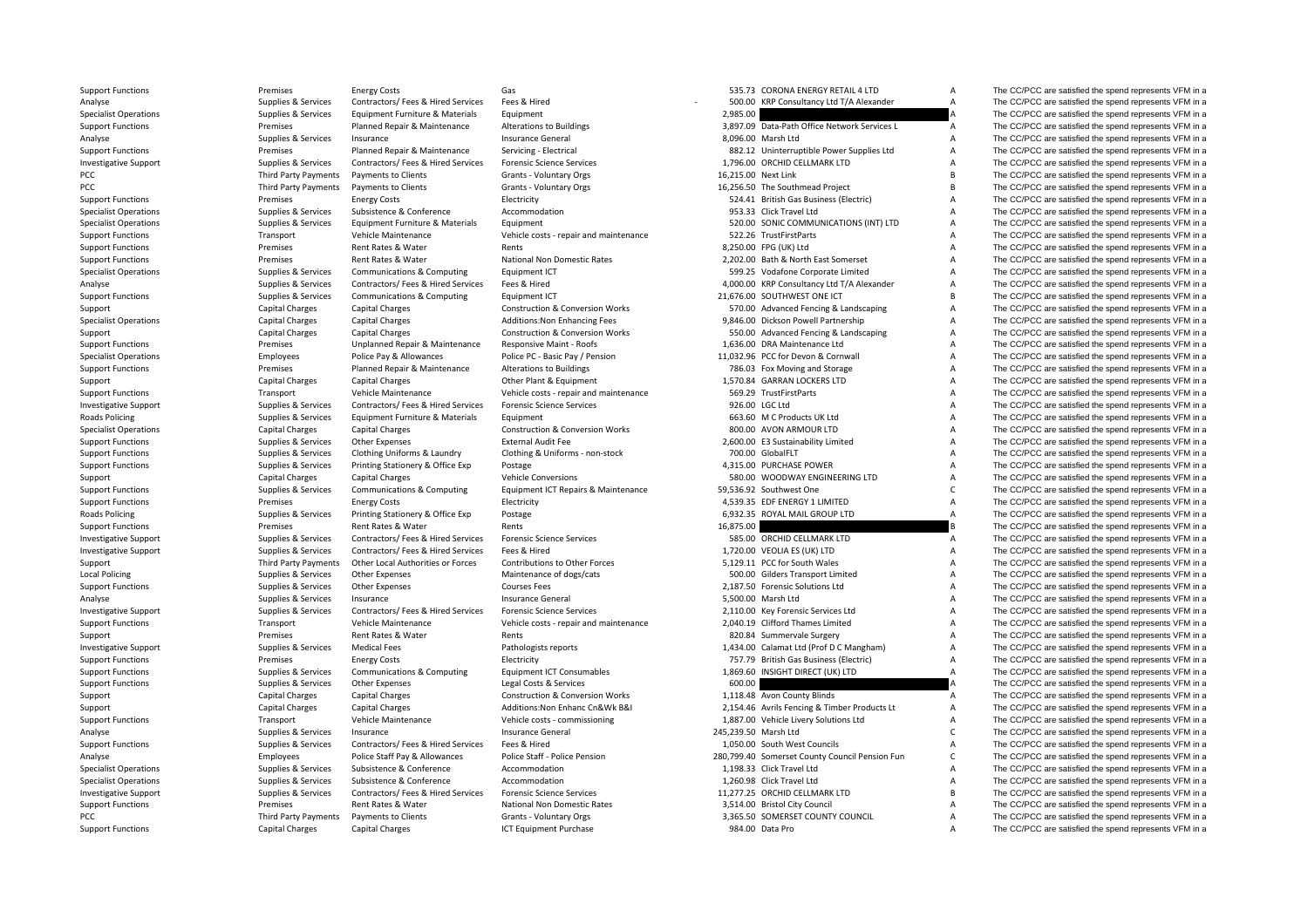| | | | | | | | |
|---|---|---|---|---|---|---|---|
| Support Functions | Premises | Energy Costs | Gas | 535.73 | CORONA ENERGY RETAIL 4 LTD | A | The CC/PCC are satisfied the spend represents VFM in a |
| Analyse | Supplies & Services | Contractors/ Fees & Hired Services | Fees & Hired | - 500.00 | KRP Consultancy Ltd T/A Alexander | A | The CC/PCC are satisfied the spend represents VFM in a |
| Specialist Operations | Supplies & Services | Equipment Furniture & Materials | Equipment | 2,985.00 | | A | The CC/PCC are satisfied the spend represents VFM in a |
| Support Functions | Premises | Planned Repair & Maintenance | Alterations to Buildings | 3,897.09 | Data-Path Office Network Services L | A | The CC/PCC are satisfied the spend represents VFM in a |
| Analyse | Supplies & Services | Insurance | Insurance General | 8,096.00 | Marsh Ltd | A | The CC/PCC are satisfied the spend represents VFM in a |
| Support Functions | Premises | Planned Repair & Maintenance | Servicing - Electrical | 882.12 | Uninterruptible Power Supplies Ltd | A | The CC/PCC are satisfied the spend represents VFM in a |
| Investigative Support | Supplies & Services | Contractors/ Fees & Hired Services | Forensic Science Services | 1,796.00 | ORCHID CELLMARK LTD | A | The CC/PCC are satisfied the spend represents VFM in a |
| PCC | Third Party Payments | Payments to Clients | Grants - Voluntary Orgs | 16,215.00 | Next Link | B | The CC/PCC are satisfied the spend represents VFM in a |
| PCC | Third Party Payments | Payments to Clients | Grants - Voluntary Orgs | 16,256.50 | The Southmead Project | B | The CC/PCC are satisfied the spend represents VFM in a |
| Support Functions | Premises | Energy Costs | Electricity | 524.41 | British Gas Business (Electric) | A | The CC/PCC are satisfied the spend represents VFM in a |
| Specialist Operations | Supplies & Services | Subsistence & Conference | Accommodation | 953.33 | Click Travel Ltd | A | The CC/PCC are satisfied the spend represents VFM in a |
| Specialist Operations | Supplies & Services | Equipment Furniture & Materials | Equipment | 520.00 | SONIC COMMUNICATIONS (INT) LTD | A | The CC/PCC are satisfied the spend represents VFM in a |
| Support Functions | Transport | Vehicle Maintenance | Vehicle costs - repair and maintenance | 522.26 | TrustFirstParts | A | The CC/PCC are satisfied the spend represents VFM in a |
| Support Functions | Premises | Rent Rates & Water | Rents | 8,250.00 | FPG (UK) Ltd | A | The CC/PCC are satisfied the spend represents VFM in a |
| Support Functions | Premises | Rent Rates & Water | National Non Domestic Rates | 2,202.00 | Bath & North East Somerset | A | The CC/PCC are satisfied the spend represents VFM in a |
| Specialist Operations | Supplies & Services | Communications & Computing | Equipment ICT | 599.25 | Vodafone Corporate Limited | A | The CC/PCC are satisfied the spend represents VFM in a |
| Analyse | Supplies & Services | Contractors/ Fees & Hired Services | Fees & Hired | 4,000.00 | KRP Consultancy Ltd T/A Alexander | A | The CC/PCC are satisfied the spend represents VFM in a |
| Support Functions | Supplies & Services | Communications & Computing | Equipment ICT | 21,676.00 | SOUTHWEST ONE ICT | B | The CC/PCC are satisfied the spend represents VFM in a |
| Support | Capital Charges | Capital Charges | Construction & Conversion Works | 570.00 | Advanced Fencing & Landscaping | A | The CC/PCC are satisfied the spend represents VFM in a |
| Specialist Operations | Capital Charges | Capital Charges | Additions:Non Enhancing Fees | 9,846.00 | Dickson Powell Partnership | A | The CC/PCC are satisfied the spend represents VFM in a |
| Support | Capital Charges | Capital Charges | Construction & Conversion Works | 550.00 | Advanced Fencing & Landscaping | A | The CC/PCC are satisfied the spend represents VFM in a |
| Support Functions | Premises | Unplanned Repair & Maintenance | Responsive Maint - Roofs | 1,636.00 | DRA Maintenance Ltd | A | The CC/PCC are satisfied the spend represents VFM in a |
| Specialist Operations | Employees | Police Pay & Allowances | Police PC - Basic Pay / Pension | 11,032.96 | PCC for Devon & Cornwall | A | The CC/PCC are satisfied the spend represents VFM in a |
| Support Functions | Premises | Planned Repair & Maintenance | Alterations to Buildings | 786.03 | Fox Moving and Storage | A | The CC/PCC are satisfied the spend represents VFM in a |
| Support | Capital Charges | Capital Charges | Other Plant & Equipment | 1,570.84 | GARRAN LOCKERS LTD | A | The CC/PCC are satisfied the spend represents VFM in a |
| Support Functions | Transport | Vehicle Maintenance | Vehicle costs - repair and maintenance | 569.29 | TrustFirstParts | A | The CC/PCC are satisfied the spend represents VFM in a |
| Investigative Support | Supplies & Services | Contractors/ Fees & Hired Services | Forensic Science Services | 926.00 | LGC Ltd | A | The CC/PCC are satisfied the spend represents VFM in a |
| Roads Policing | Supplies & Services | Equipment Furniture & Materials | Equipment | 663.60 | M C Products UK Ltd | A | The CC/PCC are satisfied the spend represents VFM in a |
| Specialist Operations | Capital Charges | Capital Charges | Construction & Conversion Works | 800.00 | AVON ARMOUR LTD | A | The CC/PCC are satisfied the spend represents VFM in a |
| Support Functions | Supplies & Services | Other Expenses | External Audit Fee | 2,600.00 | E3 Sustainability Limited | A | The CC/PCC are satisfied the spend represents VFM in a |
| Support Functions | Supplies & Services | Clothing Uniforms & Laundry | Clothing & Uniforms - non-stock | 700.00 | GlobalFLT | A | The CC/PCC are satisfied the spend represents VFM in a |
| Support Functions | Supplies & Services | Printing Stationery & Office Exp | Postage | 4,315.00 | PURCHASE POWER | A | The CC/PCC are satisfied the spend represents VFM in a |
| Support | Capital Charges | Capital Charges | Vehicle Conversions | 580.00 | WOODWAY ENGINEERING LTD | A | The CC/PCC are satisfied the spend represents VFM in a |
| Support Functions | Supplies & Services | Communications & Computing | Equipment ICT Repairs & Maintenance | 59,536.92 | Southwest One | C | The CC/PCC are satisfied the spend represents VFM in a |
| Support Functions | Premises | Energy Costs | Electricity | 4,539.35 | EDF ENERGY 1 LIMITED | A | The CC/PCC are satisfied the spend represents VFM in a |
| Roads Policing | Supplies & Services | Printing Stationery & Office Exp | Postage | 6,932.35 | ROYAL MAIL GROUP LTD | A | The CC/PCC are satisfied the spend represents VFM in a |
| Support Functions | Premises | Rent Rates & Water | Rents | 16,875.00 | | B | The CC/PCC are satisfied the spend represents VFM in a |
| Investigative Support | Supplies & Services | Contractors/ Fees & Hired Services | Forensic Science Services | 585.00 | ORCHID CELLMARK LTD | A | The CC/PCC are satisfied the spend represents VFM in a |
| Investigative Support | Supplies & Services | Contractors/ Fees & Hired Services | Fees & Hired | 1,720.00 | VEOLIA ES (UK) LTD | A | The CC/PCC are satisfied the spend represents VFM in a |
| Support | Third Party Payments | Other Local Authorities or Forces | Contributions to Other Forces | 5,129.11 | PCC for South Wales | A | The CC/PCC are satisfied the spend represents VFM in a |
| Local Policing | Supplies & Services | Other Expenses | Maintenance of dogs/cats | 500.00 | Gilders Transport Limited | A | The CC/PCC are satisfied the spend represents VFM in a |
| Support Functions | Supplies & Services | Other Expenses | Courses Fees | 2,187.50 | Forensic Solutions Ltd | A | The CC/PCC are satisfied the spend represents VFM in a |
| Analyse | Supplies & Services | Insurance | Insurance General | 5,500.00 | Marsh Ltd | A | The CC/PCC are satisfied the spend represents VFM in a |
| Investigative Support | Supplies & Services | Contractors/ Fees & Hired Services | Forensic Science Services | 2,110.00 | Key Forensic Services Ltd | A | The CC/PCC are satisfied the spend represents VFM in a |
| Support Functions | Transport | Vehicle Maintenance | Vehicle costs - repair and maintenance | 2,040.19 | Clifford Thames Limited | A | The CC/PCC are satisfied the spend represents VFM in a |
| Support | Premises | Rent Rates & Water | Rents | 820.84 | Summervale Surgery | A | The CC/PCC are satisfied the spend represents VFM in a |
| Investigative Support | Supplies & Services | Medical Fees | Pathologists reports | 1,434.00 | Calamat Ltd (Prof D C Mangham) | A | The CC/PCC are satisfied the spend represents VFM in a |
| Support Functions | Premises | Energy Costs | Electricity | 757.79 | British Gas Business (Electric) | A | The CC/PCC are satisfied the spend represents VFM in a |
| Support Functions | Supplies & Services | Communications & Computing | Equipment ICT Consumables | 1,869.60 | INSIGHT DIRECT (UK) LTD | A | The CC/PCC are satisfied the spend represents VFM in a |
| Support Functions | Supplies & Services | Other Expenses | Legal Costs & Services | 600.00 | | A | The CC/PCC are satisfied the spend represents VFM in a |
| Support | Capital Charges | Capital Charges | Construction & Conversion Works | 1,118.48 | Avon County Blinds | A | The CC/PCC are satisfied the spend represents VFM in a |
| Support | Capital Charges | Capital Charges | Additions:Non Enhanc Cn&Wk B&I | 2,154.46 | Avrils Fencing & Timber Products Lt | A | The CC/PCC are satisfied the spend represents VFM in a |
| Support Functions | Transport | Vehicle Maintenance | Vehicle costs - commissioning | 1,887.00 | Vehicle Livery Solutions Ltd | A | The CC/PCC are satisfied the spend represents VFM in a |
| Analyse | Supplies & Services | Insurance | Insurance General | 245,239.50 | Marsh Ltd | C | The CC/PCC are satisfied the spend represents VFM in a |
| Support Functions | Supplies & Services | Contractors/ Fees & Hired Services | Fees & Hired | 1,050.00 | South West Councils | A | The CC/PCC are satisfied the spend represents VFM in a |
| Analyse | Employees | Police Staff Pay & Allowances | Police Staff - Police Pension | 280,799.40 | Somerset County Council Pension Fun | C | The CC/PCC are satisfied the spend represents VFM in a |
| Specialist Operations | Supplies & Services | Subsistence & Conference | Accommodation | 1,198.33 | Click Travel Ltd | A | The CC/PCC are satisfied the spend represents VFM in a |
| Specialist Operations | Supplies & Services | Subsistence & Conference | Accommodation | 1,260.98 | Click Travel Ltd | A | The CC/PCC are satisfied the spend represents VFM in a |
| Investigative Support | Supplies & Services | Contractors/ Fees & Hired Services | Forensic Science Services | 11,277.25 | ORCHID CELLMARK LTD | B | The CC/PCC are satisfied the spend represents VFM in a |
| Support Functions | Premises | Rent Rates & Water | National Non Domestic Rates | 3,514.00 | Bristol City Council | A | The CC/PCC are satisfied the spend represents VFM in a |
| PCC | Third Party Payments | Payments to Clients | Grants - Voluntary Orgs | 3,365.50 | SOMERSET COUNTY COUNCIL | A | The CC/PCC are satisfied the spend represents VFM in a |
| Support Functions | Capital Charges | Capital Charges | ICT Equipment Purchase | 984.00 | Data Pro | A | The CC/PCC are satisfied the spend represents VFM in a |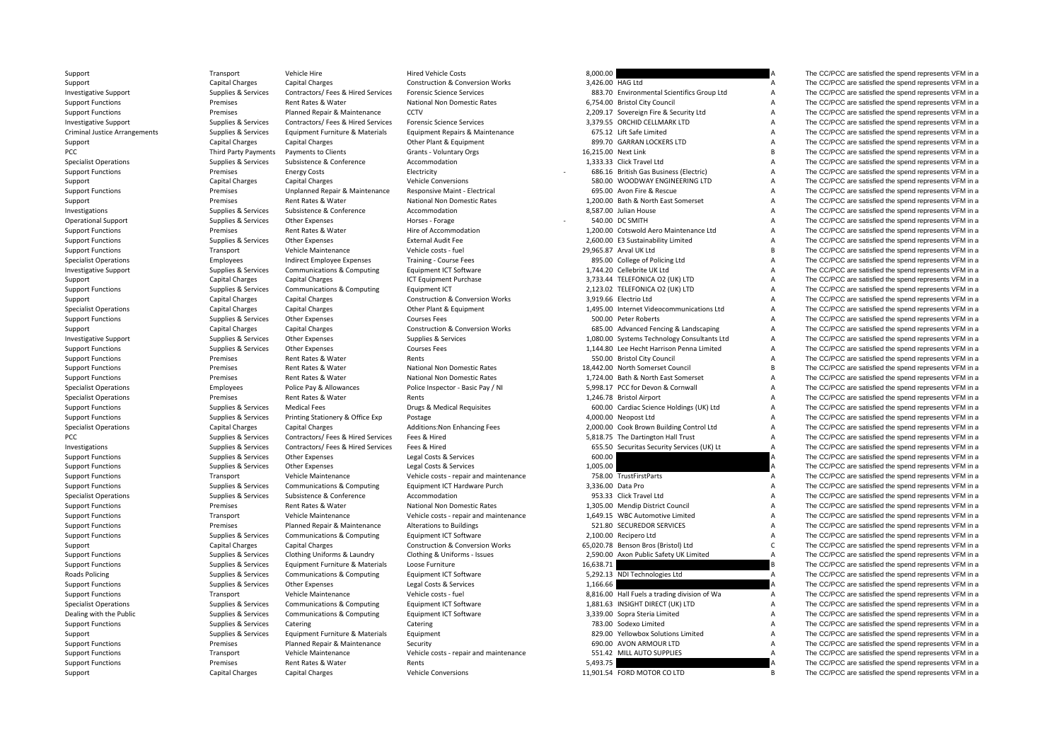| | | | | | | | |
|---|---|---|---|---|---|---|---|
| Support | Transport | Vehicle Hire | Hired Vehicle Costs | 8,000.00 | | A | The CC/PCC are satisfied the spend represents VFM in a |
| Support | Capital Charges | Capital Charges | Construction & Conversion Works | 3,426.00 | HAG Ltd | A | The CC/PCC are satisfied the spend represents VFM in a |
| Investigative Support | Supplies & Services | Contractors/ Fees & Hired Services | Forensic Science Services | 883.70 | Environmental Scientifics Group Ltd | A | The CC/PCC are satisfied the spend represents VFM in a |
| Support Functions | Premises | Rent Rates & Water | National Non Domestic Rates | 6,754.00 | Bristol City Council | A | The CC/PCC are satisfied the spend represents VFM in a |
| Support Functions | Premises | Planned Repair & Maintenance | CCTV | 2,209.17 | Sovereign Fire & Security Ltd | A | The CC/PCC are satisfied the spend represents VFM in a |
| Investigative Support | Supplies & Services | Contractors/ Fees & Hired Services | Forensic Science Services | 3,379.55 | ORCHID CELLMARK LTD | A | The CC/PCC are satisfied the spend represents VFM in a |
| Criminal Justice Arrangements | Supplies & Services | Equipment Furniture & Materials | Equipment Repairs & Maintenance | 675.12 | Lift Safe Limited | A | The CC/PCC are satisfied the spend represents VFM in a |
| Support | Capital Charges | Capital Charges | Other Plant & Equipment | 899.70 | GARRAN LOCKERS LTD | A | The CC/PCC are satisfied the spend represents VFM in a |
| PCC | Third Party Payments | Payments to Clients | Grants - Voluntary Orgs | 16,215.00 | Next Link | B | The CC/PCC are satisfied the spend represents VFM in a |
| Specialist Operations | Supplies & Services | Subsistence & Conference | Accommodation | 1,333.33 | Click Travel Ltd | A | The CC/PCC are satisfied the spend represents VFM in a |
| Support Functions | Premises | Energy Costs | Electricity | - 686.16 | British Gas Business (Electric) | A | The CC/PCC are satisfied the spend represents VFM in a |
| Support | Capital Charges | Capital Charges | Vehicle Conversions | 580.00 | WOODWAY ENGINEERING LTD | A | The CC/PCC are satisfied the spend represents VFM in a |
| Support Functions | Premises | Unplanned Repair & Maintenance | Responsive Maint - Electrical | 695.00 | Avon Fire & Rescue | A | The CC/PCC are satisfied the spend represents VFM in a |
| Support | Premises | Rent Rates & Water | National Non Domestic Rates | 1,200.00 | Bath & North East Somerset | A | The CC/PCC are satisfied the spend represents VFM in a |
| Investigations | Supplies & Services | Subsistence & Conference | Accommodation | 8,587.00 | Julian House | A | The CC/PCC are satisfied the spend represents VFM in a |
| Operational Support | Supplies & Services | Other Expenses | Horses - Forage | - 540.00 | DC SMITH | A | The CC/PCC are satisfied the spend represents VFM in a |
| Support Functions | Premises | Rent Rates & Water | Hire of Accommodation | 1,200.00 | Cotswold Aero Maintenance Ltd | A | The CC/PCC are satisfied the spend represents VFM in a |
| Support Functions | Supplies & Services | Other Expenses | External Audit Fee | 2,600.00 | E3 Sustainability Limited | A | The CC/PCC are satisfied the spend represents VFM in a |
| Support Functions | Transport | Vehicle Maintenance | Vehicle costs - fuel | 29,965.87 | Arval UK Ltd | B | The CC/PCC are satisfied the spend represents VFM in a |
| Specialist Operations | Employees | Indirect Employee Expenses | Training - Course Fees | 895.00 | College of Policing Ltd | A | The CC/PCC are satisfied the spend represents VFM in a |
| Investigative Support | Supplies & Services | Communications & Computing | Equipment ICT Software | 1,744.20 | Cellebrite UK Ltd | A | The CC/PCC are satisfied the spend represents VFM in a |
| Support | Capital Charges | Capital Charges | ICT Equipment Purchase | 3,733.44 | TELEFONICA O2 (UK) LTD | A | The CC/PCC are satisfied the spend represents VFM in a |
| Support Functions | Supplies & Services | Communications & Computing | Equipment ICT | 2,123.02 | TELEFONICA O2 (UK) LTD | A | The CC/PCC are satisfied the spend represents VFM in a |
| Support | Capital Charges | Capital Charges | Construction & Conversion Works | 3,919.66 | Electrio Ltd | A | The CC/PCC are satisfied the spend represents VFM in a |
| Specialist Operations | Capital Charges | Capital Charges | Other Plant & Equipment | 1,495.00 | Internet Videocommunications Ltd | A | The CC/PCC are satisfied the spend represents VFM in a |
| Support Functions | Supplies & Services | Other Expenses | Courses Fees | 500.00 | Peter Roberts | A | The CC/PCC are satisfied the spend represents VFM in a |
| Support | Capital Charges | Capital Charges | Construction & Conversion Works | 685.00 | Advanced Fencing & Landscaping | A | The CC/PCC are satisfied the spend represents VFM in a |
| Investigative Support | Supplies & Services | Other Expenses | Supplies & Services | 1,080.00 | Systems Technology Consultants Ltd | A | The CC/PCC are satisfied the spend represents VFM in a |
| Support Functions | Supplies & Services | Other Expenses | Courses Fees | 1,144.80 | Lee Hecht Harrison Penna Limited | A | The CC/PCC are satisfied the spend represents VFM in a |
| Support Functions | Premises | Rent Rates & Water | Rents | 550.00 | Bristol City Council | A | The CC/PCC are satisfied the spend represents VFM in a |
| Support Functions | Premises | Rent Rates & Water | National Non Domestic Rates | 18,442.00 | North Somerset Council | B | The CC/PCC are satisfied the spend represents VFM in a |
| Support Functions | Premises | Rent Rates & Water | National Non Domestic Rates | 1,724.00 | Bath & North East Somerset | A | The CC/PCC are satisfied the spend represents VFM in a |
| Specialist Operations | Employees | Police Pay & Allowances | Police Inspector - Basic Pay / NI | 5,998.17 | PCC for Devon & Cornwall | A | The CC/PCC are satisfied the spend represents VFM in a |
| Specialist Operations | Premises | Rent Rates & Water | Rents | 1,246.78 | Bristol Airport | A | The CC/PCC are satisfied the spend represents VFM in a |
| Support Functions | Supplies & Services | Medical Fees | Drugs & Medical Requisites | 600.00 | Cardiac Science Holdings (UK) Ltd | A | The CC/PCC are satisfied the spend represents VFM in a |
| Support Functions | Supplies & Services | Printing Stationery & Office Exp | Postage | 4,000.00 | Neopost Ltd | A | The CC/PCC are satisfied the spend represents VFM in a |
| Specialist Operations | Capital Charges | Capital Charges | Additions:Non Enhancing Fees | 2,000.00 | Cook Brown Building Control Ltd | A | The CC/PCC are satisfied the spend represents VFM in a |
| PCC | Supplies & Services | Contractors/ Fees & Hired Services | Fees & Hired | 5,818.75 | The Dartington Hall Trust | A | The CC/PCC are satisfied the spend represents VFM in a |
| Investigations | Supplies & Services | Contractors/ Fees & Hired Services | Fees & Hired | 655.50 | Securitas Security Services (UK) Lt | A | The CC/PCC are satisfied the spend represents VFM in a |
| Support Functions | Supplies & Services | Other Expenses | Legal Costs & Services | 600.00 | | A | The CC/PCC are satisfied the spend represents VFM in a |
| Support Functions | Supplies & Services | Other Expenses | Legal Costs & Services | 1,005.00 | | A | The CC/PCC are satisfied the spend represents VFM in a |
| Support Functions | Transport | Vehicle Maintenance | Vehicle costs - repair and maintenance | 758.00 | TrustFirstParts | A | The CC/PCC are satisfied the spend represents VFM in a |
| Support Functions | Supplies & Services | Communications & Computing | Equipment ICT Hardware Purch | 3,336.00 | Data Pro | A | The CC/PCC are satisfied the spend represents VFM in a |
| Specialist Operations | Supplies & Services | Subsistence & Conference | Accommodation | 953.33 | Click Travel Ltd | A | The CC/PCC are satisfied the spend represents VFM in a |
| Support Functions | Premises | Rent Rates & Water | National Non Domestic Rates | 1,305.00 | Mendip District Council | A | The CC/PCC are satisfied the spend represents VFM in a |
| Support Functions | Transport | Vehicle Maintenance | Vehicle costs - repair and maintenance | 1,649.15 | WBC Automotive Limited | A | The CC/PCC are satisfied the spend represents VFM in a |
| Support Functions | Premises | Planned Repair & Maintenance | Alterations to Buildings | 521.80 | SECUREDOR SERVICES | A | The CC/PCC are satisfied the spend represents VFM in a |
| Support Functions | Supplies & Services | Communications & Computing | Equipment ICT Software | 2,100.00 | Recipero Ltd | A | The CC/PCC are satisfied the spend represents VFM in a |
| Support | Capital Charges | Capital Charges | Construction & Conversion Works | 65,020.78 | Benson Bros (Bristol) Ltd | C | The CC/PCC are satisfied the spend represents VFM in a |
| Support Functions | Supplies & Services | Clothing Uniforms & Laundry | Clothing & Uniforms - Issues | 2,590.00 | Axon Public Safety UK Limited | A | The CC/PCC are satisfied the spend represents VFM in a |
| Support Functions | Supplies & Services | Equipment Furniture & Materials | Loose Furniture | 16,638.71 | | B | The CC/PCC are satisfied the spend represents VFM in a |
| Roads Policing | Supplies & Services | Communications & Computing | Equipment ICT Software | 5,292.13 | NDI Technologies Ltd | A | The CC/PCC are satisfied the spend represents VFM in a |
| Support Functions | Supplies & Services | Other Expenses | Legal Costs & Services | 1,166.66 | | A | The CC/PCC are satisfied the spend represents VFM in a |
| Support Functions | Transport | Vehicle Maintenance | Vehicle costs - fuel | 8,816.00 | Hall Fuels a trading division of Wa | A | The CC/PCC are satisfied the spend represents VFM in a |
| Specialist Operations | Supplies & Services | Communications & Computing | Equipment ICT Software | 1,881.63 | INSIGHT DIRECT (UK) LTD | A | The CC/PCC are satisfied the spend represents VFM in a |
| Dealing with the Public | Supplies & Services | Communications & Computing | Equipment ICT Software | 3,339.00 | Sopra Steria Limited | A | The CC/PCC are satisfied the spend represents VFM in a |
| Support Functions | Supplies & Services | Catering | Catering | 783.00 | Sodexo Limited | A | The CC/PCC are satisfied the spend represents VFM in a |
| Support | Supplies & Services | Equipment Furniture & Materials | Equipment | 829.00 | Yellowbox Solutions Limited | A | The CC/PCC are satisfied the spend represents VFM in a |
| Support Functions | Premises | Planned Repair & Maintenance | Security | 690.00 | AVON ARMOUR LTD | A | The CC/PCC are satisfied the spend represents VFM in a |
| Support Functions | Transport | Vehicle Maintenance | Vehicle costs - repair and maintenance | 551.42 | MILL AUTO SUPPLIES | A | The CC/PCC are satisfied the spend represents VFM in a |
| Support Functions | Premises | Rent Rates & Water | Rents | 5,493.75 | | A | The CC/PCC are satisfied the spend represents VFM in a |
| Support | Capital Charges | Capital Charges | Vehicle Conversions | 11,901.54 | FORD MOTOR CO LTD | B | The CC/PCC are satisfied the spend represents VFM in a |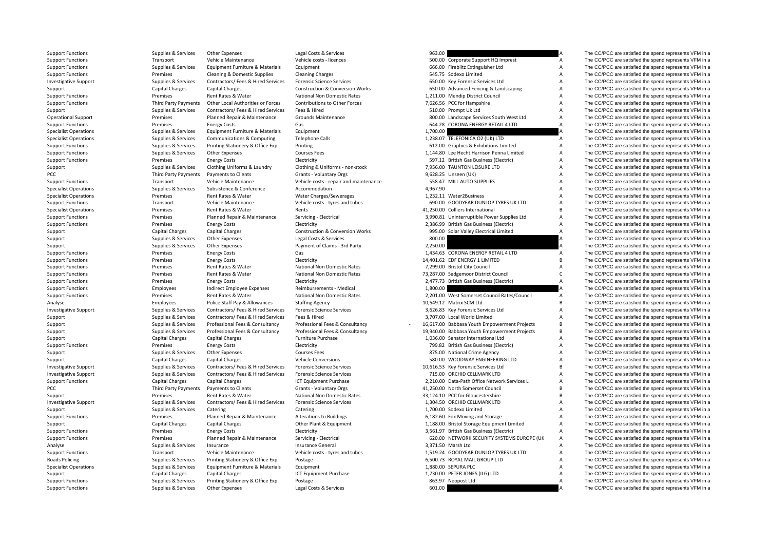| | | | | | | | |
|---|---|---|---|---|---|---|---|
| Support Functions | Supplies & Services | Other Expenses | Legal Costs & Services | 963.00 | | A | The CC/PCC are satisfied the spend represents VFM in a |
| Support Functions | Transport | Vehicle Maintenance | Vehicle costs - licences | 500.00 | Corporate Support HQ Imprest | A | The CC/PCC are satisfied the spend represents VFM in a |
| Support Functions | Supplies & Services | Equipment Furniture & Materials | Equipment | 666.00 | Fireblitz Extinguisher Ltd | A | The CC/PCC are satisfied the spend represents VFM in a |
| Support Functions | Premises | Cleaning & Domestic Supplies | Cleaning Charges | 545.75 | Sodexo Limited | A | The CC/PCC are satisfied the spend represents VFM in a |
| Investigative Support | Supplies & Services | Contractors/ Fees & Hired Services | Forensic Science Services | 650.00 | Key Forensic Services Ltd | A | The CC/PCC are satisfied the spend represents VFM in a |
| Support | Capital Charges | Capital Charges | Construction & Conversion Works | 650.00 | Advanced Fencing & Landscaping | A | The CC/PCC are satisfied the spend represents VFM in a |
| Support Functions | Premises | Rent Rates & Water | National Non Domestic Rates | 1,211.00 | Mendip District Council | A | The CC/PCC are satisfied the spend represents VFM in a |
| Support Functions | Third Party Payments | Other Local Authorities or Forces | Contributions to Other Forces | 7,626.56 | PCC for Hampshire | A | The CC/PCC are satisfied the spend represents VFM in a |
| Support | Supplies & Services | Contractors/ Fees & Hired Services | Fees & Hired | 510.00 | Prompt Uk Ltd | A | The CC/PCC are satisfied the spend represents VFM in a |
| Operational Support | Premises | Planned Repair & Maintenance | Grounds Maintenance | 800.00 | Landscape Services South West Ltd | A | The CC/PCC are satisfied the spend represents VFM in a |
| Support Functions | Premises | Energy Costs | Gas | 644.28 | CORONA ENERGY RETAIL 4 LTD | A | The CC/PCC are satisfied the spend represents VFM in a |
| Specialist Operations | Supplies & Services | Equipment Furniture & Materials | Equipment | 1,700.00 | | A | The CC/PCC are satisfied the spend represents VFM in a |
| Specialist Operations | Supplies & Services | Communications & Computing | Telephone Calls | 1,238.07 | TELEFONICA O2 (UK) LTD | A | The CC/PCC are satisfied the spend represents VFM in a |
| Support Functions | Supplies & Services | Printing Stationery & Office Exp | Printing | 612.00 | Graphics & Exhibitions Limited | A | The CC/PCC are satisfied the spend represents VFM in a |
| Support Functions | Supplies & Services | Other Expenses | Courses Fees | 1,144.80 | Lee Hecht Harrison Penna Limited | A | The CC/PCC are satisfied the spend represents VFM in a |
| Support Functions | Premises | Energy Costs | Electricity | 597.12 | British Gas Business (Electric) | A | The CC/PCC are satisfied the spend represents VFM in a |
| Support | Supplies & Services | Clothing Uniforms & Laundry | Clothing & Uniforms - non-stock | 7,956.00 | TAUNTON LEISURE LTD | A | The CC/PCC are satisfied the spend represents VFM in a |
| PCC | Third Party Payments | Payments to Clients | Grants - Voluntary Orgs | 9,628.25 | Unseen (UK) | A | The CC/PCC are satisfied the spend represents VFM in a |
| Support Functions | Transport | Vehicle Maintenance | Vehicle costs - repair and maintenance | 558.47 | MILL AUTO SUPPLIES | A | The CC/PCC are satisfied the spend represents VFM in a |
| Specialist Operations | Supplies & Services | Subsistence & Conference | Accommodation | 4,967.90 | | A | The CC/PCC are satisfied the spend represents VFM in a |
| Specialist Operations | Premises | Rent Rates & Water | Water Charges/Sewerages | 1,232.11 | Water2Business | A | The CC/PCC are satisfied the spend represents VFM in a |
| Support Functions | Transport | Vehicle Maintenance | Vehicle costs - tyres and tubes | 690.00 | GOODYEAR DUNLOP TYRES UK LTD | A | The CC/PCC are satisfied the spend represents VFM in a |
| Specialist Operations | Premises | Rent Rates & Water | Rents | 41,250.00 | Colliers International | B | The CC/PCC are satisfied the spend represents VFM in a |
| Support Functions | Premises | Planned Repair & Maintenance | Servicing - Electrical | 3,990.81 | Uninterruptible Power Supplies Ltd | A | The CC/PCC are satisfied the spend represents VFM in a |
| Support Functions | Premises | Energy Costs | Electricity | 2,386.99 | British Gas Business (Electric) | A | The CC/PCC are satisfied the spend represents VFM in a |
| Support | Capital Charges | Capital Charges | Construction & Conversion Works | 995.00 | Solar Valley Electrical Limited | A | The CC/PCC are satisfied the spend represents VFM in a |
| Support | Supplies & Services | Other Expenses | Legal Costs & Services | 800.00 | | A | The CC/PCC are satisfied the spend represents VFM in a |
| Support | Supplies & Services | Other Expenses | Payment of Claims - 3rd Party | 2,250.00 | | A | The CC/PCC are satisfied the spend represents VFM in a |
| Support Functions | Premises | Energy Costs | Gas | 1,434.63 | CORONA ENERGY RETAIL 4 LTD | A | The CC/PCC are satisfied the spend represents VFM in a |
| Support Functions | Premises | Energy Costs | Electricity | 14,401.62 | EDF ENERGY 1 LIMITED | B | The CC/PCC are satisfied the spend represents VFM in a |
| Support Functions | Premises | Rent Rates & Water | National Non Domestic Rates | 7,299.00 | Bristol City Council | A | The CC/PCC are satisfied the spend represents VFM in a |
| Support Functions | Premises | Rent Rates & Water | National Non Domestic Rates | 73,287.00 | Sedgemoor District Council | C | The CC/PCC are satisfied the spend represents VFM in a |
| Support Functions | Premises | Energy Costs | Electricity | 2,477.73 | British Gas Business (Electric) | A | The CC/PCC are satisfied the spend represents VFM in a |
| Support Functions | Employees | Indirect Employee Expenses | Reimbursements - Medical | 1,800.00 | | A | The CC/PCC are satisfied the spend represents VFM in a |
| Support Functions | Premises | Rent Rates & Water | National Non Domestic Rates | 2,201.00 | West Somerset Council Rates/Council | A | The CC/PCC are satisfied the spend represents VFM in a |
| Analyse | Employees | Police Staff Pay & Allowances | Staffing Agency | 10,549.12 | Matrix SCM Ltd | B | The CC/PCC are satisfied the spend represents VFM in a |
| Investigative Support | Supplies & Services | Contractors/ Fees & Hired Services | Forensic Science Services | 3,626.83 | Key Forensic Services Ltd | A | The CC/PCC are satisfied the spend represents VFM in a |
| Support | Supplies & Services | Contractors/ Fees & Hired Services | Fees & Hired | 3,707.00 | Local World Limited | A | The CC/PCC are satisfied the spend represents VFM in a |
| Support | Supplies & Services | Professional Fees & Consultancy | Professional Fees & Consultancy | - 16,617.00 | Babbasa Youth Empowerment Projects | B | The CC/PCC are satisfied the spend represents VFM in a |
| Support | Supplies & Services | Professional Fees & Consultancy | Professional Fees & Consultancy | 19,940.00 | Babbasa Youth Empowerment Projects | B | The CC/PCC are satisfied the spend represents VFM in a |
| Support | Capital Charges | Capital Charges | Furniture Purchase | 1,036.00 | Senator International Ltd | A | The CC/PCC are satisfied the spend represents VFM in a |
| Support Functions | Premises | Energy Costs | Electricity | 799.82 | British Gas Business (Electric) | A | The CC/PCC are satisfied the spend represents VFM in a |
| Support | Supplies & Services | Other Expenses | Courses Fees | 875.00 | National Crime Agency | A | The CC/PCC are satisfied the spend represents VFM in a |
| Support | Capital Charges | Capital Charges | Vehicle Conversions | 580.00 | WOODWAY ENGINEERING LTD | A | The CC/PCC are satisfied the spend represents VFM in a |
| Investigative Support | Supplies & Services | Contractors/ Fees & Hired Services | Forensic Science Services | 10,616.53 | Key Forensic Services Ltd | B | The CC/PCC are satisfied the spend represents VFM in a |
| Investigative Support | Supplies & Services | Contractors/ Fees & Hired Services | Forensic Science Services | 715.00 | ORCHID CELLMARK LTD | A | The CC/PCC are satisfied the spend represents VFM in a |
| Support Functions | Capital Charges | Capital Charges | ICT Equipment Purchase | 2,210.00 | Data-Path Office Network Services L | A | The CC/PCC are satisfied the spend represents VFM in a |
| PCC | Third Party Payments | Payments to Clients | Grants - Voluntary Orgs | 41,250.00 | North Somerset Council | B | The CC/PCC are satisfied the spend represents VFM in a |
| Support | Premises | Rent Rates & Water | National Non Domestic Rates | 33,124.10 | PCC for Gloucestershire | B | The CC/PCC are satisfied the spend represents VFM in a |
| Investigative Support | Supplies & Services | Contractors/ Fees & Hired Services | Forensic Science Services | 1,304.50 | ORCHID CELLMARK LTD | A | The CC/PCC are satisfied the spend represents VFM in a |
| Support | Supplies & Services | Catering | Catering | 1,700.00 | Sodexo Limited | A | The CC/PCC are satisfied the spend represents VFM in a |
| Support Functions | Premises | Planned Repair & Maintenance | Alterations to Buildings | 6,182.60 | Fox Moving and Storage | A | The CC/PCC are satisfied the spend represents VFM in a |
| Support | Capital Charges | Capital Charges | Other Plant & Equipment | 1,188.00 | Bristol Storage Equipment Limited | A | The CC/PCC are satisfied the spend represents VFM in a |
| Support Functions | Premises | Energy Costs | Electricity | 3,561.97 | British Gas Business (Electric) | A | The CC/PCC are satisfied the spend represents VFM in a |
| Support Functions | Premises | Planned Repair & Maintenance | Servicing - Electrical | 620.00 | NETWORK SECURITY SYSTEMS EUROPE (UK | A | The CC/PCC are satisfied the spend represents VFM in a |
| Analyse | Supplies & Services | Insurance | Insurance General | 3,371.50 | Marsh Ltd | A | The CC/PCC are satisfied the spend represents VFM in a |
| Support Functions | Transport | Vehicle Maintenance | Vehicle costs - tyres and tubes | 1,519.24 | GOODYEAR DUNLOP TYRES UK LTD | A | The CC/PCC are satisfied the spend represents VFM in a |
| Roads Policing | Supplies & Services | Printing Stationery & Office Exp | Postage | 6,500.73 | ROYAL MAIL GROUP LTD | A | The CC/PCC are satisfied the spend represents VFM in a |
| Specialist Operations | Supplies & Services | Equipment Furniture & Materials | Equipment | 1,880.00 | SEPURA PLC | A | The CC/PCC are satisfied the spend represents VFM in a |
| Support | Capital Charges | Capital Charges | ICT Equipment Purchase | 1,730.00 | PETER JONES (ILG) LTD | A | The CC/PCC are satisfied the spend represents VFM in a |
| Support Functions | Supplies & Services | Printing Stationery & Office Exp | Postage | 863.97 | Neopost Ltd | A | The CC/PCC are satisfied the spend represents VFM in a |
| Support Functions | Supplies & Services | Other Expenses | Legal Costs & Services | 601.00 | | A | The CC/PCC are satisfied the spend represents VFM in a |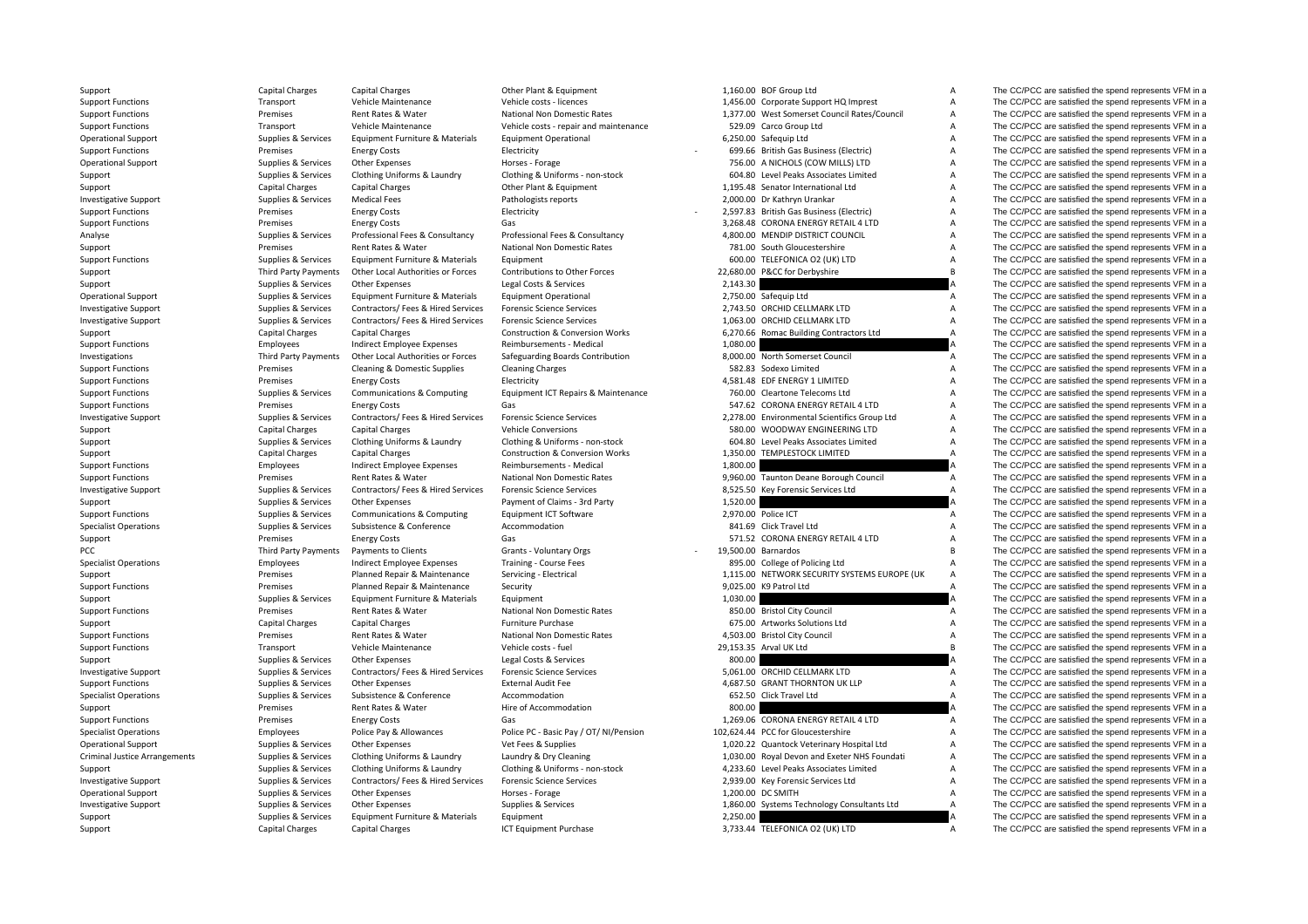| | | | | | | | |
|---|---|---|---|---|---|---|---|
| Support | Capital Charges | Capital Charges | Other Plant & Equipment | 1,160.00 | BOF Group Ltd | A | The CC/PCC are satisfied the spend represents VFM in a |
| Support Functions | Transport | Vehicle Maintenance | Vehicle costs - licences | 1,456.00 | Corporate Support HQ Imprest | A | The CC/PCC are satisfied the spend represents VFM in a |
| Support Functions | Premises | Rent Rates & Water | National Non Domestic Rates | 1,377.00 | West Somerset Council Rates/Council | A | The CC/PCC are satisfied the spend represents VFM in a |
| Support Functions | Transport | Vehicle Maintenance | Vehicle costs - repair and maintenance | 529.09 | Carco Group Ltd | A | The CC/PCC are satisfied the spend represents VFM in a |
| Operational Support | Supplies & Services | Equipment Furniture & Materials | Equipment Operational | 6,250.00 | Safequip Ltd | A | The CC/PCC are satisfied the spend represents VFM in a |
| Support Functions | Premises | Energy Costs | Electricity | - 699.66 | British Gas Business (Electric) | A | The CC/PCC are satisfied the spend represents VFM in a |
| Operational Support | Supplies & Services | Other Expenses | Horses - Forage | 756.00 | A NICHOLS (COW MILLS) LTD | A | The CC/PCC are satisfied the spend represents VFM in a |
| Support | Supplies & Services | Clothing Uniforms & Laundry | Clothing & Uniforms - non-stock | 604.80 | Level Peaks Associates Limited | A | The CC/PCC are satisfied the spend represents VFM in a |
| Support | Capital Charges | Capital Charges | Other Plant & Equipment | 1,195.48 | Senator International Ltd | A | The CC/PCC are satisfied the spend represents VFM in a |
| Investigative Support | Supplies & Services | Medical Fees | Pathologists reports | 2,000.00 | Dr Kathryn Urankar | A | The CC/PCC are satisfied the spend represents VFM in a |
| Support Functions | Premises | Energy Costs | Electricity | - 2,597.83 | British Gas Business (Electric) | A | The CC/PCC are satisfied the spend represents VFM in a |
| Support Functions | Premises | Energy Costs | Gas | 3,268.48 | CORONA ENERGY RETAIL 4 LTD | A | The CC/PCC are satisfied the spend represents VFM in a |
| Analyse | Supplies & Services | Professional Fees & Consultancy | Professional Fees & Consultancy | 4,800.00 | MENDIP DISTRICT COUNCIL | A | The CC/PCC are satisfied the spend represents VFM in a |
| Support | Premises | Rent Rates & Water | National Non Domestic Rates | 781.00 | South Gloucestershire | A | The CC/PCC are satisfied the spend represents VFM in a |
| Support Functions | Supplies & Services | Equipment Furniture & Materials | Equipment | 600.00 | TELEFONICA O2 (UK) LTD | A | The CC/PCC are satisfied the spend represents VFM in a |
| Support | Third Party Payments | Other Local Authorities or Forces | Contributions to Other Forces | 22,680.00 | P&CC for Derbyshire | B | The CC/PCC are satisfied the spend represents VFM in a |
| Support | Supplies & Services | Other Expenses | Legal Costs & Services | 2,143.30 | | A | The CC/PCC are satisfied the spend represents VFM in a |
| Operational Support | Supplies & Services | Equipment Furniture & Materials | Equipment Operational | 2,750.00 | Safequip Ltd | A | The CC/PCC are satisfied the spend represents VFM in a |
| Investigative Support | Supplies & Services | Contractors/ Fees & Hired Services | Forensic Science Services | 2,743.50 | ORCHID CELLMARK LTD | A | The CC/PCC are satisfied the spend represents VFM in a |
| Investigative Support | Supplies & Services | Contractors/ Fees & Hired Services | Forensic Science Services | 1,063.00 | ORCHID CELLMARK LTD | A | The CC/PCC are satisfied the spend represents VFM in a |
| Support | Capital Charges | Capital Charges | Construction & Conversion Works | 6,270.66 | Romac Building Contractors Ltd | A | The CC/PCC are satisfied the spend represents VFM in a |
| Support Functions | Employees | Indirect Employee Expenses | Reimbursements - Medical | 1,080.00 | | A | The CC/PCC are satisfied the spend represents VFM in a |
| Investigations | Third Party Payments | Other Local Authorities or Forces | Safeguarding Boards Contribution | 8,000.00 | North Somerset Council | A | The CC/PCC are satisfied the spend represents VFM in a |
| Support Functions | Premises | Cleaning & Domestic Supplies | Cleaning Charges | 582.83 | Sodexo Limited | A | The CC/PCC are satisfied the spend represents VFM in a |
| Support Functions | Premises | Energy Costs | Electricity | 4,581.48 | EDF ENERGY 1 LIMITED | A | The CC/PCC are satisfied the spend represents VFM in a |
| Support Functions | Supplies & Services | Communications & Computing | Equipment ICT Repairs & Maintenance | 760.00 | Cleartone Telecoms Ltd | A | The CC/PCC are satisfied the spend represents VFM in a |
| Support Functions | Premises | Energy Costs | Gas | 547.62 | CORONA ENERGY RETAIL 4 LTD | A | The CC/PCC are satisfied the spend represents VFM in a |
| Investigative Support | Supplies & Services | Contractors/ Fees & Hired Services | Forensic Science Services | 2,278.00 | Environmental Scientifics Group Ltd | A | The CC/PCC are satisfied the spend represents VFM in a |
| Support | Capital Charges | Capital Charges | Vehicle Conversions | 580.00 | WOODWAY ENGINEERING LTD | A | The CC/PCC are satisfied the spend represents VFM in a |
| Support | Supplies & Services | Clothing Uniforms & Laundry | Clothing & Uniforms - non-stock | 604.80 | Level Peaks Associates Limited | A | The CC/PCC are satisfied the spend represents VFM in a |
| Support | Capital Charges | Capital Charges | Construction & Conversion Works | 1,350.00 | TEMPLESTOCK LIMITED | A | The CC/PCC are satisfied the spend represents VFM in a |
| Support Functions | Employees | Indirect Employee Expenses | Reimbursements - Medical | 1,800.00 | | A | The CC/PCC are satisfied the spend represents VFM in a |
| Support Functions | Premises | Rent Rates & Water | National Non Domestic Rates | 9,960.00 | Taunton Deane Borough Council | A | The CC/PCC are satisfied the spend represents VFM in a |
| Investigative Support | Supplies & Services | Contractors/ Fees & Hired Services | Forensic Science Services | 8,525.50 | Key Forensic Services Ltd | A | The CC/PCC are satisfied the spend represents VFM in a |
| Support | Supplies & Services | Other Expenses | Payment of Claims - 3rd Party | 1,520.00 | | A | The CC/PCC are satisfied the spend represents VFM in a |
| Support Functions | Supplies & Services | Communications & Computing | Equipment ICT Software | 2,970.00 | Police ICT | A | The CC/PCC are satisfied the spend represents VFM in a |
| Specialist Operations | Supplies & Services | Subsistence & Conference | Accommodation | 841.69 | Click Travel Ltd | A | The CC/PCC are satisfied the spend represents VFM in a |
| Support | Premises | Energy Costs | Gas | 571.52 | CORONA ENERGY RETAIL 4 LTD | A | The CC/PCC are satisfied the spend represents VFM in a |
| PCC | Third Party Payments | Payments to Clients | Grants - Voluntary Orgs | - 19,500.00 | Barnardos | B | The CC/PCC are satisfied the spend represents VFM in a |
| Specialist Operations | Employees | Indirect Employee Expenses | Training - Course Fees | 895.00 | College of Policing Ltd | A | The CC/PCC are satisfied the spend represents VFM in a |
| Support | Premises | Planned Repair & Maintenance | Servicing - Electrical | 1,115.00 | NETWORK SECURITY SYSTEMS EUROPE (UK | A | The CC/PCC are satisfied the spend represents VFM in a |
| Support Functions | Premises | Planned Repair & Maintenance | Security | 9,025.00 | K9 Patrol Ltd | A | The CC/PCC are satisfied the spend represents VFM in a |
| Support | Supplies & Services | Equipment Furniture & Materials | Equipment | 1,030.00 | | A | The CC/PCC are satisfied the spend represents VFM in a |
| Support Functions | Premises | Rent Rates & Water | National Non Domestic Rates | 850.00 | Bristol City Council | A | The CC/PCC are satisfied the spend represents VFM in a |
| Support | Capital Charges | Capital Charges | Furniture Purchase | 675.00 | Artworks Solutions Ltd | A | The CC/PCC are satisfied the spend represents VFM in a |
| Support Functions | Premises | Rent Rates & Water | National Non Domestic Rates | 4,503.00 | Bristol City Council | A | The CC/PCC are satisfied the spend represents VFM in a |
| Support Functions | Transport | Vehicle Maintenance | Vehicle costs - fuel | 29,153.35 | Arval UK Ltd | B | The CC/PCC are satisfied the spend represents VFM in a |
| Support | Supplies & Services | Other Expenses | Legal Costs & Services | 800.00 | | A | The CC/PCC are satisfied the spend represents VFM in a |
| Investigative Support | Supplies & Services | Contractors/ Fees & Hired Services | Forensic Science Services | 5,061.00 | ORCHID CELLMARK LTD | A | The CC/PCC are satisfied the spend represents VFM in a |
| Support Functions | Supplies & Services | Other Expenses | External Audit Fee | 4,687.50 | GRANT THORNTON UK LLP | A | The CC/PCC are satisfied the spend represents VFM in a |
| Specialist Operations | Supplies & Services | Subsistence & Conference | Accommodation | 652.50 | Click Travel Ltd | A | The CC/PCC are satisfied the spend represents VFM in a |
| Support | Premises | Rent Rates & Water | Hire of Accommodation | 800.00 | | A | The CC/PCC are satisfied the spend represents VFM in a |
| Support Functions | Premises | Energy Costs | Gas | 1,269.06 | CORONA ENERGY RETAIL 4 LTD | A | The CC/PCC are satisfied the spend represents VFM in a |
| Specialist Operations | Employees | Police Pay & Allowances | Police PC - Basic Pay / OT/ NI/Pension | 102,624.44 | PCC for Gloucestershire | A | The CC/PCC are satisfied the spend represents VFM in a |
| Operational Support | Supplies & Services | Other Expenses | Vet Fees & Supplies | 1,020.22 | Quantock Veterinary Hospital Ltd | A | The CC/PCC are satisfied the spend represents VFM in a |
| Criminal Justice Arrangements | Supplies & Services | Clothing Uniforms & Laundry | Laundry & Dry Cleaning | 1,030.00 | Royal Devon and Exeter NHS Foundati | A | The CC/PCC are satisfied the spend represents VFM in a |
| Support | Supplies & Services | Clothing Uniforms & Laundry | Clothing & Uniforms - non-stock | 4,233.60 | Level Peaks Associates Limited | A | The CC/PCC are satisfied the spend represents VFM in a |
| Investigative Support | Supplies & Services | Contractors/ Fees & Hired Services | Forensic Science Services | 2,939.00 | Key Forensic Services Ltd | A | The CC/PCC are satisfied the spend represents VFM in a |
| Operational Support | Supplies & Services | Other Expenses | Horses - Forage | 1,200.00 | DC SMITH | A | The CC/PCC are satisfied the spend represents VFM in a |
| Investigative Support | Supplies & Services | Other Expenses | Supplies & Services | 1,860.00 | Systems Technology Consultants Ltd | A | The CC/PCC are satisfied the spend represents VFM in a |
| Support | Supplies & Services | Equipment Furniture & Materials | Equipment | 2,250.00 | | A | The CC/PCC are satisfied the spend represents VFM in a |
| Support | Capital Charges | Capital Charges | ICT Equipment Purchase | 3,733.44 | TELEFONICA O2 (UK) LTD | A | The CC/PCC are satisfied the spend represents VFM in a |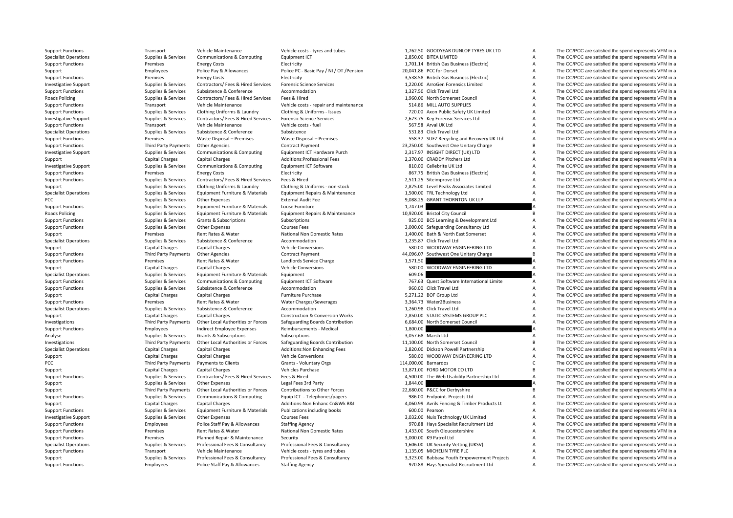| | | | | | | | |
|---|---|---|---|---|---|---|---|
| Support Functions | Transport | Vehicle Maintenance | Vehicle costs - tyres and tubes | 1,762.50 | GOODYEAR DUNLOP TYRES UK LTD | A | The CC/PCC are satisfied the spend represents VFM in a |
| Specialist Operations | Supplies & Services | Communications & Computing | Equipment ICT | 2,850.00 | BiTEA LIMITED | A | The CC/PCC are satisfied the spend represents VFM in a |
| Support Functions | Premises | Energy Costs | Electricity | 1,701.14 | British Gas Business (Electric) | A | The CC/PCC are satisfied the spend represents VFM in a |
| Support | Employees | Police Pay & Allowances | Police PC - Basic Pay / NI / OT /Pension | 20,041.86 | PCC for Dorset | A | The CC/PCC are satisfied the spend represents VFM in a |
| Support Functions | Premises | Energy Costs | Electricity | 3,538.58 | British Gas Business (Electric) | A | The CC/PCC are satisfied the spend represents VFM in a |
| Investigative Support | Supplies & Services | Contractors/ Fees & Hired Services | Forensic Science Services | 1,220.00 | ArroGen Forensics Limited | A | The CC/PCC are satisfied the spend represents VFM in a |
| Support Functions | Supplies & Services | Subsistence & Conference | Accommodation | 1,327.50 | Click Travel Ltd | A | The CC/PCC are satisfied the spend represents VFM in a |
| Roads Policing | Supplies & Services | Contractors/ Fees & Hired Services | Fees & Hired | 1,960.00 | North Somerset Council | A | The CC/PCC are satisfied the spend represents VFM in a |
| Support Functions | Transport | Vehicle Maintenance | Vehicle costs - repair and maintenance | 514.86 | MILL AUTO SUPPLIES | A | The CC/PCC are satisfied the spend represents VFM in a |
| Support Functions | Supplies & Services | Clothing Uniforms & Laundry | Clothing & Uniforms - Issues | 720.00 | Axon Public Safety UK Limited | A | The CC/PCC are satisfied the spend represents VFM in a |
| Investigative Support | Supplies & Services | Contractors/ Fees & Hired Services | Forensic Science Services | 2,673.75 | Key Forensic Services Ltd | A | The CC/PCC are satisfied the spend represents VFM in a |
| Support Functions | Transport | Vehicle Maintenance | Vehicle costs - fuel | 567.58 | Arval UK Ltd | A | The CC/PCC are satisfied the spend represents VFM in a |
| Specialist Operations | Supplies & Services | Subsistence & Conference | Subsistence | 531.83 | Click Travel Ltd | A | The CC/PCC are satisfied the spend represents VFM in a |
| Support Functions | Premises | Waste Disposal – Premises | Waste Disposal – Premises | 558.37 | SUEZ Recycling and Recovery UK Ltd | A | The CC/PCC are satisfied the spend represents VFM in a |
| Support Functions | Third Party Payments | Other Agencies | Contract Payment | 23,250.00 | Southwest One Unitary Charge | B | The CC/PCC are satisfied the spend represents VFM in a |
| Investigative Support | Supplies & Services | Communications & Computing | Equipment ICT Hardware Purch | 2,317.97 | INSIGHT DIRECT (UK) LTD | A | The CC/PCC are satisfied the spend represents VFM in a |
| Support | Capital Charges | Capital Charges | Additions:Professional Fees | 2,370.00 | CRADDY Pitchers Ltd | A | The CC/PCC are satisfied the spend represents VFM in a |
| Investigative Support | Supplies & Services | Communications & Computing | Equipment ICT Software | 810.00 | Cellebrite UK Ltd | A | The CC/PCC are satisfied the spend represents VFM in a |
| Support Functions | Premises | Energy Costs | Electricity | 867.75 | British Gas Business (Electric) | A | The CC/PCC are satisfied the spend represents VFM in a |
| Support Functions | Supplies & Services | Contractors/ Fees & Hired Services | Fees & Hired | 2,511.25 | Siteimprove Ltd | A | The CC/PCC are satisfied the spend represents VFM in a |
| Support | Supplies & Services | Clothing Uniforms & Laundry | Clothing & Uniforms - non-stock | 2,875.00 | Level Peaks Associates Limited | A | The CC/PCC are satisfied the spend represents VFM in a |
| Specialist Operations | Supplies & Services | Equipment Furniture & Materials | Equipment Repairs & Maintenance | 1,500.00 | TRL Technology Ltd | A | The CC/PCC are satisfied the spend represents VFM in a |
| PCC | Supplies & Services | Other Expenses | External Audit Fee | 9,088.25 | GRANT THORNTON UK LLP | A | The CC/PCC are satisfied the spend represents VFM in a |
| Support Functions | Supplies & Services | Equipment Furniture & Materials | Loose Furniture | 1,747.03 | | A | The CC/PCC are satisfied the spend represents VFM in a |
| Roads Policing | Supplies & Services | Equipment Furniture & Materials | Equipment Repairs & Maintenance | 10,920.00 | Bristol City Council | B | The CC/PCC are satisfied the spend represents VFM in a |
| Support Functions | Supplies & Services | Grants & Subscriptions | Subscriptions | 925.00 | BCS Learning & Development Ltd | A | The CC/PCC are satisfied the spend represents VFM in a |
| Support Functions | Supplies & Services | Other Expenses | Courses Fees | 3,000.00 | Safeguarding Consultancy Ltd | A | The CC/PCC are satisfied the spend represents VFM in a |
| Support | Premises | Rent Rates & Water | National Non Domestic Rates | 1,400.00 | Bath & North East Somerset | A | The CC/PCC are satisfied the spend represents VFM in a |
| Specialist Operations | Supplies & Services | Subsistence & Conference | Accommodation | 1,235.87 | Click Travel Ltd | A | The CC/PCC are satisfied the spend represents VFM in a |
| Support | Capital Charges | Capital Charges | Vehicle Conversions | 580.00 | WOODWAY ENGINEERING LTD | A | The CC/PCC are satisfied the spend represents VFM in a |
| Support Functions | Third Party Payments | Other Agencies | Contract Payment | 44,096.07 | Southwest One Unitary Charge | B | The CC/PCC are satisfied the spend represents VFM in a |
| Support Functions | Premises | Rent Rates & Water | Landlords Service Charge | 1,571.50 | | A | The CC/PCC are satisfied the spend represents VFM in a |
| Support | Capital Charges | Capital Charges | Vehicle Conversions | 580.00 | WOODWAY ENGINEERING LTD | A | The CC/PCC are satisfied the spend represents VFM in a |
| Specialist Operations | Supplies & Services | Equipment Furniture & Materials | Equipment | 609.06 | | A | The CC/PCC are satisfied the spend represents VFM in a |
| Support Functions | Supplies & Services | Communications & Computing | Equipment ICT Software | 767.63 | Quest Software International Limite | A | The CC/PCC are satisfied the spend represents VFM in a |
| Support Functions | Supplies & Services | Subsistence & Conference | Accommodation | 960.00 | Click Travel Ltd | A | The CC/PCC are satisfied the spend represents VFM in a |
| Support | Capital Charges | Capital Charges | Furniture Purchase | 5,271.22 | BOF Group Ltd | A | The CC/PCC are satisfied the spend represents VFM in a |
| Support Functions | Premises | Rent Rates & Water | Water Charges/Sewerages | 3,364.73 | Water2Business | A | The CC/PCC are satisfied the spend represents VFM in a |
| Specialist Operations | Supplies & Services | Subsistence & Conference | Accommodation | 1,260.98 | Click Travel Ltd | A | The CC/PCC are satisfied the spend represents VFM in a |
| Support | Capital Charges | Capital Charges | Construction & Conversion Works | 2,850.00 | STATIC SYSTEMS GROUP PLC | A | The CC/PCC are satisfied the spend represents VFM in a |
| Investigations | Third Party Payments | Other Local Authorities or Forces | Safeguarding Boards Contribution | 6,684.00 | North Somerset Council | A | The CC/PCC are satisfied the spend represents VFM in a |
| Support Functions | Employees | Indirect Employee Expenses | Reimbursements - Medical | 1,800.00 | | A | The CC/PCC are satisfied the spend represents VFM in a |
| Analyse | Supplies & Services | Grants & Subscriptions | Subscriptions | - 3,057.68 | Marsh Ltd | A | The CC/PCC are satisfied the spend represents VFM in a |
| Investigations | Third Party Payments | Other Local Authorities or Forces | Safeguarding Boards Contribution | 11,100.00 | North Somerset Council | B | The CC/PCC are satisfied the spend represents VFM in a |
| Specialist Operations | Capital Charges | Capital Charges | Additions:Non Enhancing Fees | 2,820.00 | Dickson Powell Partnership | A | The CC/PCC are satisfied the spend represents VFM in a |
| Support | Capital Charges | Capital Charges | Vehicle Conversions | 580.00 | WOODWAY ENGINEERING LTD | A | The CC/PCC are satisfied the spend represents VFM in a |
| PCC | Third Party Payments | Payments to Clients | Grants - Voluntary Orgs | 114,000.00 | Barnardos | C | The CC/PCC are satisfied the spend represents VFM in a |
| Support | Capital Charges | Capital Charges | Vehicles Purchase | 13,871.00 | FORD MOTOR CO LTD | B | The CC/PCC are satisfied the spend represents VFM in a |
| Support Functions | Supplies & Services | Contractors/ Fees & Hired Services | Fees & Hired | 4,500.00 | The Web Usability Partnership Ltd | A | The CC/PCC are satisfied the spend represents VFM in a |
| Support | Supplies & Services | Other Expenses | Legal Fees 3rd Party | 1,844.00 | | A | The CC/PCC are satisfied the spend represents VFM in a |
| Support | Third Party Payments | Other Local Authorities or Forces | Contributions to Other Forces | 22,680.00 | P&CC for Derbyshire | B | The CC/PCC are satisfied the spend represents VFM in a |
| Support Functions | Supplies & Services | Communications & Computing | Equip ICT - Telephones/pagers | 986.00 | Endpoint. Projects Ltd | A | The CC/PCC are satisfied the spend represents VFM in a |
| Support | Capital Charges | Capital Charges | Additions:Non Enhanc Cn&Wk B&I | 4,060.99 | Avrils Fencing & Timber Products Lt | A | The CC/PCC are satisfied the spend represents VFM in a |
| Support Functions | Supplies & Services | Equipment Furniture & Materials | Publications including books | 600.00 | Pearson | A | The CC/PCC are satisfied the spend represents VFM in a |
| Investigative Support | Supplies & Services | Other Expenses | Courses Fees | 3,032.00 | Nuix Technology UK Limited | A | The CC/PCC are satisfied the spend represents VFM in a |
| Support Functions | Employees | Police Staff Pay & Allowances | Staffing Agency | 970.88 | Hays Specialist Recruitment Ltd | A | The CC/PCC are satisfied the spend represents VFM in a |
| Support Functions | Premises | Rent Rates & Water | National Non Domestic Rates | 1,433.00 | South Gloucestershire | A | The CC/PCC are satisfied the spend represents VFM in a |
| Support Functions | Premises | Planned Repair & Maintenance | Security | 3,000.00 | K9 Patrol Ltd | A | The CC/PCC are satisfied the spend represents VFM in a |
| Specialist Operations | Supplies & Services | Professional Fees & Consultancy | Professional Fees & Consultancy | 1,606.00 | UK Security Vetting (UKSV) | A | The CC/PCC are satisfied the spend represents VFM in a |
| Support Functions | Transport | Vehicle Maintenance | Vehicle costs - tyres and tubes | 1,135.05 | MICHELIN TYRE PLC | A | The CC/PCC are satisfied the spend represents VFM in a |
| Support | Supplies & Services | Professional Fees & Consultancy | Professional Fees & Consultancy | 3,323.00 | Babbasa Youth Empowerment Projects | A | The CC/PCC are satisfied the spend represents VFM in a |
| Support Functions | Employees | Police Staff Pay & Allowances | Staffing Agency | 970.88 | Hays Specialist Recruitment Ltd | A | The CC/PCC are satisfied the spend represents VFM in a |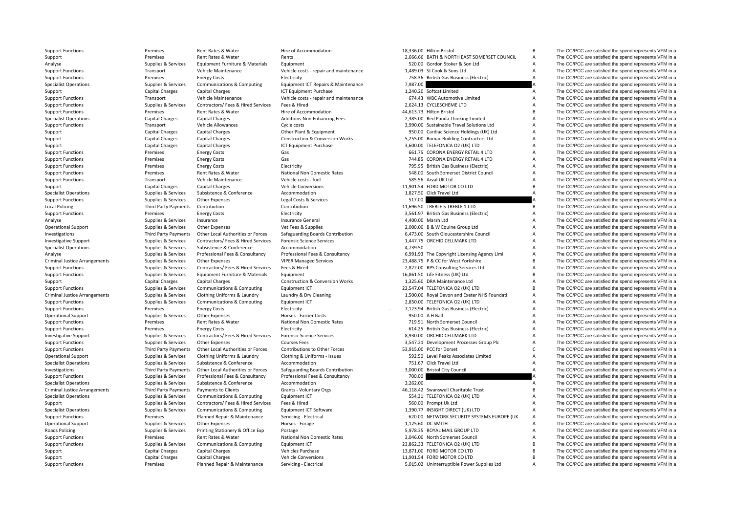| | | | | | | | |
|---|---|---|---|---|---|---|---|
| Support Functions | Premises | Rent Rates & Water | Hire of Accommodation | 18,336.00 | Hilton Bristol | B | The CC/PCC are satisfied the spend represents VFM in a |
| Support | Premises | Rent Rates & Water | Rents | 2,666.66 | BATH & NORTH EAST SOMERSET COUNCIL | A | The CC/PCC are satisfied the spend represents VFM in a |
| Analyse | Supplies & Services | Equipment Furniture & Materials | Equipment | 520.00 | Gordon Stoker & Son Ltd | A | The CC/PCC are satisfied the spend represents VFM in a |
| Support Functions | Transport | Vehicle Maintenance | Vehicle costs - repair and maintenance | 1,489.03 | SJ Cook & Sons Ltd | A | The CC/PCC are satisfied the spend represents VFM in a |
| Support Functions | Premises | Energy Costs | Electricity | 758.36 | British Gas Business (Electric) | A | The CC/PCC are satisfied the spend represents VFM in a |
| Specialist Operations | Supplies & Services | Communications & Computing | Equipment ICT Repairs & Maintenance | 7,987.00 | | A | The CC/PCC are satisfied the spend represents VFM in a |
| Support | Capital Charges | Capital Charges | ICT Equipment Purchase | 1,240.20 | Softcat Limited | A | The CC/PCC are satisfied the spend represents VFM in a |
| Support Functions | Transport | Vehicle Maintenance | Vehicle costs - repair and maintenance | 674.43 | WBC Automotive Limited | A | The CC/PCC are satisfied the spend represents VFM in a |
| Support Functions | Supplies & Services | Contractors/ Fees & Hired Services | Fees & Hired | 2,624.13 | CYCLESCHEME LTD | A | The CC/PCC are satisfied the spend represents VFM in a |
| Support Functions | Premises | Rent Rates & Water | Hire of Accommodation | 44,613.73 | Hilton Bristol | B | The CC/PCC are satisfied the spend represents VFM in a |
| Specialist Operations | Capital Charges | Capital Charges | Additions:Non Enhancing Fees | 2,385.00 | Red Panda Thinking Limited | A | The CC/PCC are satisfied the spend represents VFM in a |
| Support Functions | Transport | Vehicle Allowances | Cycle costs | 3,990.00 | Sustainable Travel Solutions Ltd | A | The CC/PCC are satisfied the spend represents VFM in a |
| Support | Capital Charges | Capital Charges | Other Plant & Equipment | 950.00 | Cardiac Science Holdings (UK) Ltd | A | The CC/PCC are satisfied the spend represents VFM in a |
| Support | Capital Charges | Capital Charges | Construction & Conversion Works | 5,255.00 | Romac Building Contractors Ltd | A | The CC/PCC are satisfied the spend represents VFM in a |
| Support | Capital Charges | Capital Charges | ICT Equipment Purchase | 3,600.00 | TELEFONICA O2 (UK) LTD | A | The CC/PCC are satisfied the spend represents VFM in a |
| Support Functions | Premises | Energy Costs | Gas | 661.75 | CORONA ENERGY RETAIL 4 LTD | A | The CC/PCC are satisfied the spend represents VFM in a |
| Support Functions | Premises | Energy Costs | Gas | 744.85 | CORONA ENERGY RETAIL 4 LTD | A | The CC/PCC are satisfied the spend represents VFM in a |
| Support Functions | Premises | Energy Costs | Electricity | 795.95 | British Gas Business (Electric) | A | The CC/PCC are satisfied the spend represents VFM in a |
| Support Functions | Premises | Rent Rates & Water | National Non Domestic Rates | 548.00 | South Somerset District Council | A | The CC/PCC are satisfied the spend represents VFM in a |
| Support Functions | Transport | Vehicle Maintenance | Vehicle costs - fuel | 585.56 | Arval UK Ltd | A | The CC/PCC are satisfied the spend represents VFM in a |
| Support | Capital Charges | Capital Charges | Vehicle Conversions | 11,901.54 | FORD MOTOR CO LTD | B | The CC/PCC are satisfied the spend represents VFM in a |
| Specialist Operations | Supplies & Services | Subsistence & Conference | Accommodation | 1,827.50 | Click Travel Ltd | A | The CC/PCC are satisfied the spend represents VFM in a |
| Support Functions | Supplies & Services | Other Expenses | Legal Costs & Services | 517.00 | | A | The CC/PCC are satisfied the spend represents VFM in a |
| Local Policing | Third Party Payments | Contribution | Contribution | 11,696.50 | TREBLE 5 TREBLE 1 LTD | B | The CC/PCC are satisfied the spend represents VFM in a |
| Support Functions | Premises | Energy Costs | Electricity | 3,561.97 | British Gas Business (Electric) | A | The CC/PCC are satisfied the spend represents VFM in a |
| Analyse | Supplies & Services | Insurance | Insurance General | 4,400.00 | Marsh Ltd | A | The CC/PCC are satisfied the spend represents VFM in a |
| Operational Support | Supplies & Services | Other Expenses | Vet Fees & Supplies | 2,000.00 | B & W Equine Group Ltd | A | The CC/PCC are satisfied the spend represents VFM in a |
| Investigations | Third Party Payments | Other Local Authorities or Forces | Safeguarding Boards Contribution | 6,473.00 | South Gloucestershire Council | A | The CC/PCC are satisfied the spend represents VFM in a |
| Investigative Support | Supplies & Services | Contractors/ Fees & Hired Services | Forensic Science Services | 1,447.75 | ORCHID CELLMARK LTD | A | The CC/PCC are satisfied the spend represents VFM in a |
| Specialist Operations | Supplies & Services | Subsistence & Conference | Accommodation | 4,739.50 | | A | The CC/PCC are satisfied the spend represents VFM in a |
| Analyse | Supplies & Services | Professional Fees & Consultancy | Professional Fees & Consultancy | 6,991.93 | The Copyright Licensing Agency Limi | A | The CC/PCC are satisfied the spend represents VFM in a |
| Criminal Justice Arrangements | Supplies & Services | Other Expenses | VIPER Managed Services | 23,488.75 | P & CC for West Yorkshire | B | The CC/PCC are satisfied the spend represents VFM in a |
| Support Functions | Supplies & Services | Contractors/ Fees & Hired Services | Fees & Hired | 2,822.00 | RPS Consulting Services Ltd | A | The CC/PCC are satisfied the spend represents VFM in a |
| Support Functions | Supplies & Services | Equipment Furniture & Materials | Equipment | 16,861.50 | Life Fitness (UK) Ltd | B | The CC/PCC are satisfied the spend represents VFM in a |
| Support | Capital Charges | Capital Charges | Construction & Conversion Works | 1,325.60 | DRA Maintenance Ltd | A | The CC/PCC are satisfied the spend represents VFM in a |
| Support Functions | Supplies & Services | Communications & Computing | Equipment ICT | 23,547.04 | TELEFONICA O2 (UK) LTD | B | The CC/PCC are satisfied the spend represents VFM in a |
| Criminal Justice Arrangements | Supplies & Services | Clothing Uniforms & Laundry | Laundry & Dry Cleaning | 1,500.00 | Royal Devon and Exeter NHS Foundati | A | The CC/PCC are satisfied the spend represents VFM in a |
| Support Functions | Supplies & Services | Communications & Computing | Equipment ICT | 2,850.00 | TELEFONICA O2 (UK) LTD | A | The CC/PCC are satisfied the spend represents VFM in a |
| Support Functions | Premises | Energy Costs | Electricity | - 7,123.94 | British Gas Business (Electric) | A | The CC/PCC are satisfied the spend represents VFM in a |
| Operational Support | Supplies & Services | Other Expenses | Horses - Farrier Costs | 950.00 | A H Ball | A | The CC/PCC are satisfied the spend represents VFM in a |
| Support Functions | Premises | Rent Rates & Water | National Non Domestic Rates | 719.91 | North Somerset Council | A | The CC/PCC are satisfied the spend represents VFM in a |
| Support Functions | Premises | Energy Costs | Electricity | 614.25 | British Gas Business (Electric) | A | The CC/PCC are satisfied the spend represents VFM in a |
| Investigative Support | Supplies & Services | Contractors/ Fees & Hired Services | Forensic Science Services | 8,930.00 | ORCHID CELLMARK LTD | A | The CC/PCC are satisfied the spend represents VFM in a |
| Support Functions | Supplies & Services | Other Expenses | Courses Fees | 3,547.21 | Development Processes Group Plc | A | The CC/PCC are satisfied the spend represents VFM in a |
| Support Functions | Third Party Payments | Other Local Authorities or Forces | Contributions to Other Forces | 53,915.00 | PCC for Dorset | C | The CC/PCC are satisfied the spend represents VFM in a |
| Operational Support | Supplies & Services | Clothing Uniforms & Laundry | Clothing & Uniforms - Issues | 592.50 | Level Peaks Associates Limited | A | The CC/PCC are satisfied the spend represents VFM in a |
| Specialist Operations | Supplies & Services | Subsistence & Conference | Accommodation | 751.67 | Click Travel Ltd | A | The CC/PCC are satisfied the spend represents VFM in a |
| Investigations | Third Party Payments | Other Local Authorities or Forces | Safeguarding Boards Contribution | 3,000.00 | Bristol City Council | A | The CC/PCC are satisfied the spend represents VFM in a |
| Support Functions | Supplies & Services | Professional Fees & Consultancy | Professional Fees & Consultancy | 700.00 | | A | The CC/PCC are satisfied the spend represents VFM in a |
| Specialist Operations | Supplies & Services | Subsistence & Conference | Accommodation | 3,262.00 | | A | The CC/PCC are satisfied the spend represents VFM in a |
| Criminal Justice Arrangements | Third Party Payments | Payments to Clients | Grants - Voluntary Orgs | 46,118.42 | Swanswell Charitable Trust | B | The CC/PCC are satisfied the spend represents VFM in a |
| Specialist Operations | Supplies & Services | Communications & Computing | Equipment ICT | 554.31 | TELEFONICA O2 (UK) LTD | A | The CC/PCC are satisfied the spend represents VFM in a |
| Support | Supplies & Services | Contractors/ Fees & Hired Services | Fees & Hired | 560.00 | Prompt Uk Ltd | A | The CC/PCC are satisfied the spend represents VFM in a |
| Specialist Operations | Supplies & Services | Communications & Computing | Equipment ICT Software | 1,390.77 | INSIGHT DIRECT (UK) LTD | A | The CC/PCC are satisfied the spend represents VFM in a |
| Support Functions | Premises | Planned Repair & Maintenance | Servicing - Electrical | 620.00 | NETWORK SECURITY SYSTEMS EUROPE (UK | A | The CC/PCC are satisfied the spend represents VFM in a |
| Operational Support | Supplies & Services | Other Expenses | Horses - Forage | 1,125.60 | DC SMITH | A | The CC/PCC are satisfied the spend represents VFM in a |
| Roads Policing | Supplies & Services | Printing Stationery & Office Exp | Postage | 5,978.35 | ROYAL MAIL GROUP LTD | A | The CC/PCC are satisfied the spend represents VFM in a |
| Support Functions | Premises | Rent Rates & Water | National Non Domestic Rates | 3,046.00 | North Somerset Council | A | The CC/PCC are satisfied the spend represents VFM in a |
| Support Functions | Supplies & Services | Communications & Computing | Equipment ICT | 23,862.33 | TELEFONICA O2 (UK) LTD | B | The CC/PCC are satisfied the spend represents VFM in a |
| Support | Capital Charges | Capital Charges | Vehicles Purchase | 13,871.00 | FORD MOTOR CO LTD | B | The CC/PCC are satisfied the spend represents VFM in a |
| Support | Capital Charges | Capital Charges | Vehicle Conversions | 11,901.54 | FORD MOTOR CO LTD | B | The CC/PCC are satisfied the spend represents VFM in a |
| Support Functions | Premises | Planned Repair & Maintenance | Servicing - Electrical | 5,015.02 | Uninterruptible Power Supplies Ltd | A | The CC/PCC are satisfied the spend represents VFM in a |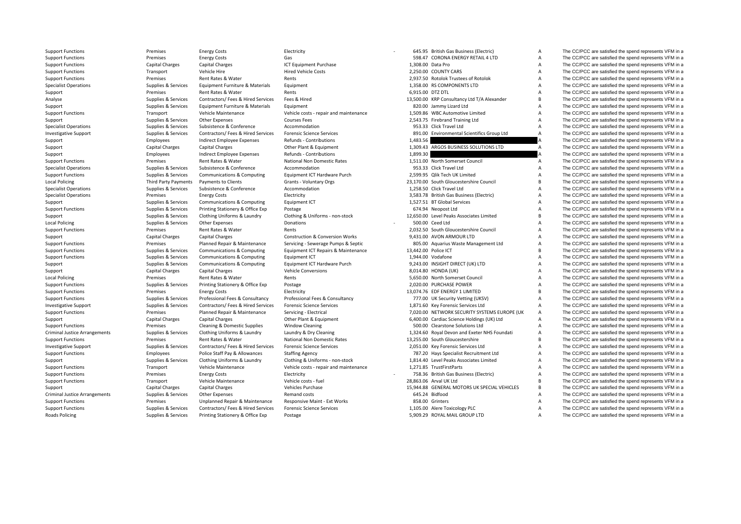| | | | | | | | | |
|---|---|---|---|---|---|---|---|---|
| Support Functions | Premises | Energy Costs | Electricity | - | 645.95 | British Gas Business (Electric) | A | The CC/PCC are satisfied the spend represents VFM in a |
| Support Functions | Premises | Energy Costs | Gas | | 598.47 | CORONA ENERGY RETAIL 4 LTD | A | The CC/PCC are satisfied the spend represents VFM in a |
| Support Functions | Capital Charges | Capital Charges | ICT Equipment Purchase | | 1,308.00 | Data Pro | A | The CC/PCC are satisfied the spend represents VFM in a |
| Support Functions | Transport | Vehicle Hire | Hired Vehicle Costs | | 2,250.00 | COUNTY CARS | A | The CC/PCC are satisfied the spend represents VFM in a |
| Support Functions | Premises | Rent Rates & Water | Rents | | 2,937.50 | Rotolok Trustees of Rotolok | A | The CC/PCC are satisfied the spend represents VFM in a |
| Specialist Operations | Supplies & Services | Equipment Furniture & Materials | Equipment | | 1,358.00 | RS COMPONENTS LTD | A | The CC/PCC are satisfied the spend represents VFM in a |
| Support | Premises | Rent Rates & Water | Rents | | 6,915.00 | DTZ DTL | A | The CC/PCC are satisfied the spend represents VFM in a |
| Analyse | Supplies & Services | Contractors/ Fees & Hired Services | Fees & Hired | | 13,500.00 | KRP Consultancy Ltd T/A Alexander | B | The CC/PCC are satisfied the spend represents VFM in a |
| Support | Supplies & Services | Equipment Furniture & Materials | Equipment | | 820.00 | Jammy Lizard Ltd | A | The CC/PCC are satisfied the spend represents VFM in a |
| Support Functions | Transport | Vehicle Maintenance | Vehicle costs - repair and maintenance | | 1,509.86 | WBC Automotive Limited | A | The CC/PCC are satisfied the spend represents VFM in a |
| Support | Supplies & Services | Other Expenses | Courses Fees | | 2,543.75 | Firebrand Training Ltd | A | The CC/PCC are satisfied the spend represents VFM in a |
| Specialist Operations | Supplies & Services | Subsistence & Conference | Accommodation | | 953.33 | Click Travel Ltd | A | The CC/PCC are satisfied the spend represents VFM in a |
| Investigative Support | Supplies & Services | Contractors/ Fees & Hired Services | Forensic Science Services | | 891.00 | Environmental Scientifics Group Ltd | A | The CC/PCC are satisfied the spend represents VFM in a |
| Support | Employees | Indirect Employee Expenses | Refunds - Contributions | | 1,483.56 | | A | The CC/PCC are satisfied the spend represents VFM in a |
| Support | Capital Charges | Capital Charges | Other Plant & Equipment | | 1,309.43 | ARGOS BUSINESS SOLUTIONS LTD | A | The CC/PCC are satisfied the spend represents VFM in a |
| Support | Employees | Indirect Employee Expenses | Refunds - Contributions | | 1,899.30 | | A | The CC/PCC are satisfied the spend represents VFM in a |
| Support Functions | Premises | Rent Rates & Water | National Non Domestic Rates | | 1,511.00 | North Somerset Council | A | The CC/PCC are satisfied the spend represents VFM in a |
| Specialist Operations | Supplies & Services | Subsistence & Conference | Accommodation | | 953.33 | Click Travel Ltd | A | The CC/PCC are satisfied the spend represents VFM in a |
| Support Functions | Supplies & Services | Communications & Computing | Equipment ICT Hardware Purch | | 2,599.95 | Qlik Tech UK Limited | A | The CC/PCC are satisfied the spend represents VFM in a |
| Local Policing | Third Party Payments | Payments to Clients | Grants - Voluntary Orgs | | 23,170.00 | South Gloucestershire Council | B | The CC/PCC are satisfied the spend represents VFM in a |
| Specialist Operations | Supplies & Services | Subsistence & Conference | Accommodation | | 1,258.50 | Click Travel Ltd | A | The CC/PCC are satisfied the spend represents VFM in a |
| Specialist Operations | Premises | Energy Costs | Electricity | | 3,583.78 | British Gas Business (Electric) | A | The CC/PCC are satisfied the spend represents VFM in a |
| Support | Supplies & Services | Communications & Computing | Equipment ICT | | 1,527.51 | BT Global Services | A | The CC/PCC are satisfied the spend represents VFM in a |
| Support Functions | Supplies & Services | Printing Stationery & Office Exp | Postage | | 674.94 | Neopost Ltd | A | The CC/PCC are satisfied the spend represents VFM in a |
| Support | Supplies & Services | Clothing Uniforms & Laundry | Clothing & Uniforms - non-stock | | 12,650.00 | Level Peaks Associates Limited | B | The CC/PCC are satisfied the spend represents VFM in a |
| Local Policing | Supplies & Services | Other Expenses | Donations | - | 500.00 | Ceed Ltd | A | The CC/PCC are satisfied the spend represents VFM in a |
| Support Functions | Premises | Rent Rates & Water | Rents | | 2,032.50 | South Gloucestershire Council | A | The CC/PCC are satisfied the spend represents VFM in a |
| Support | Capital Charges | Capital Charges | Construction & Conversion Works | | 9,431.00 | AVON ARMOUR LTD | A | The CC/PCC are satisfied the spend represents VFM in a |
| Support Functions | Premises | Planned Repair & Maintenance | Servicing - Sewerage Pumps & Septic | | 805.00 | Aquarius Waste Management Ltd | A | The CC/PCC are satisfied the spend represents VFM in a |
| Support Functions | Supplies & Services | Communications & Computing | Equipment ICT Repairs & Maintenance | | 13,442.00 | Police ICT | B | The CC/PCC are satisfied the spend represents VFM in a |
| Support Functions | Supplies & Services | Communications & Computing | Equipment ICT | | 1,944.00 | Vodafone | A | The CC/PCC are satisfied the spend represents VFM in a |
| Support | Supplies & Services | Communications & Computing | Equipment ICT Hardware Purch | | 9,243.00 | INSIGHT DIRECT (UK) LTD | A | The CC/PCC are satisfied the spend represents VFM in a |
| Support | Capital Charges | Capital Charges | Vehicle Conversions | | 8,014.80 | HONDA (UK) | A | The CC/PCC are satisfied the spend represents VFM in a |
| Local Policing | Premises | Rent Rates & Water | Rents | | 5,650.00 | North Somerset Council | A | The CC/PCC are satisfied the spend represents VFM in a |
| Support Functions | Supplies & Services | Printing Stationery & Office Exp | Postage | | 2,020.00 | PURCHASE POWER | A | The CC/PCC are satisfied the spend represents VFM in a |
| Support Functions | Premises | Energy Costs | Electricity | | 13,074.76 | EDF ENERGY 1 LIMITED | B | The CC/PCC are satisfied the spend represents VFM in a |
| Support Functions | Supplies & Services | Professional Fees & Consultancy | Professional Fees & Consultancy | | 777.00 | UK Security Vetting (UKSV) | A | The CC/PCC are satisfied the spend represents VFM in a |
| Investigative Support | Supplies & Services | Contractors/ Fees & Hired Services | Forensic Science Services | | 1,871.60 | Key Forensic Services Ltd | A | The CC/PCC are satisfied the spend represents VFM in a |
| Support Functions | Premises | Planned Repair & Maintenance | Servicing - Electrical | | 7,020.00 | NETWORK SECURITY SYSTEMS EUROPE (UK | A | The CC/PCC are satisfied the spend represents VFM in a |
| Support | Capital Charges | Capital Charges | Other Plant & Equipment | | 6,400.00 | Cardiac Science Holdings (UK) Ltd | A | The CC/PCC are satisfied the spend represents VFM in a |
| Support Functions | Premises | Cleaning & Domestic Supplies | Window Cleaning | | 500.00 | Clearstone Solutions Ltd | A | The CC/PCC are satisfied the spend represents VFM in a |
| Criminal Justice Arrangements | Supplies & Services | Clothing Uniforms & Laundry | Laundry & Dry Cleaning | | 1,324.60 | Royal Devon and Exeter NHS Foundati | A | The CC/PCC are satisfied the spend represents VFM in a |
| Support Functions | Premises | Rent Rates & Water | National Non Domestic Rates | | 13,255.00 | South Gloucestershire | B | The CC/PCC are satisfied the spend represents VFM in a |
| Investigative Support | Supplies & Services | Contractors/ Fees & Hired Services | Forensic Science Services | | 2,051.00 | Key Forensic Services Ltd | A | The CC/PCC are satisfied the spend represents VFM in a |
| Support Functions | Employees | Police Staff Pay & Allowances | Staffing Agency | | 787.20 | Hays Specialist Recruitment Ltd | A | The CC/PCC are satisfied the spend represents VFM in a |
| Support | Supplies & Services | Clothing Uniforms & Laundry | Clothing & Uniforms - non-stock | | 1,814.40 | Level Peaks Associates Limited | A | The CC/PCC are satisfied the spend represents VFM in a |
| Support Functions | Transport | Vehicle Maintenance | Vehicle costs - repair and maintenance | | 1,271.85 | TrustFirstParts | A | The CC/PCC are satisfied the spend represents VFM in a |
| Support Functions | Premises | Energy Costs | Electricity | - | 758.36 | British Gas Business (Electric) | A | The CC/PCC are satisfied the spend represents VFM in a |
| Support Functions | Transport | Vehicle Maintenance | Vehicle costs - fuel | | 28,863.06 | Arval UK Ltd | B | The CC/PCC are satisfied the spend represents VFM in a |
| Support | Capital Charges | Capital Charges | Vehicles Purchase | | 15,944.88 | GENERAL MOTORS UK SPECIAL VEHICLES | B | The CC/PCC are satisfied the spend represents VFM in a |
| Criminal Justice Arrangements | Supplies & Services | Other Expenses | Remand costs | | 645.24 | Bidfood | A | The CC/PCC are satisfied the spend represents VFM in a |
| Support Functions | Premises | Unplanned Repair & Maintenance | Responsive Maint - Ext Works | | 858.00 | Grinters | A | The CC/PCC are satisfied the spend represents VFM in a |
| Support Functions | Supplies & Services | Contractors/ Fees & Hired Services | Forensic Science Services | | 1,105.00 | Alere Toxicology PLC | A | The CC/PCC are satisfied the spend represents VFM in a |
| Roads Policing | Supplies & Services | Printing Stationery & Office Exp | Postage | | 5,909.29 | ROYAL MAIL GROUP LTD | A | The CC/PCC are satisfied the spend represents VFM in a |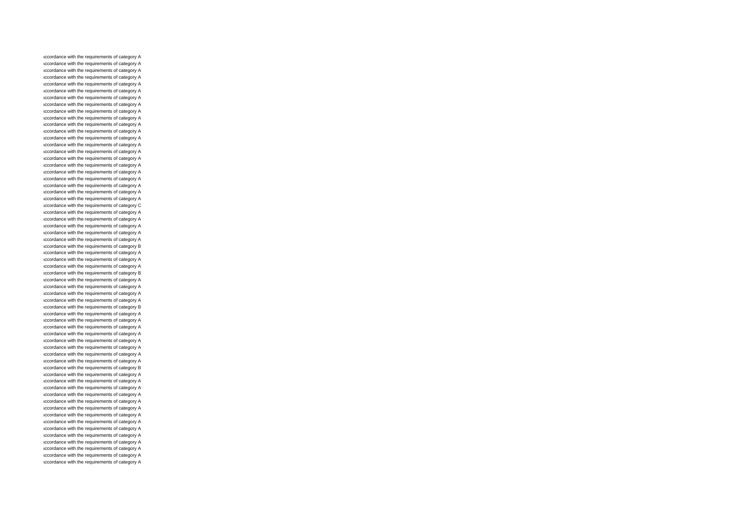ıccordance with the requirements of category A
ıccordance with the requirements of category A
ıccordance with the requirements of category A
ıccordance with the requirements of category A
ıccordance with the requirements of category A
ıccordance with the requirements of category A
ıccordance with the requirements of category A
ıccordance with the requirements of category A
ıccordance with the requirements of category A
ıccordance with the requirements of category A
ıccordance with the requirements of category A
ıccordance with the requirements of category A
ıccordance with the requirements of category A
ıccordance with the requirements of category A
ıccordance with the requirements of category A
ıccordance with the requirements of category A
ıccordance with the requirements of category A
ıccordance with the requirements of category A
ıccordance with the requirements of category A
ıccordance with the requirements of category A
ıccordance with the requirements of category A
ıccordance with the requirements of category A
ıccordance with the requirements of category C
ıccordance with the requirements of category A
ıccordance with the requirements of category A
ıccordance with the requirements of category A
ıccordance with the requirements of category A
ıccordance with the requirements of category A
ıccordance with the requirements of category A
ıccordance with the requirements of category B
ıccordance with the requirements of category A
ıccordance with the requirements of category A
ıccordance with the requirements of category A
ıccordance with the requirements of category B
ıccordance with the requirements of category A
ıccordance with the requirements of category A
ıccordance with the requirements of category A
ıccordance with the requirements of category B
ıccordance with the requirements of category A
ıccordance with the requirements of category A
ıccordance with the requirements of category A
ıccordance with the requirements of category A
ıccordance with the requirements of category A
ıccordance with the requirements of category A
ıccordance with the requirements of category A
ıccordance with the requirements of category A
ıccordance with the requirements of category B
ıccordance with the requirements of category A
ıccordance with the requirements of category A
ıccordance with the requirements of category A
ıccordance with the requirements of category A
ıccordance with the requirements of category A
ıccordance with the requirements of category A
ıccordance with the requirements of category A
ıccordance with the requirements of category A
ıccordance with the requirements of category A
ıccordance with the requirements of category A
ıccordance with the requirements of category A
ıccordance with the requirements of category A
ıccordance with the requirements of category A
ıccordance with the requirements of category A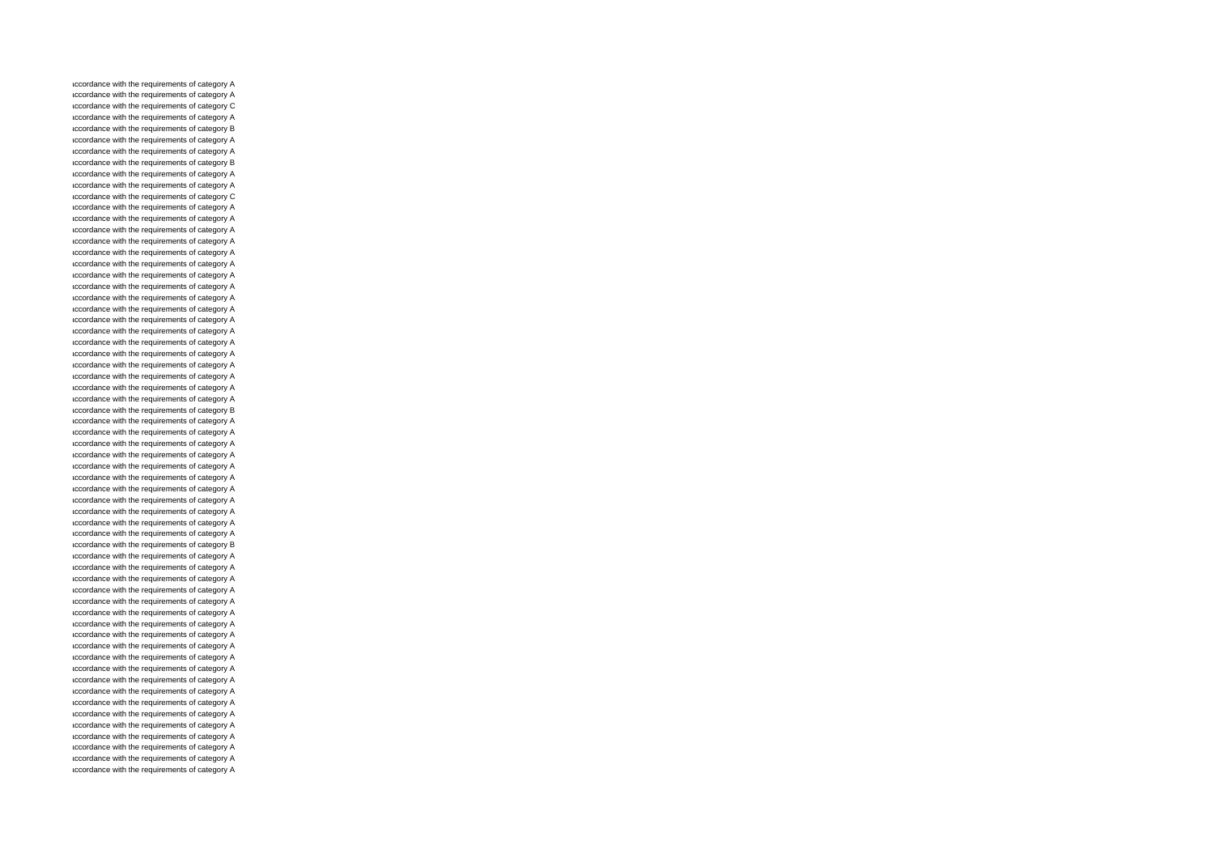ıccordance with the requirements of category A
ıccordance with the requirements of category A
ıccordance with the requirements of category C
ıccordance with the requirements of category A
ıccordance with the requirements of category B
ıccordance with the requirements of category A
ıccordance with the requirements of category A
ıccordance with the requirements of category B
ıccordance with the requirements of category A
ıccordance with the requirements of category A
ıccordance with the requirements of category C
ıccordance with the requirements of category A
ıccordance with the requirements of category A
ıccordance with the requirements of category A
ıccordance with the requirements of category A
ıccordance with the requirements of category A
ıccordance with the requirements of category A
ıccordance with the requirements of category A
ıccordance with the requirements of category A
ıccordance with the requirements of category A
ıccordance with the requirements of category A
ıccordance with the requirements of category A
ıccordance with the requirements of category A
ıccordance with the requirements of category A
ıccordance with the requirements of category A
ıccordance with the requirements of category A
ıccordance with the requirements of category A
ıccordance with the requirements of category A
ıccordance with the requirements of category A
ıccordance with the requirements of category B
ıccordance with the requirements of category A
ıccordance with the requirements of category A
ıccordance with the requirements of category A
ıccordance with the requirements of category A
ıccordance with the requirements of category A
ıccordance with the requirements of category A
ıccordance with the requirements of category A
ıccordance with the requirements of category A
ıccordance with the requirements of category A
ıccordance with the requirements of category A
ıccordance with the requirements of category A
ıccordance with the requirements of category B
ıccordance with the requirements of category A
ıccordance with the requirements of category A
ıccordance with the requirements of category A
ıccordance with the requirements of category A
ıccordance with the requirements of category A
ıccordance with the requirements of category A
ıccordance with the requirements of category A
ıccordance with the requirements of category A
ıccordance with the requirements of category A
ıccordance with the requirements of category A
ıccordance with the requirements of category A
ıccordance with the requirements of category A
ıccordance with the requirements of category A
ıccordance with the requirements of category A
ıccordance with the requirements of category A
ıccordance with the requirements of category A
ıccordance with the requirements of category A
ıccordance with the requirements of category A
ıccordance with the requirements of category A
ıccordance with the requirements of category A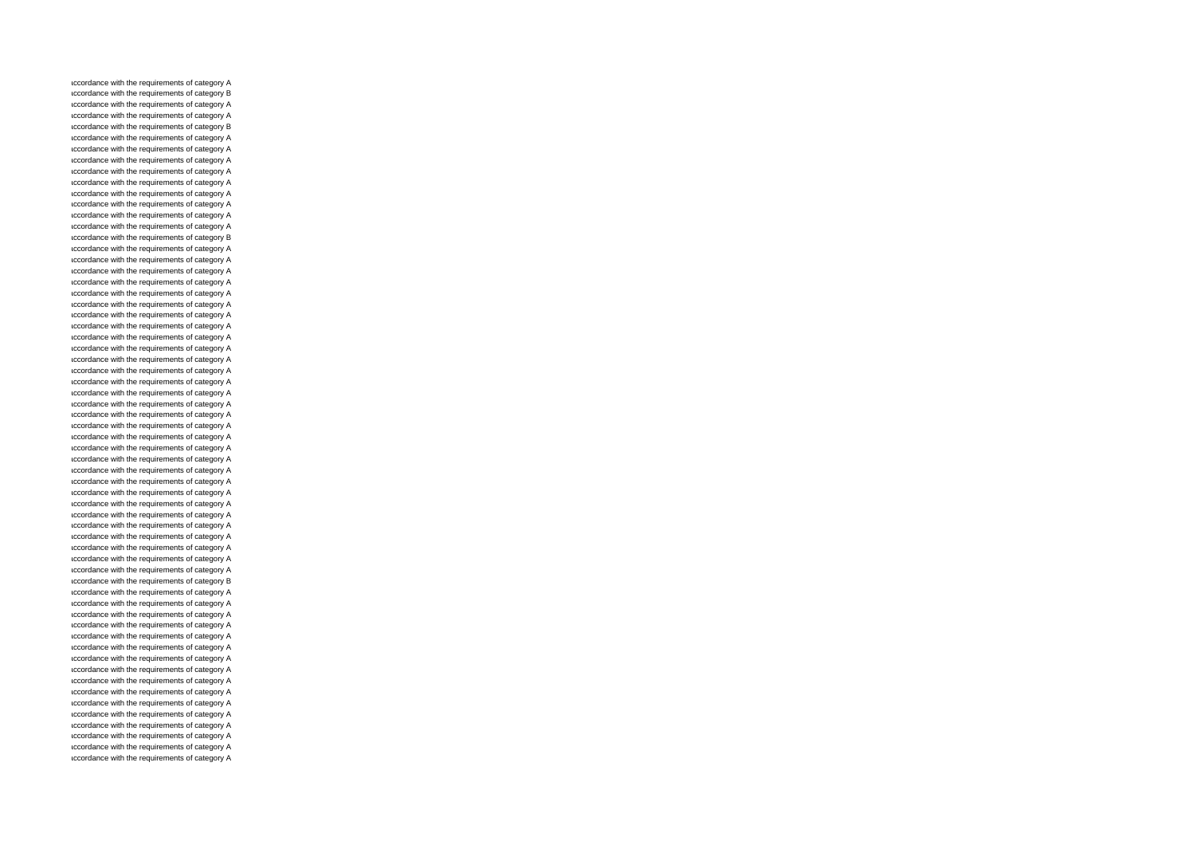accordance with the requirements of category A
accordance with the requirements of category B
accordance with the requirements of category A
accordance with the requirements of category A
accordance with the requirements of category B
accordance with the requirements of category A
accordance with the requirements of category A
accordance with the requirements of category A
accordance with the requirements of category A
accordance with the requirements of category A
accordance with the requirements of category A
accordance with the requirements of category A
accordance with the requirements of category A
accordance with the requirements of category A
accordance with the requirements of category B
accordance with the requirements of category A
accordance with the requirements of category A
accordance with the requirements of category A
accordance with the requirements of category A
accordance with the requirements of category A
accordance with the requirements of category A
accordance with the requirements of category A
accordance with the requirements of category A
accordance with the requirements of category A
accordance with the requirements of category A
accordance with the requirements of category A
accordance with the requirements of category A
accordance with the requirements of category A
accordance with the requirements of category A
accordance with the requirements of category A
accordance with the requirements of category A
accordance with the requirements of category A
accordance with the requirements of category A
accordance with the requirements of category A
accordance with the requirements of category A
accordance with the requirements of category A
accordance with the requirements of category A
accordance with the requirements of category A
accordance with the requirements of category A
accordance with the requirements of category A
accordance with the requirements of category A
accordance with the requirements of category A
accordance with the requirements of category A
accordance with the requirements of category A
accordance with the requirements of category A
accordance with the requirements of category B
accordance with the requirements of category A
accordance with the requirements of category A
accordance with the requirements of category A
accordance with the requirements of category A
accordance with the requirements of category A
accordance with the requirements of category A
accordance with the requirements of category A
accordance with the requirements of category A
accordance with the requirements of category A
accordance with the requirements of category A
accordance with the requirements of category A
accordance with the requirements of category A
accordance with the requirements of category A
accordance with the requirements of category A
accordance with the requirements of category A
accordance with the requirements of category A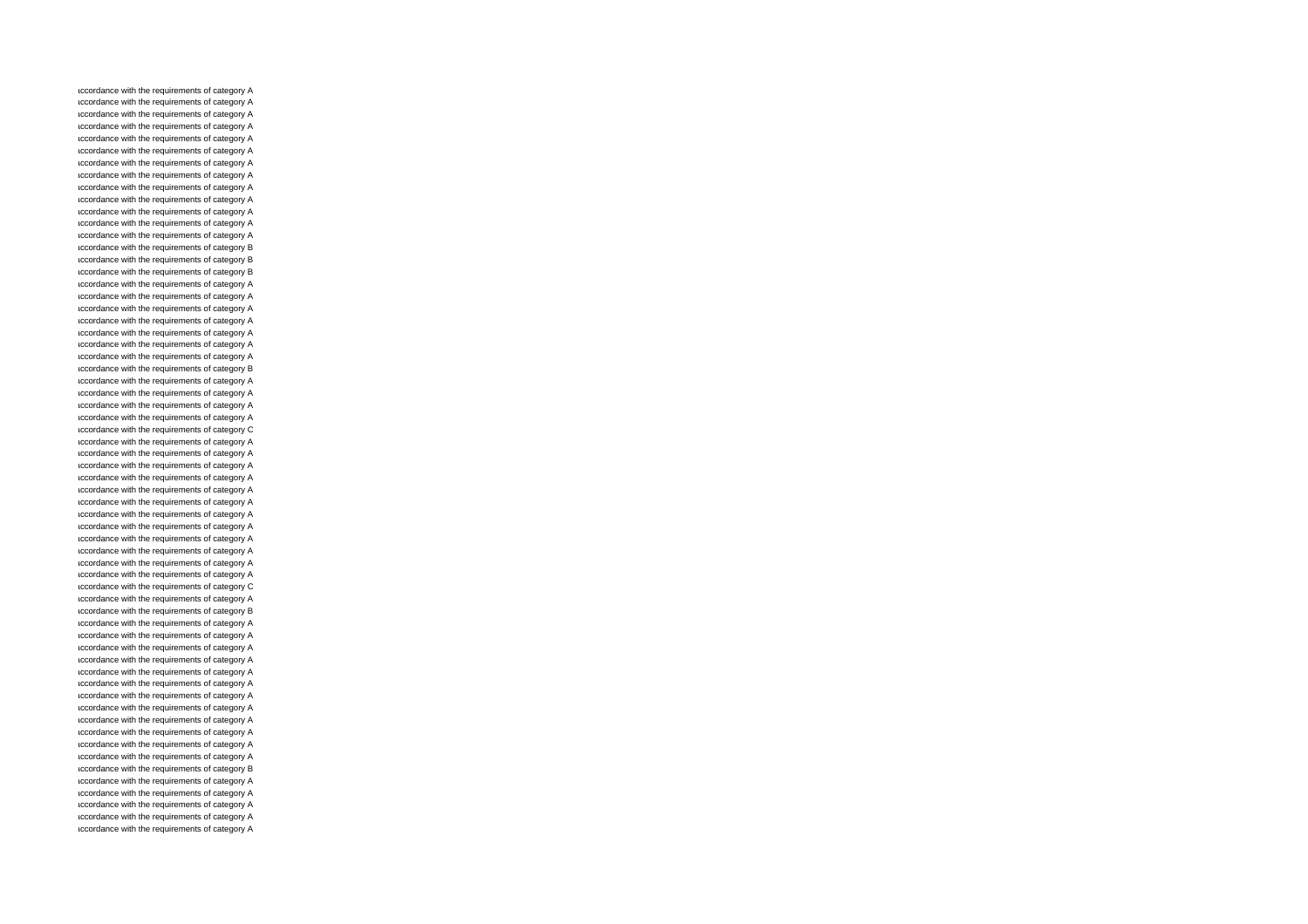ıccordance with the requirements of category A
ıccordance with the requirements of category A
ıccordance with the requirements of category A
ıccordance with the requirements of category A
ıccordance with the requirements of category A
ıccordance with the requirements of category A
ıccordance with the requirements of category A
ıccordance with the requirements of category A
ıccordance with the requirements of category A
ıccordance with the requirements of category A
ıccordance with the requirements of category A
ıccordance with the requirements of category A
ıccordance with the requirements of category A
ıccordance with the requirements of category B
ıccordance with the requirements of category B
ıccordance with the requirements of category B
ıccordance with the requirements of category A
ıccordance with the requirements of category A
ıccordance with the requirements of category A
ıccordance with the requirements of category A
ıccordance with the requirements of category A
ıccordance with the requirements of category A
ıccordance with the requirements of category A
ıccordance with the requirements of category B
ıccordance with the requirements of category A
ıccordance with the requirements of category A
ıccordance with the requirements of category A
ıccordance with the requirements of category A
ıccordance with the requirements of category C
ıccordance with the requirements of category A
ıccordance with the requirements of category A
ıccordance with the requirements of category A
ıccordance with the requirements of category A
ıccordance with the requirements of category A
ıccordance with the requirements of category A
ıccordance with the requirements of category A
ıccordance with the requirements of category A
ıccordance with the requirements of category A
ıccordance with the requirements of category A
ıccordance with the requirements of category A
ıccordance with the requirements of category A
ıccordance with the requirements of category C
ıccordance with the requirements of category A
ıccordance with the requirements of category B
ıccordance with the requirements of category A
ıccordance with the requirements of category A
ıccordance with the requirements of category A
ıccordance with the requirements of category A
ıccordance with the requirements of category A
ıccordance with the requirements of category A
ıccordance with the requirements of category A
ıccordance with the requirements of category A
ıccordance with the requirements of category A
ıccordance with the requirements of category A
ıccordance with the requirements of category A
ıccordance with the requirements of category A
ıccordance with the requirements of category B
ıccordance with the requirements of category A
ıccordance with the requirements of category A
ıccordance with the requirements of category A
ıccordance with the requirements of category A
ıccordance with the requirements of category A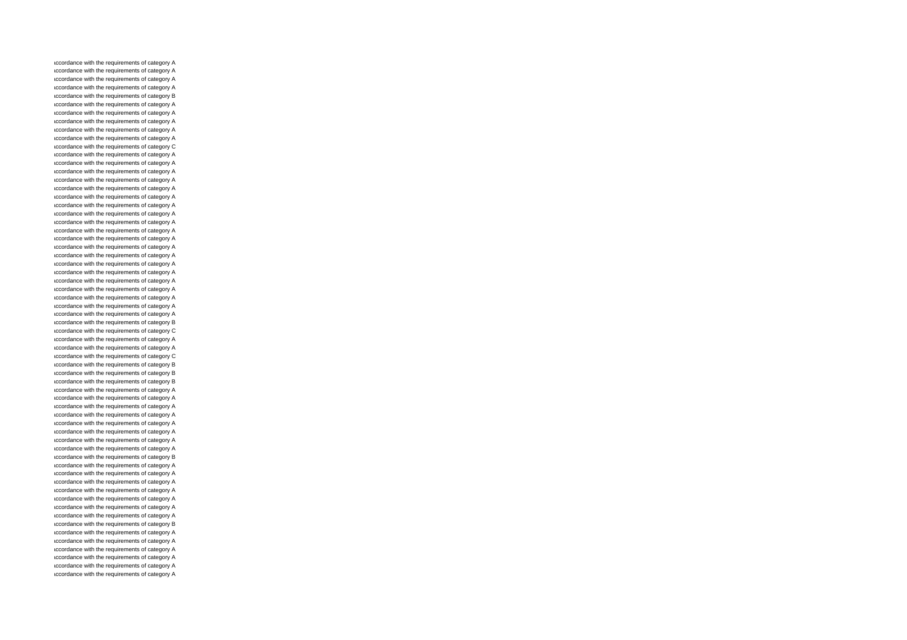accordance with the requirements of category A
accordance with the requirements of category A
accordance with the requirements of category A
accordance with the requirements of category A
accordance with the requirements of category B
accordance with the requirements of category A
accordance with the requirements of category A
accordance with the requirements of category A
accordance with the requirements of category A
accordance with the requirements of category A
accordance with the requirements of category C
accordance with the requirements of category A
accordance with the requirements of category A
accordance with the requirements of category A
accordance with the requirements of category A
accordance with the requirements of category A
accordance with the requirements of category A
accordance with the requirements of category A
accordance with the requirements of category A
accordance with the requirements of category A
accordance with the requirements of category A
accordance with the requirements of category A
accordance with the requirements of category A
accordance with the requirements of category A
accordance with the requirements of category A
accordance with the requirements of category A
accordance with the requirements of category A
accordance with the requirements of category A
accordance with the requirements of category A
accordance with the requirements of category A
accordance with the requirements of category A
accordance with the requirements of category B
accordance with the requirements of category C
accordance with the requirements of category A
accordance with the requirements of category A
accordance with the requirements of category C
accordance with the requirements of category B
accordance with the requirements of category B
accordance with the requirements of category B
accordance with the requirements of category A
accordance with the requirements of category A
accordance with the requirements of category A
accordance with the requirements of category A
accordance with the requirements of category A
accordance with the requirements of category A
accordance with the requirements of category A
accordance with the requirements of category A
accordance with the requirements of category B
accordance with the requirements of category A
accordance with the requirements of category A
accordance with the requirements of category A
accordance with the requirements of category A
accordance with the requirements of category A
accordance with the requirements of category A
accordance with the requirements of category A
accordance with the requirements of category B
accordance with the requirements of category A
accordance with the requirements of category A
accordance with the requirements of category A
accordance with the requirements of category A
accordance with the requirements of category A
accordance with the requirements of category A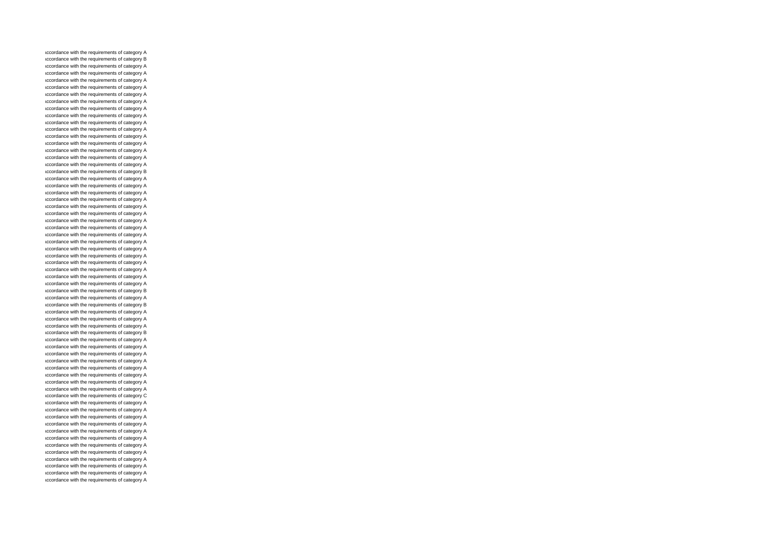ıccordance with the requirements of category A
ıccordance with the requirements of category B
ıccordance with the requirements of category A
ıccordance with the requirements of category A
ıccordance with the requirements of category A
ıccordance with the requirements of category A
ıccordance with the requirements of category A
ıccordance with the requirements of category A
ıccordance with the requirements of category A
ıccordance with the requirements of category A
ıccordance with the requirements of category A
ıccordance with the requirements of category A
ıccordance with the requirements of category A
ıccordance with the requirements of category A
ıccordance with the requirements of category A
ıccordance with the requirements of category A
ıccordance with the requirements of category A
ıccordance with the requirements of category B
ıccordance with the requirements of category A
ıccordance with the requirements of category A
ıccordance with the requirements of category A
ıccordance with the requirements of category A
ıccordance with the requirements of category A
ıccordance with the requirements of category A
ıccordance with the requirements of category A
ıccordance with the requirements of category A
ıccordance with the requirements of category A
ıccordance with the requirements of category A
ıccordance with the requirements of category A
ıccordance with the requirements of category A
ıccordance with the requirements of category A
ıccordance with the requirements of category A
ıccordance with the requirements of category A
ıccordance with the requirements of category A
ıccordance with the requirements of category B
ıccordance with the requirements of category A
ıccordance with the requirements of category B
ıccordance with the requirements of category A
ıccordance with the requirements of category A
ıccordance with the requirements of category A
ıccordance with the requirements of category B
ıccordance with the requirements of category A
ıccordance with the requirements of category A
ıccordance with the requirements of category A
ıccordance with the requirements of category A
ıccordance with the requirements of category A
ıccordance with the requirements of category A
ıccordance with the requirements of category A
ıccordance with the requirements of category A
ıccordance with the requirements of category C
ıccordance with the requirements of category A
ıccordance with the requirements of category A
ıccordance with the requirements of category A
ıccordance with the requirements of category A
ıccordance with the requirements of category A
ıccordance with the requirements of category A
ıccordance with the requirements of category A
ıccordance with the requirements of category A
ıccordance with the requirements of category A
ıccordance with the requirements of category A
ıccordance with the requirements of category A
ıccordance with the requirements of category A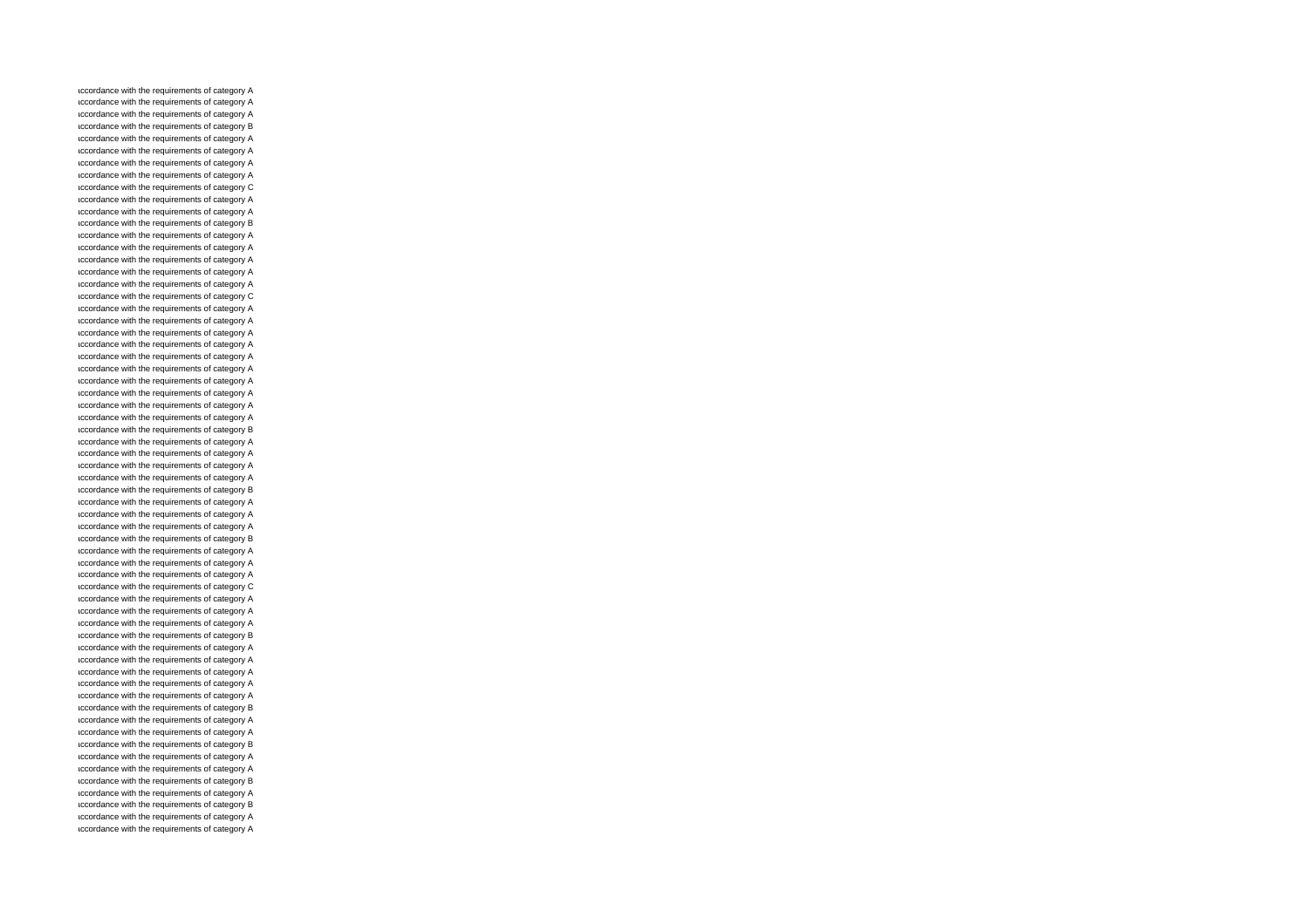ıccordance with the requirements of category A
ıccordance with the requirements of category A
ıccordance with the requirements of category A
ıccordance with the requirements of category B
ıccordance with the requirements of category A
ıccordance with the requirements of category A
ıccordance with the requirements of category A
ıccordance with the requirements of category A
ıccordance with the requirements of category C
ıccordance with the requirements of category A
ıccordance with the requirements of category A
ıccordance with the requirements of category B
ıccordance with the requirements of category A
ıccordance with the requirements of category A
ıccordance with the requirements of category A
ıccordance with the requirements of category A
ıccordance with the requirements of category A
ıccordance with the requirements of category C
ıccordance with the requirements of category A
ıccordance with the requirements of category A
ıccordance with the requirements of category A
ıccordance with the requirements of category A
ıccordance with the requirements of category A
ıccordance with the requirements of category A
ıccordance with the requirements of category A
ıccordance with the requirements of category A
ıccordance with the requirements of category A
ıccordance with the requirements of category A
ıccordance with the requirements of category B
ıccordance with the requirements of category A
ıccordance with the requirements of category A
ıccordance with the requirements of category A
ıccordance with the requirements of category A
ıccordance with the requirements of category B
ıccordance with the requirements of category A
ıccordance with the requirements of category A
ıccordance with the requirements of category A
ıccordance with the requirements of category B
ıccordance with the requirements of category A
ıccordance with the requirements of category A
ıccordance with the requirements of category A
ıccordance with the requirements of category C
ıccordance with the requirements of category A
ıccordance with the requirements of category A
ıccordance with the requirements of category A
ıccordance with the requirements of category B
ıccordance with the requirements of category A
ıccordance with the requirements of category A
ıccordance with the requirements of category A
ıccordance with the requirements of category A
ıccordance with the requirements of category A
ıccordance with the requirements of category B
ıccordance with the requirements of category A
ıccordance with the requirements of category A
ıccordance with the requirements of category B
ıccordance with the requirements of category A
ıccordance with the requirements of category A
ıccordance with the requirements of category B
ıccordance with the requirements of category A
ıccordance with the requirements of category B
ıccordance with the requirements of category A
ıccordance with the requirements of category A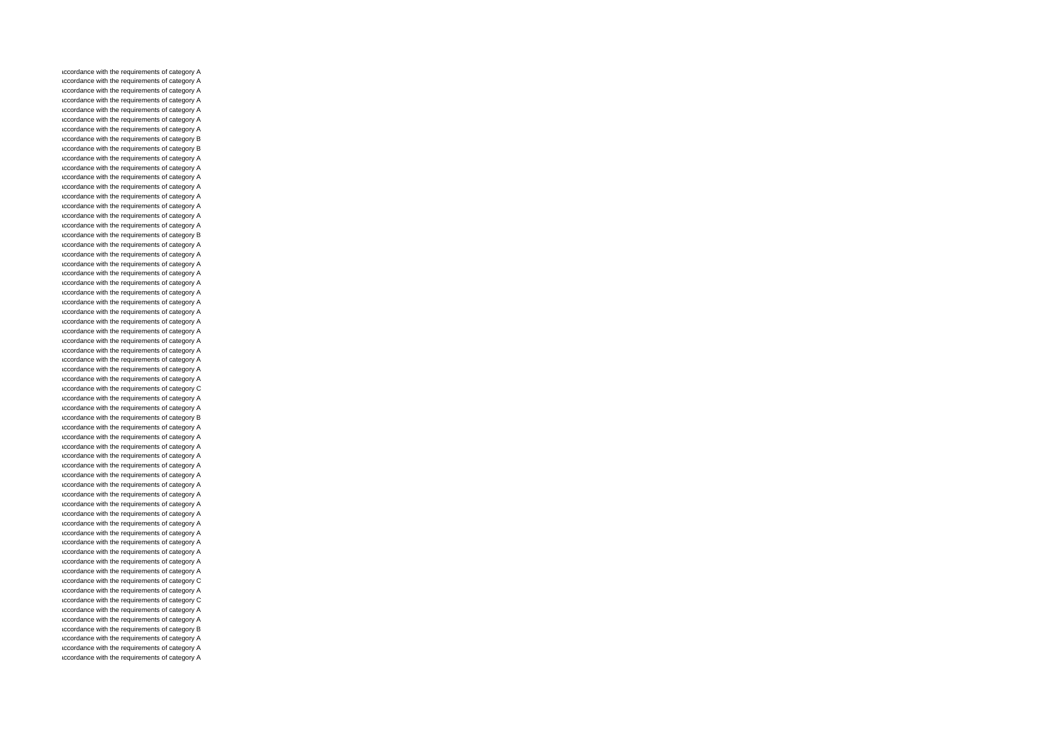ıccordance with the requirements of category A
ıccordance with the requirements of category A
ıccordance with the requirements of category A
ıccordance with the requirements of category A
ıccordance with the requirements of category A
ıccordance with the requirements of category A
ıccordance with the requirements of category A
ıccordance with the requirements of category B
ıccordance with the requirements of category B
ıccordance with the requirements of category A
ıccordance with the requirements of category A
ıccordance with the requirements of category A
ıccordance with the requirements of category A
ıccordance with the requirements of category A
ıccordance with the requirements of category A
ıccordance with the requirements of category A
ıccordance with the requirements of category A
ıccordance with the requirements of category B
ıccordance with the requirements of category A
ıccordance with the requirements of category A
ıccordance with the requirements of category A
ıccordance with the requirements of category A
ıccordance with the requirements of category A
ıccordance with the requirements of category A
ıccordance with the requirements of category A
ıccordance with the requirements of category A
ıccordance with the requirements of category A
ıccordance with the requirements of category A
ıccordance with the requirements of category A
ıccordance with the requirements of category A
ıccordance with the requirements of category A
ıccordance with the requirements of category A
ıccordance with the requirements of category A
ıccordance with the requirements of category C
ıccordance with the requirements of category A
ıccordance with the requirements of category A
ıccordance with the requirements of category B
ıccordance with the requirements of category A
ıccordance with the requirements of category A
ıccordance with the requirements of category A
ıccordance with the requirements of category A
ıccordance with the requirements of category A
ıccordance with the requirements of category A
ıccordance with the requirements of category A
ıccordance with the requirements of category A
ıccordance with the requirements of category A
ıccordance with the requirements of category A
ıccordance with the requirements of category A
ıccordance with the requirements of category A
ıccordance with the requirements of category A
ıccordance with the requirements of category A
ıccordance with the requirements of category A
ıccordance with the requirements of category A
ıccordance with the requirements of category C
ıccordance with the requirements of category A
ıccordance with the requirements of category C
ıccordance with the requirements of category A
ıccordance with the requirements of category A
ıccordance with the requirements of category B
ıccordance with the requirements of category A
ıccordance with the requirements of category A
ıccordance with the requirements of category A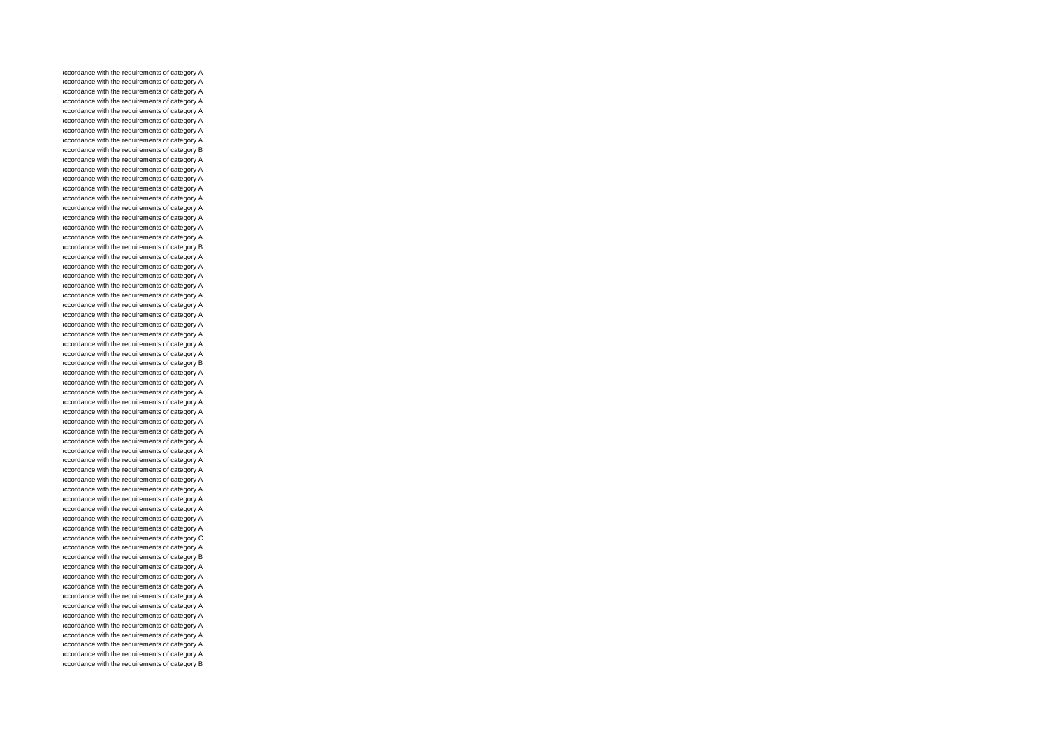ıccordance with the requirements of category A
ıccordance with the requirements of category A
ıccordance with the requirements of category A
ıccordance with the requirements of category A
ıccordance with the requirements of category A
ıccordance with the requirements of category A
ıccordance with the requirements of category A
ıccordance with the requirements of category A
ıccordance with the requirements of category B
ıccordance with the requirements of category A
ıccordance with the requirements of category A
ıccordance with the requirements of category A
ıccordance with the requirements of category A
ıccordance with the requirements of category A
ıccordance with the requirements of category A
ıccordance with the requirements of category A
ıccordance with the requirements of category A
ıccordance with the requirements of category A
ıccordance with the requirements of category B
ıccordance with the requirements of category A
ıccordance with the requirements of category A
ıccordance with the requirements of category A
ıccordance with the requirements of category A
ıccordance with the requirements of category A
ıccordance with the requirements of category A
ıccordance with the requirements of category A
ıccordance with the requirements of category A
ıccordance with the requirements of category A
ıccordance with the requirements of category A
ıccordance with the requirements of category A
ıccordance with the requirements of category B
ıccordance with the requirements of category A
ıccordance with the requirements of category A
ıccordance with the requirements of category A
ıccordance with the requirements of category A
ıccordance with the requirements of category A
ıccordance with the requirements of category A
ıccordance with the requirements of category A
ıccordance with the requirements of category A
ıccordance with the requirements of category A
ıccordance with the requirements of category A
ıccordance with the requirements of category A
ıccordance with the requirements of category A
ıccordance with the requirements of category A
ıccordance with the requirements of category A
ıccordance with the requirements of category A
ıccordance with the requirements of category A
ıccordance with the requirements of category A
ıccordance with the requirements of category C
ıccordance with the requirements of category A
ıccordance with the requirements of category B
ıccordance with the requirements of category A
ıccordance with the requirements of category A
ıccordance with the requirements of category A
ıccordance with the requirements of category A
ıccordance with the requirements of category A
ıccordance with the requirements of category A
ıccordance with the requirements of category A
ıccordance with the requirements of category A
ıccordance with the requirements of category A
ıccordance with the requirements of category A
ıccordance with the requirements of category B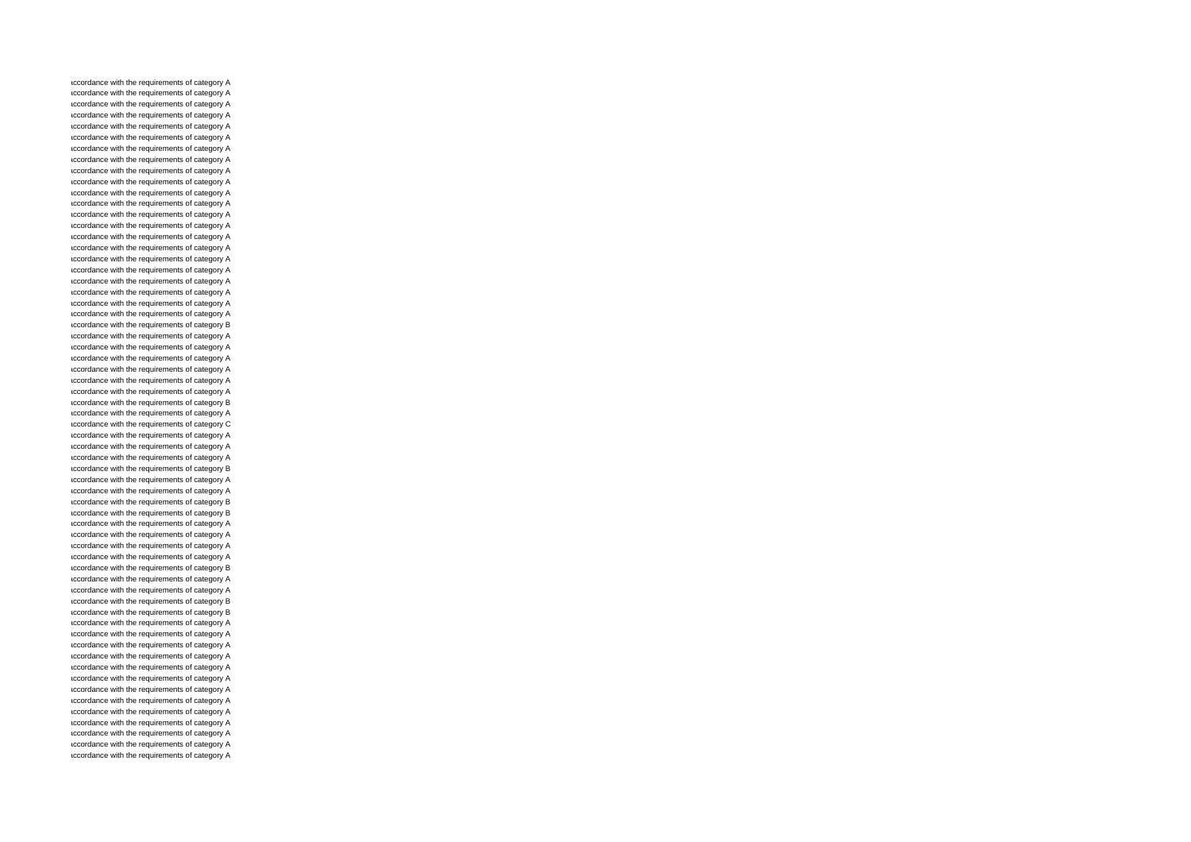ıccordance with the requirements of category A
ıccordance with the requirements of category A
ıccordance with the requirements of category A
ıccordance with the requirements of category A
ıccordance with the requirements of category A
ıccordance with the requirements of category A
ıccordance with the requirements of category A
ıccordance with the requirements of category A
ıccordance with the requirements of category A
ıccordance with the requirements of category A
ıccordance with the requirements of category A
ıccordance with the requirements of category A
ıccordance with the requirements of category A
ıccordance with the requirements of category A
ıccordance with the requirements of category A
ıccordance with the requirements of category A
ıccordance with the requirements of category A
ıccordance with the requirements of category A
ıccordance with the requirements of category A
ıccordance with the requirements of category A
ıccordance with the requirements of category A
ıccordance with the requirements of category A
ıccordance with the requirements of category B
ıccordance with the requirements of category A
ıccordance with the requirements of category A
ıccordance with the requirements of category A
ıccordance with the requirements of category A
ıccordance with the requirements of category A
ıccordance with the requirements of category A
ıccordance with the requirements of category B
ıccordance with the requirements of category A
ıccordance with the requirements of category C
ıccordance with the requirements of category A
ıccordance with the requirements of category A
ıccordance with the requirements of category A
ıccordance with the requirements of category B
ıccordance with the requirements of category A
ıccordance with the requirements of category A
ıccordance with the requirements of category B
ıccordance with the requirements of category B
ıccordance with the requirements of category A
ıccordance with the requirements of category A
ıccordance with the requirements of category A
ıccordance with the requirements of category A
ıccordance with the requirements of category B
ıccordance with the requirements of category A
ıccordance with the requirements of category A
ıccordance with the requirements of category B
ıccordance with the requirements of category B
ıccordance with the requirements of category A
ıccordance with the requirements of category A
ıccordance with the requirements of category A
ıccordance with the requirements of category A
ıccordance with the requirements of category A
ıccordance with the requirements of category A
ıccordance with the requirements of category A
ıccordance with the requirements of category A
ıccordance with the requirements of category A
ıccordance with the requirements of category A
ıccordance with the requirements of category A
ıccordance with the requirements of category A
ıccordance with the requirements of category A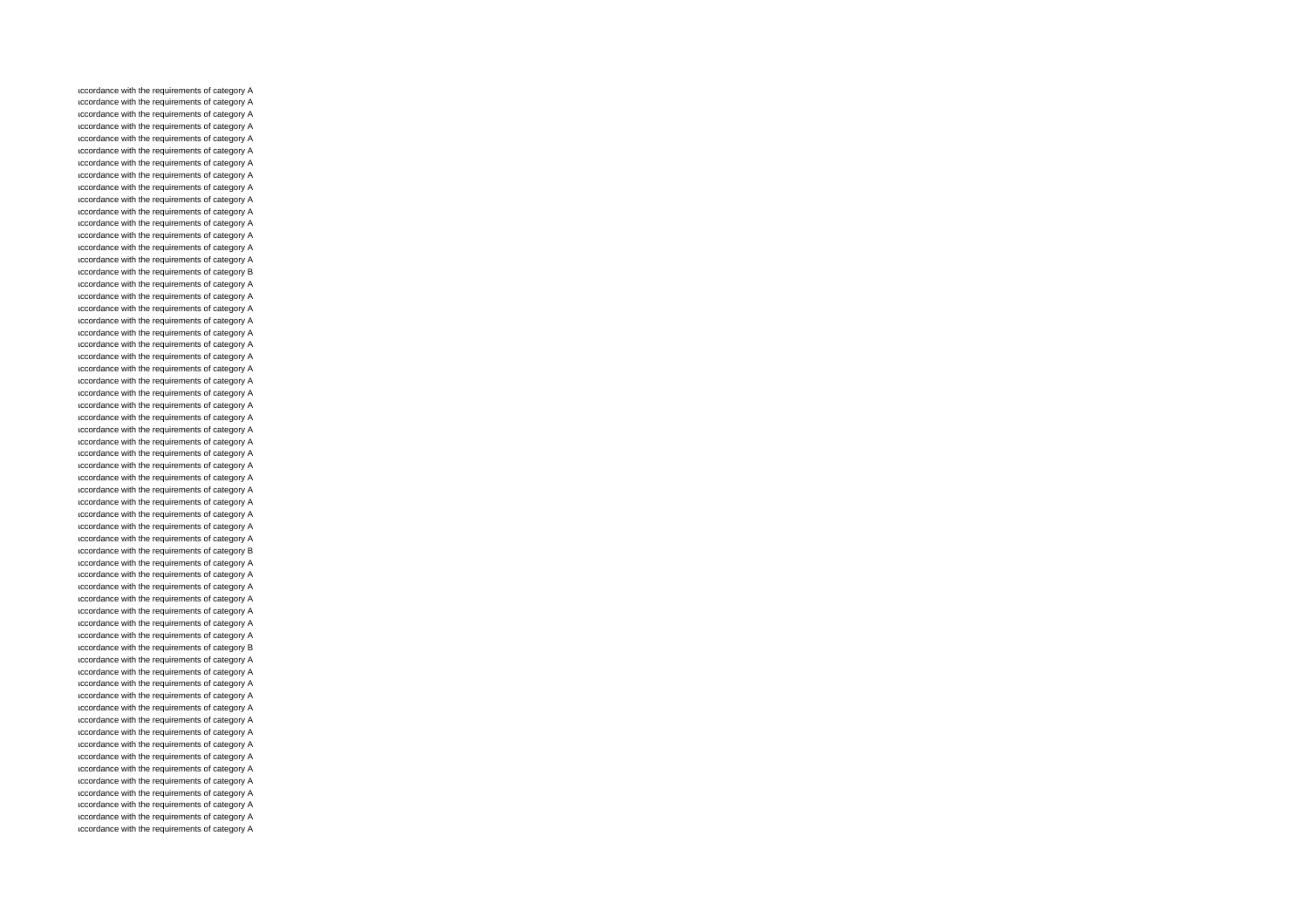ıccordance with the requirements of category A
ıccordance with the requirements of category A
ıccordance with the requirements of category A
ıccordance with the requirements of category A
ıccordance with the requirements of category A
ıccordance with the requirements of category A
ıccordance with the requirements of category A
ıccordance with the requirements of category A
ıccordance with the requirements of category A
ıccordance with the requirements of category A
ıccordance with the requirements of category A
ıccordance with the requirements of category A
ıccordance with the requirements of category A
ıccordance with the requirements of category A
ıccordance with the requirements of category A
ıccordance with the requirements of category B
ıccordance with the requirements of category A
ıccordance with the requirements of category A
ıccordance with the requirements of category A
ıccordance with the requirements of category A
ıccordance with the requirements of category A
ıccordance with the requirements of category A
ıccordance with the requirements of category A
ıccordance with the requirements of category A
ıccordance with the requirements of category A
ıccordance with the requirements of category A
ıccordance with the requirements of category A
ıccordance with the requirements of category A
ıccordance with the requirements of category A
ıccordance with the requirements of category A
ıccordance with the requirements of category A
ıccordance with the requirements of category A
ıccordance with the requirements of category A
ıccordance with the requirements of category A
ıccordance with the requirements of category A
ıccordance with the requirements of category A
ıccordance with the requirements of category A
ıccordance with the requirements of category A
ıccordance with the requirements of category B
ıccordance with the requirements of category A
ıccordance with the requirements of category A
ıccordance with the requirements of category A
ıccordance with the requirements of category A
ıccordance with the requirements of category A
ıccordance with the requirements of category A
ıccordance with the requirements of category A
ıccordance with the requirements of category B
ıccordance with the requirements of category A
ıccordance with the requirements of category A
ıccordance with the requirements of category A
ıccordance with the requirements of category A
ıccordance with the requirements of category A
ıccordance with the requirements of category A
ıccordance with the requirements of category A
ıccordance with the requirements of category A
ıccordance with the requirements of category A
ıccordance with the requirements of category A
ıccordance with the requirements of category A
ıccordance with the requirements of category A
ıccordance with the requirements of category A
ıccordance with the requirements of category A
ıccordance with the requirements of category A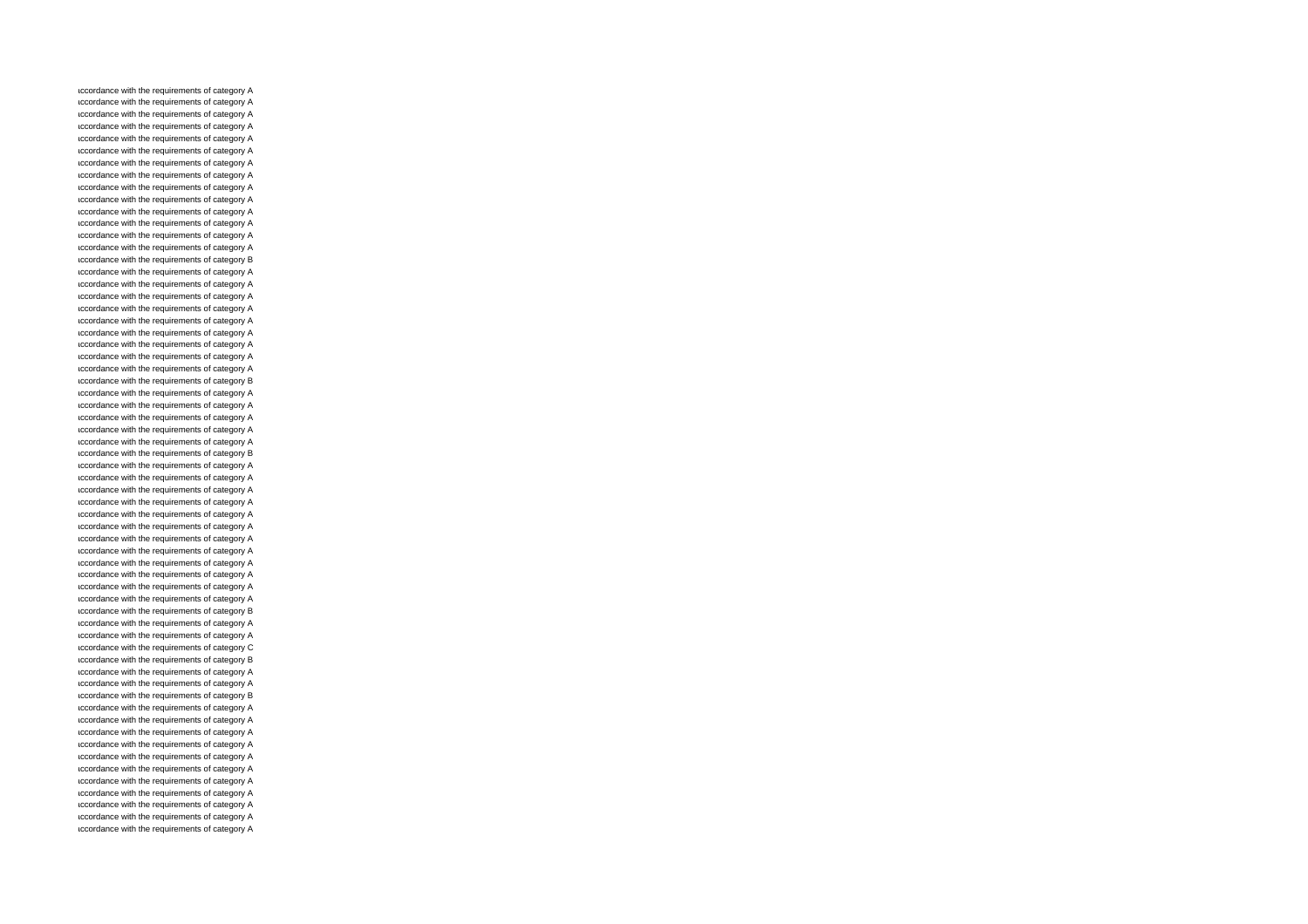ıccordance with the requirements of category A
ıccordance with the requirements of category A
ıccordance with the requirements of category A
ıccordance with the requirements of category A
ıccordance with the requirements of category A
ıccordance with the requirements of category A
ıccordance with the requirements of category A
ıccordance with the requirements of category A
ıccordance with the requirements of category A
ıccordance with the requirements of category A
ıccordance with the requirements of category A
ıccordance with the requirements of category A
ıccordance with the requirements of category A
ıccordance with the requirements of category A
ıccordance with the requirements of category B
ıccordance with the requirements of category A
ıccordance with the requirements of category A
ıccordance with the requirements of category A
ıccordance with the requirements of category A
ıccordance with the requirements of category A
ıccordance with the requirements of category A
ıccordance with the requirements of category A
ıccordance with the requirements of category A
ıccordance with the requirements of category A
ıccordance with the requirements of category B
ıccordance with the requirements of category A
ıccordance with the requirements of category A
ıccordance with the requirements of category A
ıccordance with the requirements of category A
ıccordance with the requirements of category A
ıccordance with the requirements of category B
ıccordance with the requirements of category A
ıccordance with the requirements of category A
ıccordance with the requirements of category A
ıccordance with the requirements of category A
ıccordance with the requirements of category A
ıccordance with the requirements of category A
ıccordance with the requirements of category A
ıccordance with the requirements of category A
ıccordance with the requirements of category A
ıccordance with the requirements of category A
ıccordance with the requirements of category A
ıccordance with the requirements of category A
ıccordance with the requirements of category B
ıccordance with the requirements of category A
ıccordance with the requirements of category A
ıccordance with the requirements of category C
ıccordance with the requirements of category B
ıccordance with the requirements of category A
ıccordance with the requirements of category A
ıccordance with the requirements of category B
ıccordance with the requirements of category A
ıccordance with the requirements of category A
ıccordance with the requirements of category A
ıccordance with the requirements of category A
ıccordance with the requirements of category A
ıccordance with the requirements of category A
ıccordance with the requirements of category A
ıccordance with the requirements of category A
ıccordance with the requirements of category A
ıccordance with the requirements of category A
ıccordance with the requirements of category A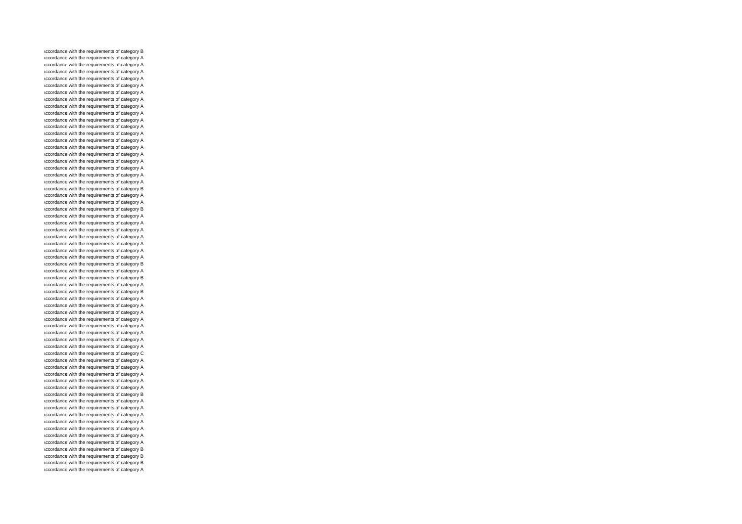ιccordance with the requirements of category B
ιccordance with the requirements of category A
ιccordance with the requirements of category A
ιccordance with the requirements of category A
ιccordance with the requirements of category A
ιccordance with the requirements of category A
ιccordance with the requirements of category A
ιccordance with the requirements of category A
ιccordance with the requirements of category A
ιccordance with the requirements of category A
ιccordance with the requirements of category A
ιccordance with the requirements of category A
ιccordance with the requirements of category A
ιccordance with the requirements of category A
ιccordance with the requirements of category A
ιccordance with the requirements of category A
ιccordance with the requirements of category A
ιccordance with the requirements of category A
ιccordance with the requirements of category A
ιccordance with the requirements of category A
ιccordance with the requirements of category B
ιccordance with the requirements of category A
ιccordance with the requirements of category A
ιccordance with the requirements of category B
ιccordance with the requirements of category A
ιccordance with the requirements of category A
ιccordance with the requirements of category A
ιccordance with the requirements of category A
ιccordance with the requirements of category A
ιccordance with the requirements of category A
ιccordance with the requirements of category A
ιccordance with the requirements of category B
ιccordance with the requirements of category A
ιccordance with the requirements of category B
ιccordance with the requirements of category A
ιccordance with the requirements of category B
ιccordance with the requirements of category A
ιccordance with the requirements of category A
ιccordance with the requirements of category A
ιccordance with the requirements of category A
ιccordance with the requirements of category A
ιccordance with the requirements of category A
ιccordance with the requirements of category A
ιccordance with the requirements of category A
ιccordance with the requirements of category C
ιccordance with the requirements of category A
ιccordance with the requirements of category A
ιccordance with the requirements of category A
ιccordance with the requirements of category A
ιccordance with the requirements of category A
ιccordance with the requirements of category B
ιccordance with the requirements of category A
ιccordance with the requirements of category A
ιccordance with the requirements of category A
ιccordance with the requirements of category A
ιccordance with the requirements of category A
ιccordance with the requirements of category A
ιccordance with the requirements of category A
ιccordance with the requirements of category B
ιccordance with the requirements of category B
ιccordance with the requirements of category B
ιccordance with the requirements of category A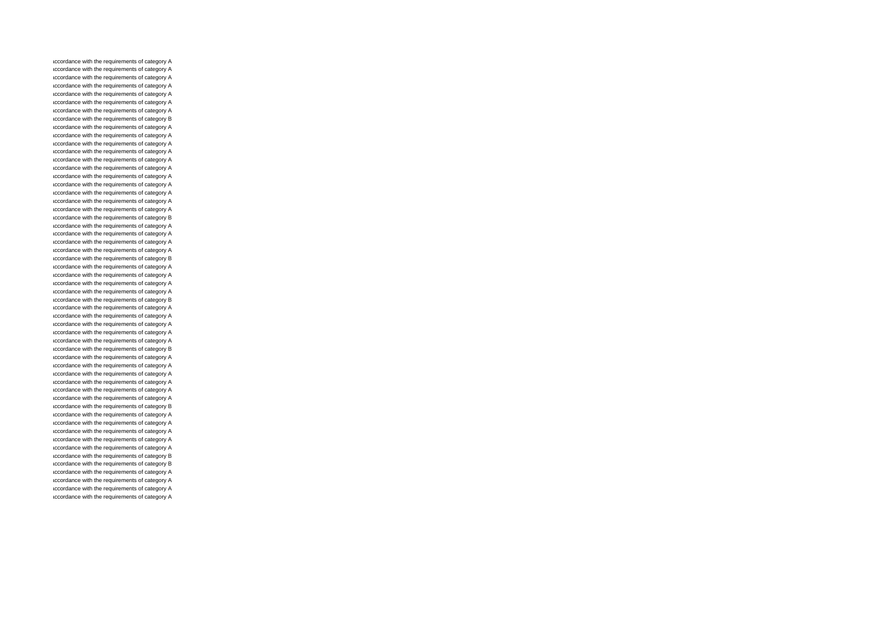ıccordance with the requirements of category A
ıccordance with the requirements of category A
ıccordance with the requirements of category A
ıccordance with the requirements of category A
ıccordance with the requirements of category A
ıccordance with the requirements of category A
ıccordance with the requirements of category A
ıccordance with the requirements of category B
ıccordance with the requirements of category A
ıccordance with the requirements of category A
ıccordance with the requirements of category A
ıccordance with the requirements of category A
ıccordance with the requirements of category A
ıccordance with the requirements of category A
ıccordance with the requirements of category A
ıccordance with the requirements of category A
ıccordance with the requirements of category A
ıccordance with the requirements of category A
ıccordance with the requirements of category A
ıccordance with the requirements of category B
ıccordance with the requirements of category A
ıccordance with the requirements of category A
ıccordance with the requirements of category A
ıccordance with the requirements of category A
ıccordance with the requirements of category B
ıccordance with the requirements of category A
ıccordance with the requirements of category A
ıccordance with the requirements of category A
ıccordance with the requirements of category A
ıccordance with the requirements of category B
ıccordance with the requirements of category A
ıccordance with the requirements of category A
ıccordance with the requirements of category A
ıccordance with the requirements of category A
ıccordance with the requirements of category A
ıccordance with the requirements of category B
ıccordance with the requirements of category A
ıccordance with the requirements of category A
ıccordance with the requirements of category A
ıccordance with the requirements of category A
ıccordance with the requirements of category A
ıccordance with the requirements of category A
ıccordance with the requirements of category B
ıccordance with the requirements of category A
ıccordance with the requirements of category A
ıccordance with the requirements of category A
ıccordance with the requirements of category A
ıccordance with the requirements of category A
ıccordance with the requirements of category B
ıccordance with the requirements of category B
ıccordance with the requirements of category A
ıccordance with the requirements of category A
ıccordance with the requirements of category A
ıccordance with the requirements of category A